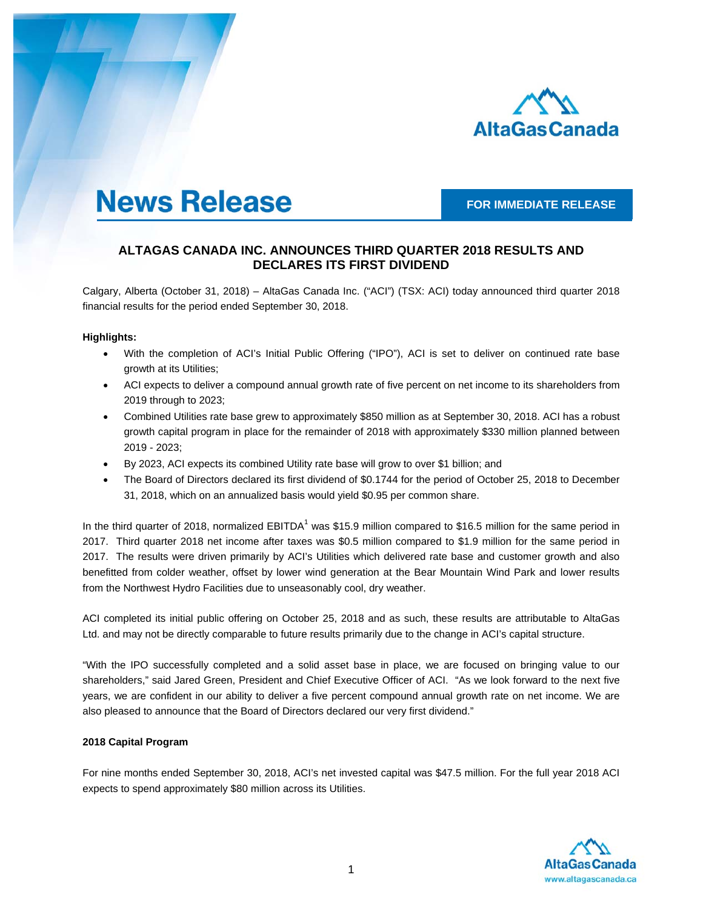# News Release

**FOR IMMEDIATE RELEASE**

## ALTAGAS CANADA INC. ANNOUNCES THIRD QUARTER 2018 RESULTS AND DECLARES ITS FIRST DIVIDEND

Calgary, Alberta (October 31, 2018) – AltaGas Canada Inc. ("ACI") (TSX: ACI) today announced third quarter 2018 financial results for the period ended September 30, 2018.

**Highlights:**

- With the completion of ACI's Initial Public Offering ("IPO"), ACI is set to deliver on continued rate base growth at its Utilities;
- ACI expects to deliver a compound annual growth rate of five percent on net income to its shareholders from 2019 through to 2023;
- Combined Utilities rate base grew to approximately $850 million as at September 30, 2018. ACI has a robust growth capital program in place for the remainder of 2018 with approximately $330 million planned between 2019 - 2023;
- By 2023, ACI expects its combined Utility rate base will grow to over $1 billion; and
- The Board of Directors declared its first dividend of $0.1744 for the period of October 25, 2018 to December 31, 2018, which on an annualized basis would yield $0.95 per common share.

In the third quarter of 2018, normalized EBITDA[1] was $15.9 million compared to $16.5 million for the same period in 2017. Third quarter 2018 net income after taxes was $0.5 million compared to $1.9 million for the same period in 2017. The results were driven primarily by ACI's Utilities which delivered rate base and customer growth and also benefitted from colder weather, offset by lower wind generation at the Bear Mountain Wind Park and lower results from the Northwest Hydro Facilities due to unseasonably cool, dry weather.

ACI completed its initial public offering on October 25, 2018 and as such, these results are attributable to AltaGas Ltd. and may not be directly comparable to future results primarily due to the change in ACI's capital structure.

"With the IPO successfully completed and a solid asset base in place, we are focused on bringing value to our shareholders," said Jared Green, President and Chief Executive Officer of ACI. "As we look forward to the next five years, we are confident in our ability to deliver a five percent compound annual growth rate on net income. We are also pleased to announce that the Board of Directors declared our very first dividend."

**2018 Capital Program**

For nine months ended September 30, 2018, ACI's net invested capital was $47.5 million. For the full year 2018 ACI expects to spend approximately $80 million across its Utilities.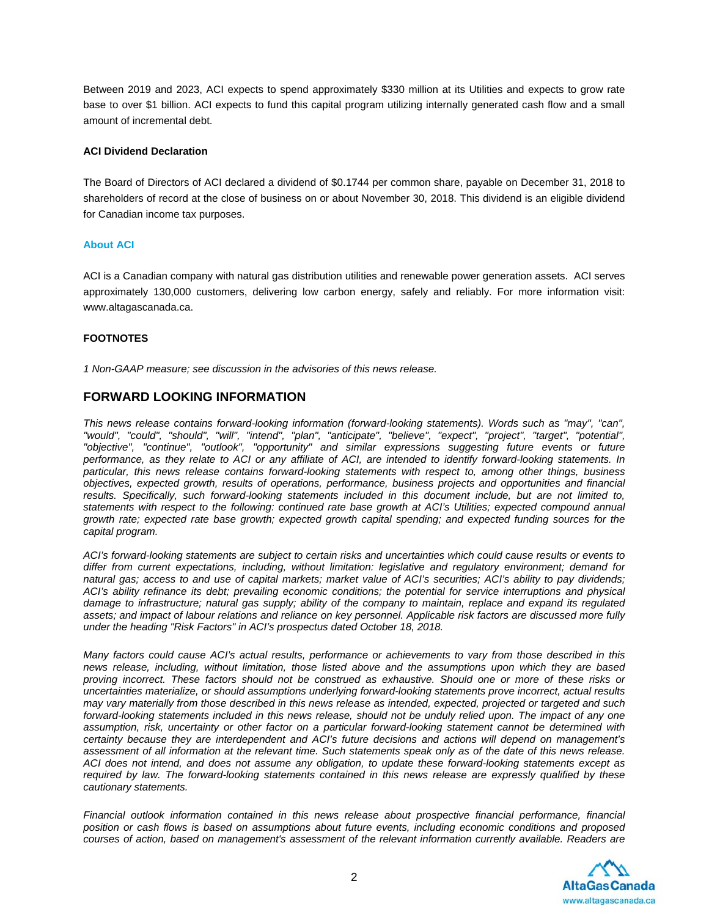Between 2019 and 2023, ACI expects to spend approximately $330 million at its Utilities and expects to grow rate base to over $1 billion. ACI expects to fund this capital program utilizing internally generated cash flow and a small amount of incremental debt.

**ACI Dividend Declaration**

The Board of Directors of ACI declared a dividend of $0.1744 per common share, payable on December 31, 2018 to shareholders of record at the close of business on or about November 30, 2018. This dividend is an eligible dividend for Canadian income tax purposes.

**About ACI**

ACI is a Canadian company with natural gas distribution utilities and renewable power generation assets. ACI serves approximately 130,000 customers, delivering low carbon energy, safely and reliably. For more information visit: www.altagascanada.ca.

**FOOTNOTES**

*1 Non-GAAP measure; see discussion in the advisories of this news release.*

## FORWARD LOOKING INFORMATION

*This news release contains forward-looking information (forward-looking statements). Words such as "may", "can", "would", "could", "should", "will", "intend", "plan", "anticipate", "believe", "expect", "project", "target", "potential", "objective", "continue", "outlook", "opportunity" and similar expressions suggesting future events or future performance, as they relate to ACI or any affiliate of ACI, are intended to identify forward-looking statements. In particular, this news release contains forward-looking statements with respect to, among other things, business objectives, expected growth, results of operations, performance, business projects and opportunities and financial results. Specifically, such forward-looking statements included in this document include, but are not limited to, statements with respect to the following: continued rate base growth at ACI's Utilities; expected compound annual growth rate; expected rate base growth; expected growth capital spending; and expected funding sources for the capital program.*

*ACI's forward-looking statements are subject to certain risks and uncertainties which could cause results or events to differ from current expectations, including, without limitation: legislative and regulatory environment; demand for natural gas; access to and use of capital markets; market value of ACI's securities; ACI's ability to pay dividends; ACI's ability refinance its debt; prevailing economic conditions; the potential for service interruptions and physical damage to infrastructure; natural gas supply; ability of the company to maintain, replace and expand its regulated assets; and impact of labour relations and reliance on key personnel. Applicable risk factors are discussed more fully under the heading "Risk Factors" in ACI's prospectus dated October 18, 2018.*

*Many factors could cause ACI's actual results, performance or achievements to vary from those described in this news release, including, without limitation, those listed above and the assumptions upon which they are based proving incorrect. These factors should not be construed as exhaustive. Should one or more of these risks or uncertainties materialize, or should assumptions underlying forward-looking statements prove incorrect, actual results may vary materially from those described in this news release as intended, expected, projected or targeted and such forward-looking statements included in this news release, should not be unduly relied upon. The impact of any one assumption, risk, uncertainty or other factor on a particular forward-looking statement cannot be determined with certainty because they are interdependent and ACI's future decisions and actions will depend on management's assessment of all information at the relevant time. Such statements speak only as of the date of this news release. ACI does not intend, and does not assume any obligation, to update these forward-looking statements except as required by law. The forward-looking statements contained in this news release are expressly qualified by these cautionary statements.*

*Financial outlook information contained in this news release about prospective financial performance, financial position or cash flows is based on assumptions about future events, including economic conditions and proposed courses of action, based on management's assessment of the relevant information currently available. Readers are*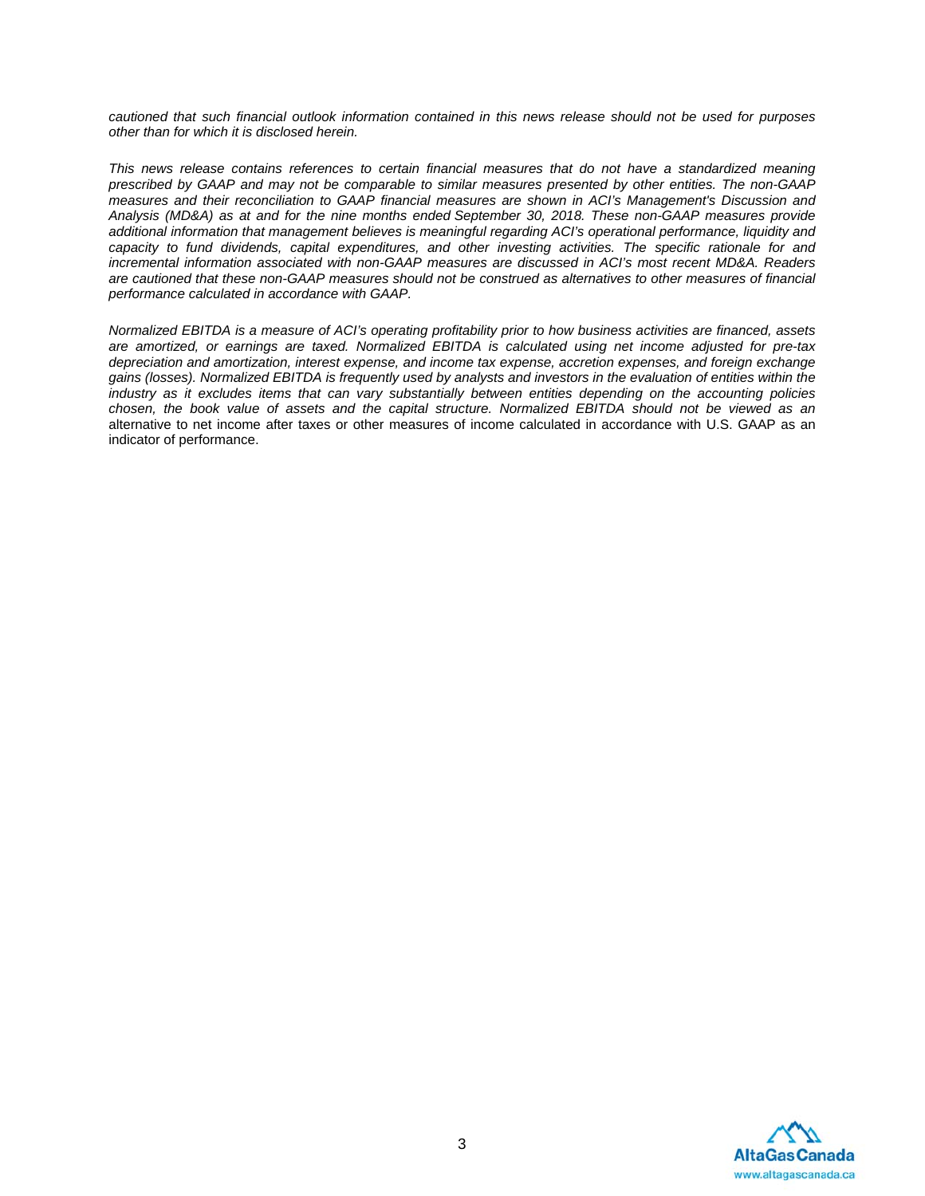*cautioned that such financial outlook information contained in this news release should not be used for purposes other than for which it is disclosed herein.*

*This news release contains references to certain financial measures that do not have a standardized meaning prescribed by GAAP and may not be comparable to similar measures presented by other entities. The non-GAAP measures and their reconciliation to GAAP financial measures are shown in ACI's Management's Discussion and Analysis (MD&A) as at and for the nine months ended September 30, 2018. These non-GAAP measures provide additional information that management believes is meaningful regarding ACI's operational performance, liquidity and capacity to fund dividends, capital expenditures, and other investing activities. The specific rationale for and incremental information associated with non-GAAP measures are discussed in ACI's most recent MD&A. Readers are cautioned that these non-GAAP measures should not be construed as alternatives to other measures of financial performance calculated in accordance with GAAP.*

*Normalized EBITDA is a measure of ACI's operating profitability prior to how business activities are financed, assets are amortized, or earnings are taxed. Normalized EBITDA is calculated using net income adjusted for pre-tax depreciation and amortization, interest expense, and income tax expense, accretion expenses, and foreign exchange gains (losses). Normalized EBITDA is frequently used by analysts and investors in the evaluation of entities within the industry as it excludes items that can vary substantially between entities depending on the accounting policies chosen, the book value of assets and the capital structure. Normalized EBITDA should not be viewed as an* alternative to net income after taxes or other measures of income calculated in accordance with U.S. GAAP as an indicator of performance.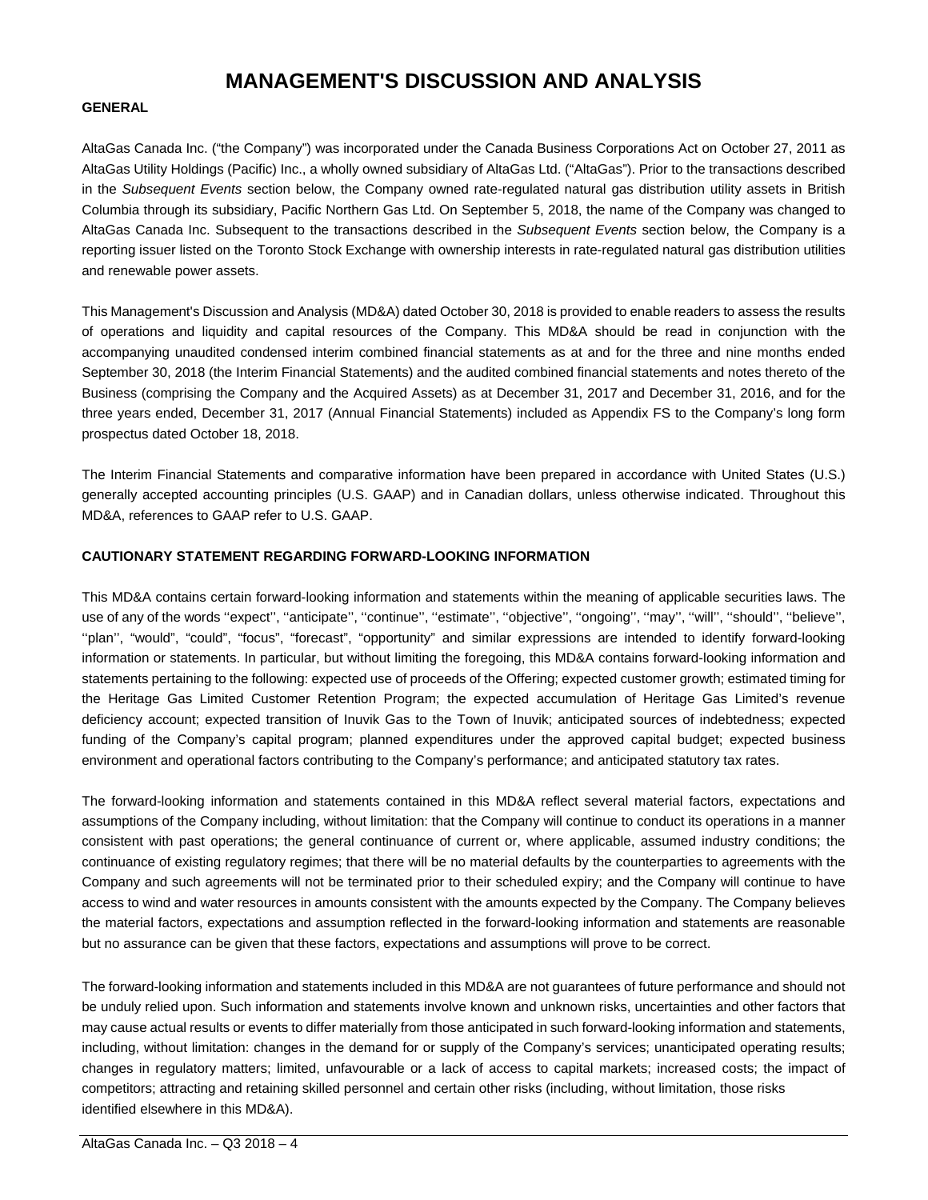# MANAGEMENT'S DISCUSSION AND ANALYSIS

**GENERAL**

AltaGas Canada Inc. ("the Company") was incorporated under the Canada Business Corporations Act on October 27, 2011 as AltaGas Utility Holdings (Pacific) Inc., a wholly owned subsidiary of AltaGas Ltd. ("AltaGas"). Prior to the transactions described in the *Subsequent Events* section below, the Company owned rate-regulated natural gas distribution utility assets in British Columbia through its subsidiary, Pacific Northern Gas Ltd. On September 5, 2018, the name of the Company was changed to AltaGas Canada Inc. Subsequent to the transactions described in the *Subsequent Events* section below, the Company is a reporting issuer listed on the Toronto Stock Exchange with ownership interests in rate-regulated natural gas distribution utilities and renewable power assets.

This Management's Discussion and Analysis (MD&A) dated October 30, 2018 is provided to enable readers to assess the results of operations and liquidity and capital resources of the Company. This MD&A should be read in conjunction with the accompanying unaudited condensed interim combined financial statements as at and for the three and nine months ended September 30, 2018 (the Interim Financial Statements) and the audited combined financial statements and notes thereto of the Business (comprising the Company and the Acquired Assets) as at December 31, 2017 and December 31, 2016, and for the three years ended, December 31, 2017 (Annual Financial Statements) included as Appendix FS to the Company's long form prospectus dated October 18, 2018.

The Interim Financial Statements and comparative information have been prepared in accordance with United States (U.S.) generally accepted accounting principles (U.S. GAAP) and in Canadian dollars, unless otherwise indicated. Throughout this MD&A, references to GAAP refer to U.S. GAAP.

**CAUTIONARY STATEMENT REGARDING FORWARD-LOOKING INFORMATION**

This MD&A contains certain forward-looking information and statements within the meaning of applicable securities laws. The use of any of the words ''expect'', ''anticipate'', ''continue'', ''estimate'', ''objective'', ''ongoing'', ''may'', ''will'', ''should'', ''believe'', ''plan'', "would", "could", "focus", "forecast", "opportunity" and similar expressions are intended to identify forward-looking information or statements. In particular, but without limiting the foregoing, this MD&A contains forward-looking information and statements pertaining to the following: expected use of proceeds of the Offering; expected customer growth; estimated timing for the Heritage Gas Limited Customer Retention Program; the expected accumulation of Heritage Gas Limited's revenue deficiency account; expected transition of Inuvik Gas to the Town of Inuvik; anticipated sources of indebtedness; expected funding of the Company's capital program; planned expenditures under the approved capital budget; expected business environment and operational factors contributing to the Company's performance; and anticipated statutory tax rates.

The forward-looking information and statements contained in this MD&A reflect several material factors, expectations and assumptions of the Company including, without limitation: that the Company will continue to conduct its operations in a manner consistent with past operations; the general continuance of current or, where applicable, assumed industry conditions; the continuance of existing regulatory regimes; that there will be no material defaults by the counterparties to agreements with the Company and such agreements will not be terminated prior to their scheduled expiry; and the Company will continue to have access to wind and water resources in amounts consistent with the amounts expected by the Company. The Company believes the material factors, expectations and assumption reflected in the forward-looking information and statements are reasonable but no assurance can be given that these factors, expectations and assumptions will prove to be correct.

The forward-looking information and statements included in this MD&A are not guarantees of future performance and should not be unduly relied upon. Such information and statements involve known and unknown risks, uncertainties and other factors that may cause actual results or events to differ materially from those anticipated in such forward-looking information and statements, including, without limitation: changes in the demand for or supply of the Company's services; unanticipated operating results; changes in regulatory matters; limited, unfavourable or a lack of access to capital markets; increased costs; the impact of competitors; attracting and retaining skilled personnel and certain other risks (including, without limitation, those risks identified elsewhere in this MD&A).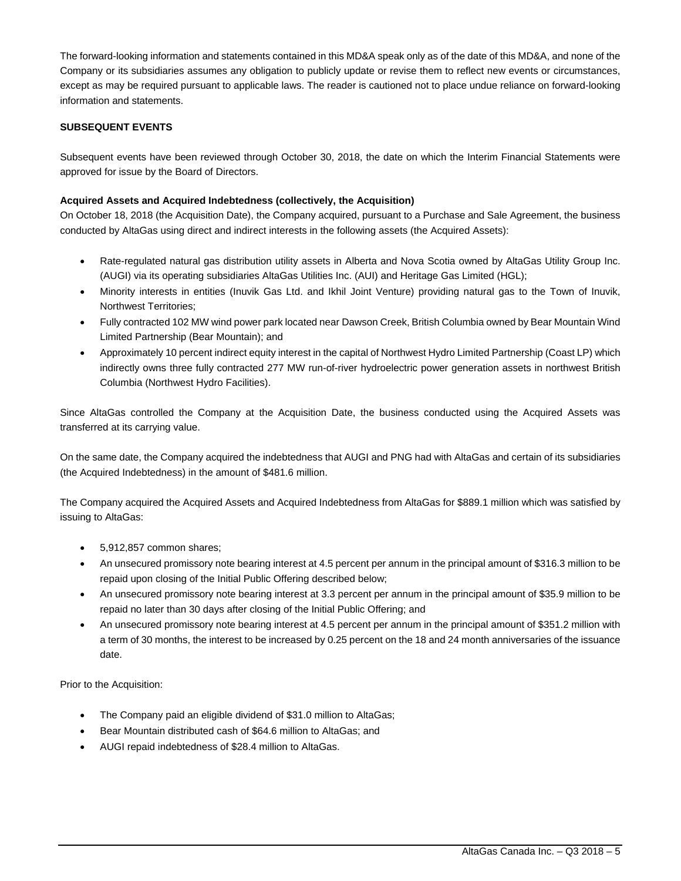The forward-looking information and statements contained in this MD&A speak only as of the date of this MD&A, and none of the Company or its subsidiaries assumes any obligation to publicly update or revise them to reflect new events or circumstances, except as may be required pursuant to applicable laws. The reader is cautioned not to place undue reliance on forward-looking information and statements.

## SUBSEQUENT EVENTS

Subsequent events have been reviewed through October 30, 2018, the date on which the Interim Financial Statements were approved for issue by the Board of Directors.

### Acquired Assets and Acquired Indebtedness (collectively, the Acquisition)

On October 18, 2018 (the Acquisition Date), the Company acquired, pursuant to a Purchase and Sale Agreement, the business conducted by AltaGas using direct and indirect interests in the following assets (the Acquired Assets):

- Rate-regulated natural gas distribution utility assets in Alberta and Nova Scotia owned by AltaGas Utility Group Inc. (AUGI) via its operating subsidiaries AltaGas Utilities Inc. (AUI) and Heritage Gas Limited (HGL);
- Minority interests in entities (Inuvik Gas Ltd. and Ikhil Joint Venture) providing natural gas to the Town of Inuvik, Northwest Territories;
- Fully contracted 102 MW wind power park located near Dawson Creek, British Columbia owned by Bear Mountain Wind Limited Partnership (Bear Mountain); and
- Approximately 10 percent indirect equity interest in the capital of Northwest Hydro Limited Partnership (Coast LP) which indirectly owns three fully contracted 277 MW run-of-river hydroelectric power generation assets in northwest British Columbia (Northwest Hydro Facilities).

Since AltaGas controlled the Company at the Acquisition Date, the business conducted using the Acquired Assets was transferred at its carrying value.

On the same date, the Company acquired the indebtedness that AUGI and PNG had with AltaGas and certain of its subsidiaries (the Acquired Indebtedness) in the amount of $481.6 million.

The Company acquired the Acquired Assets and Acquired Indebtedness from AltaGas for $889.1 million which was satisfied by issuing to AltaGas:

- 5,912,857 common shares;
- An unsecured promissory note bearing interest at 4.5 percent per annum in the principal amount of $316.3 million to be repaid upon closing of the Initial Public Offering described below;
- An unsecured promissory note bearing interest at 3.3 percent per annum in the principal amount of $35.9 million to be repaid no later than 30 days after closing of the Initial Public Offering; and
- An unsecured promissory note bearing interest at 4.5 percent per annum in the principal amount of $351.2 million with a term of 30 months, the interest to be increased by 0.25 percent on the 18 and 24 month anniversaries of the issuance date.

Prior to the Acquisition:

- The Company paid an eligible dividend of $31.0 million to AltaGas;
- Bear Mountain distributed cash of $64.6 million to AltaGas; and
- AUGI repaid indebtedness of $28.4 million to AltaGas.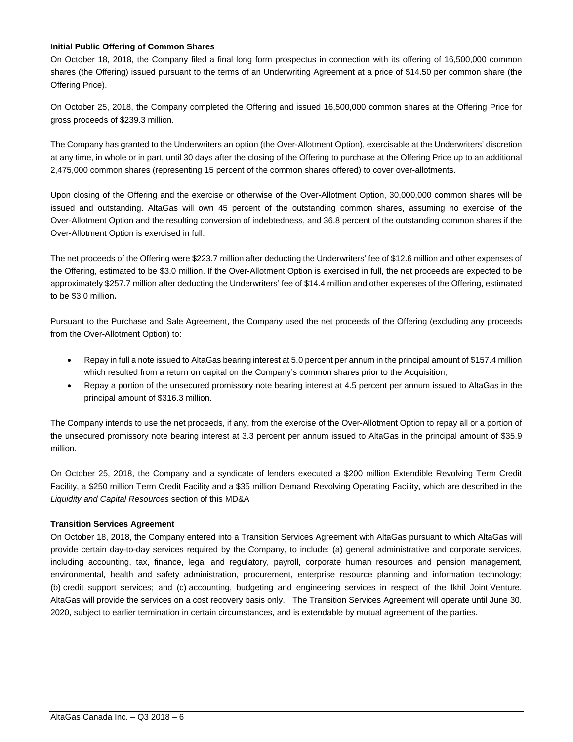**Initial Public Offering of Common Shares**

On October 18, 2018, the Company filed a final long form prospectus in connection with its offering of 16,500,000 common shares (the Offering) issued pursuant to the terms of an Underwriting Agreement at a price of $14.50 per common share (the Offering Price).

On October 25, 2018, the Company completed the Offering and issued 16,500,000 common shares at the Offering Price for gross proceeds of $239.3 million.

The Company has granted to the Underwriters an option (the Over-Allotment Option), exercisable at the Underwriters' discretion at any time, in whole or in part, until 30 days after the closing of the Offering to purchase at the Offering Price up to an additional 2,475,000 common shares (representing 15 percent of the common shares offered) to cover over-allotments.

Upon closing of the Offering and the exercise or otherwise of the Over-Allotment Option, 30,000,000 common shares will be issued and outstanding. AltaGas will own 45 percent of the outstanding common shares, assuming no exercise of the Over-Allotment Option and the resulting conversion of indebtedness, and 36.8 percent of the outstanding common shares if the Over-Allotment Option is exercised in full.

The net proceeds of the Offering were $223.7 million after deducting the Underwriters' fee of $12.6 million and other expenses of the Offering, estimated to be $3.0 million. If the Over-Allotment Option is exercised in full, the net proceeds are expected to be approximately $257.7 million after deducting the Underwriters' fee of $14.4 million and other expenses of the Offering, estimated to be $3.0 million**.**

Pursuant to the Purchase and Sale Agreement, the Company used the net proceeds of the Offering (excluding any proceeds from the Over-Allotment Option) to:

- Repay in full a note issued to AltaGas bearing interest at 5.0 percent per annum in the principal amount of $157.4 million which resulted from a return on capital on the Company's common shares prior to the Acquisition;
- Repay a portion of the unsecured promissory note bearing interest at 4.5 percent per annum issued to AltaGas in the principal amount of $316.3 million.

The Company intends to use the net proceeds, if any, from the exercise of the Over-Allotment Option to repay all or a portion of the unsecured promissory note bearing interest at 3.3 percent per annum issued to AltaGas in the principal amount of $35.9 million.

On October 25, 2018, the Company and a syndicate of lenders executed a $200 million Extendible Revolving Term Credit Facility, a $250 million Term Credit Facility and a $35 million Demand Revolving Operating Facility, which are described in the *Liquidity and Capital Resources* section of this MD&A

**Transition Services Agreement**

On October 18, 2018, the Company entered into a Transition Services Agreement with AltaGas pursuant to which AltaGas will provide certain day-to-day services required by the Company, to include: (a) general administrative and corporate services, including accounting, tax, finance, legal and regulatory, payroll, corporate human resources and pension management, environmental, health and safety administration, procurement, enterprise resource planning and information technology; (b) credit support services; and (c) accounting, budgeting and engineering services in respect of the Ikhil Joint Venture. AltaGas will provide the services on a cost recovery basis only. The Transition Services Agreement will operate until June 30, 2020, subject to earlier termination in certain circumstances, and is extendable by mutual agreement of the parties.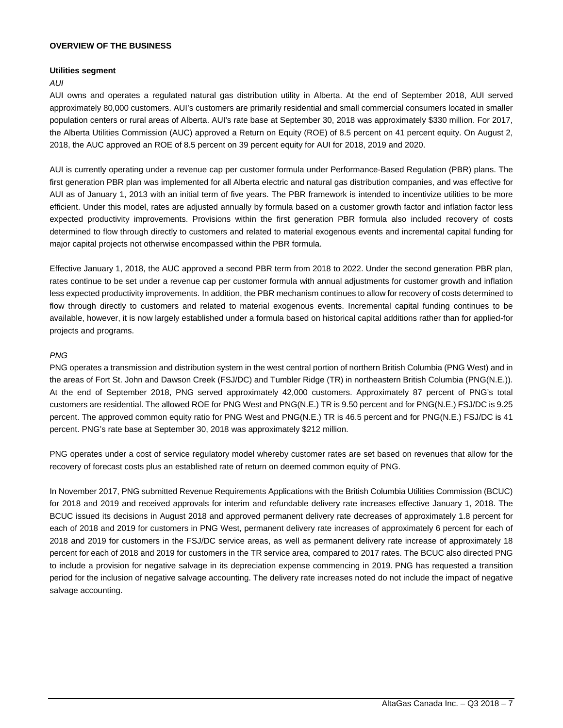## OVERVIEW OF THE BUSINESS

### Utilities segment

*AUI*

AUI owns and operates a regulated natural gas distribution utility in Alberta. At the end of September 2018, AUI served approximately 80,000 customers. AUI's customers are primarily residential and small commercial consumers located in smaller population centers or rural areas of Alberta. AUI's rate base at September 30, 2018 was approximately $330 million. For 2017, the Alberta Utilities Commission (AUC) approved a Return on Equity (ROE) of 8.5 percent on 41 percent equity. On August 2, 2018, the AUC approved an ROE of 8.5 percent on 39 percent equity for AUI for 2018, 2019 and 2020.

AUI is currently operating under a revenue cap per customer formula under Performance-Based Regulation (PBR) plans. The first generation PBR plan was implemented for all Alberta electric and natural gas distribution companies, and was effective for AUI as of January 1, 2013 with an initial term of five years. The PBR framework is intended to incentivize utilities to be more efficient. Under this model, rates are adjusted annually by formula based on a customer growth factor and inflation factor less expected productivity improvements. Provisions within the first generation PBR formula also included recovery of costs determined to flow through directly to customers and related to material exogenous events and incremental capital funding for major capital projects not otherwise encompassed within the PBR formula.

Effective January 1, 2018, the AUC approved a second PBR term from 2018 to 2022. Under the second generation PBR plan, rates continue to be set under a revenue cap per customer formula with annual adjustments for customer growth and inflation less expected productivity improvements. In addition, the PBR mechanism continues to allow for recovery of costs determined to flow through directly to customers and related to material exogenous events. Incremental capital funding continues to be available, however, it is now largely established under a formula based on historical capital additions rather than for applied-for projects and programs.

*PNG*

PNG operates a transmission and distribution system in the west central portion of northern British Columbia (PNG West) and in the areas of Fort St. John and Dawson Creek (FSJ/DC) and Tumbler Ridge (TR) in northeastern British Columbia (PNG(N.E.)). At the end of September 2018, PNG served approximately 42,000 customers. Approximately 87 percent of PNG's total customers are residential. The allowed ROE for PNG West and PNG(N.E.) TR is 9.50 percent and for PNG(N.E.) FSJ/DC is 9.25 percent. The approved common equity ratio for PNG West and PNG(N.E.) TR is 46.5 percent and for PNG(N.E.) FSJ/DC is 41 percent. PNG's rate base at September 30, 2018 was approximately $212 million.

PNG operates under a cost of service regulatory model whereby customer rates are set based on revenues that allow for the recovery of forecast costs plus an established rate of return on deemed common equity of PNG.

In November 2017, PNG submitted Revenue Requirements Applications with the British Columbia Utilities Commission (BCUC) for 2018 and 2019 and received approvals for interim and refundable delivery rate increases effective January 1, 2018. The BCUC issued its decisions in August 2018 and approved permanent delivery rate decreases of approximately 1.8 percent for each of 2018 and 2019 for customers in PNG West, permanent delivery rate increases of approximately 6 percent for each of 2018 and 2019 for customers in the FSJ/DC service areas, as well as permanent delivery rate increase of approximately 18 percent for each of 2018 and 2019 for customers in the TR service area, compared to 2017 rates. The BCUC also directed PNG to include a provision for negative salvage in its depreciation expense commencing in 2019. PNG has requested a transition period for the inclusion of negative salvage accounting. The delivery rate increases noted do not include the impact of negative salvage accounting.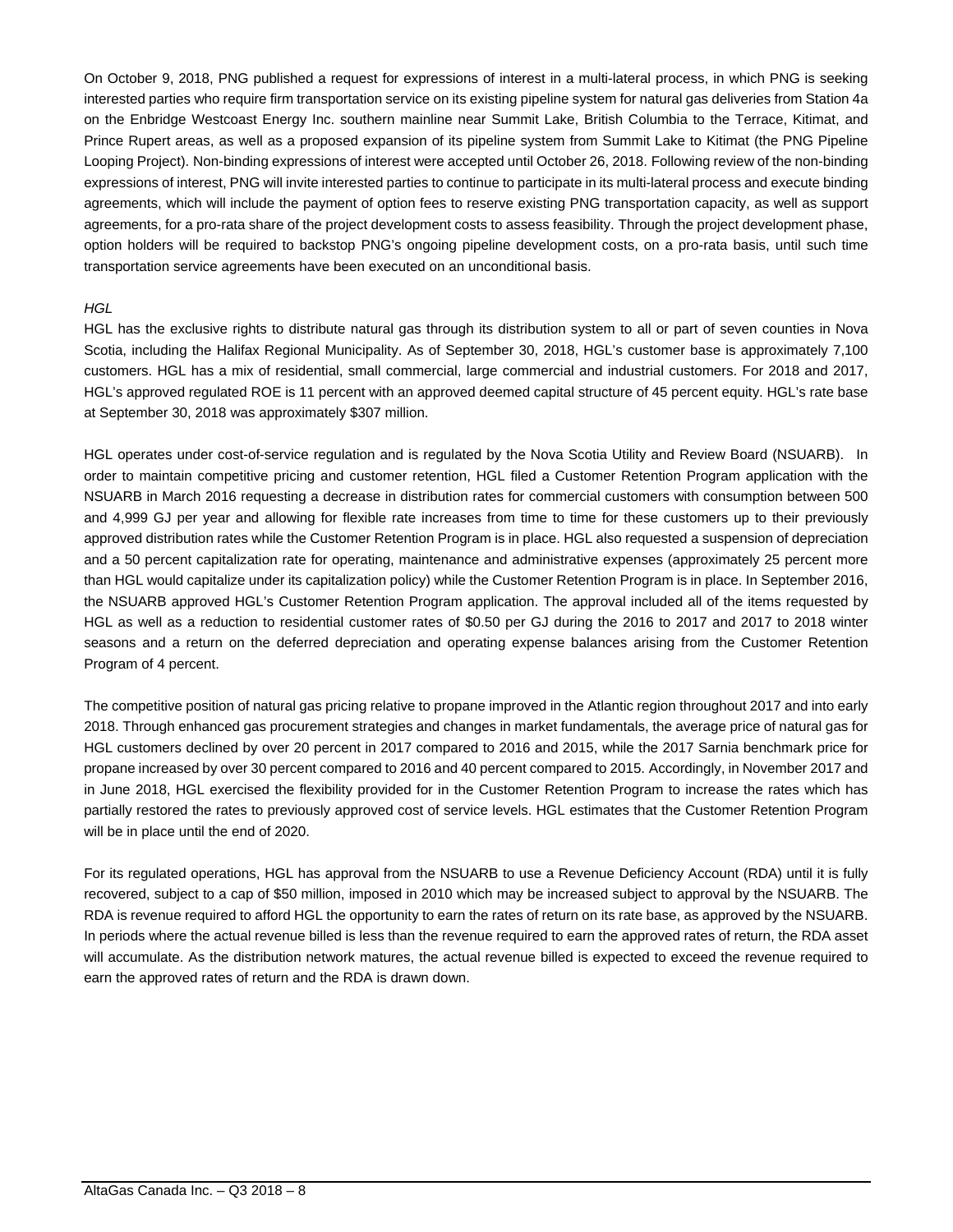On October 9, 2018, PNG published a request for expressions of interest in a multi-lateral process, in which PNG is seeking interested parties who require firm transportation service on its existing pipeline system for natural gas deliveries from Station 4a on the Enbridge Westcoast Energy Inc. southern mainline near Summit Lake, British Columbia to the Terrace, Kitimat, and Prince Rupert areas, as well as a proposed expansion of its pipeline system from Summit Lake to Kitimat (the PNG Pipeline Looping Project). Non-binding expressions of interest were accepted until October 26, 2018. Following review of the non-binding expressions of interest, PNG will invite interested parties to continue to participate in its multi-lateral process and execute binding agreements, which will include the payment of option fees to reserve existing PNG transportation capacity, as well as support agreements, for a pro-rata share of the project development costs to assess feasibility. Through the project development phase, option holders will be required to backstop PNG's ongoing pipeline development costs, on a pro-rata basis, until such time transportation service agreements have been executed on an unconditional basis.

*HGL*

HGL has the exclusive rights to distribute natural gas through its distribution system to all or part of seven counties in Nova Scotia, including the Halifax Regional Municipality. As of September 30, 2018, HGL's customer base is approximately 7,100 customers. HGL has a mix of residential, small commercial, large commercial and industrial customers. For 2018 and 2017, HGL's approved regulated ROE is 11 percent with an approved deemed capital structure of 45 percent equity. HGL's rate base at September 30, 2018 was approximately $307 million.

HGL operates under cost-of-service regulation and is regulated by the Nova Scotia Utility and Review Board (NSUARB). In order to maintain competitive pricing and customer retention, HGL filed a Customer Retention Program application with the NSUARB in March 2016 requesting a decrease in distribution rates for commercial customers with consumption between 500 and 4,999 GJ per year and allowing for flexible rate increases from time to time for these customers up to their previously approved distribution rates while the Customer Retention Program is in place. HGL also requested a suspension of depreciation and a 50 percent capitalization rate for operating, maintenance and administrative expenses (approximately 25 percent more than HGL would capitalize under its capitalization policy) while the Customer Retention Program is in place. In September 2016, the NSUARB approved HGL's Customer Retention Program application. The approval included all of the items requested by HGL as well as a reduction to residential customer rates of $0.50 per GJ during the 2016 to 2017 and 2017 to 2018 winter seasons and a return on the deferred depreciation and operating expense balances arising from the Customer Retention Program of 4 percent.

The competitive position of natural gas pricing relative to propane improved in the Atlantic region throughout 2017 and into early 2018. Through enhanced gas procurement strategies and changes in market fundamentals, the average price of natural gas for HGL customers declined by over 20 percent in 2017 compared to 2016 and 2015, while the 2017 Sarnia benchmark price for propane increased by over 30 percent compared to 2016 and 40 percent compared to 2015. Accordingly, in November 2017 and in June 2018, HGL exercised the flexibility provided for in the Customer Retention Program to increase the rates which has partially restored the rates to previously approved cost of service levels. HGL estimates that the Customer Retention Program will be in place until the end of 2020.

For its regulated operations, HGL has approval from the NSUARB to use a Revenue Deficiency Account (RDA) until it is fully recovered, subject to a cap of $50 million, imposed in 2010 which may be increased subject to approval by the NSUARB. The RDA is revenue required to afford HGL the opportunity to earn the rates of return on its rate base, as approved by the NSUARB. In periods where the actual revenue billed is less than the revenue required to earn the approved rates of return, the RDA asset will accumulate. As the distribution network matures, the actual revenue billed is expected to exceed the revenue required to earn the approved rates of return and the RDA is drawn down.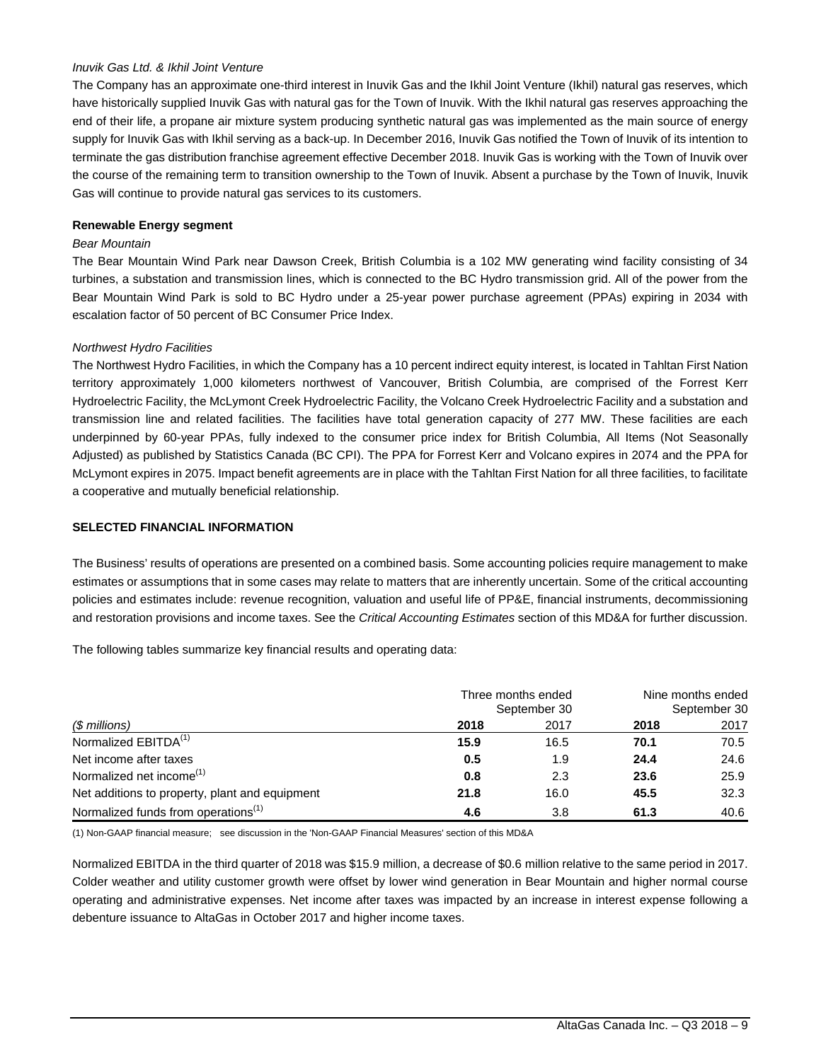*Inuvik Gas Ltd. & Ikhil Joint Venture*

The Company has an approximate one-third interest in Inuvik Gas and the Ikhil Joint Venture (Ikhil) natural gas reserves, which have historically supplied Inuvik Gas with natural gas for the Town of Inuvik. With the Ikhil natural gas reserves approaching the end of their life, a propane air mixture system producing synthetic natural gas was implemented as the main source of energy supply for Inuvik Gas with Ikhil serving as a back-up. In December 2016, Inuvik Gas notified the Town of Inuvik of its intention to terminate the gas distribution franchise agreement effective December 2018. Inuvik Gas is working with the Town of Inuvik over the course of the remaining term to transition ownership to the Town of Inuvik. Absent a purchase by the Town of Inuvik, Inuvik Gas will continue to provide natural gas services to its customers.

**Renewable Energy segment**

*Bear Mountain*

The Bear Mountain Wind Park near Dawson Creek, British Columbia is a 102 MW generating wind facility consisting of 34 turbines, a substation and transmission lines, which is connected to the BC Hydro transmission grid. All of the power from the Bear Mountain Wind Park is sold to BC Hydro under a 25-year power purchase agreement (PPAs) expiring in 2034 with escalation factor of 50 percent of BC Consumer Price Index.

*Northwest Hydro Facilities*

The Northwest Hydro Facilities, in which the Company has a 10 percent indirect equity interest, is located in Tahltan First Nation territory approximately 1,000 kilometers northwest of Vancouver, British Columbia, are comprised of the Forrest Kerr Hydroelectric Facility, the McLymont Creek Hydroelectric Facility, the Volcano Creek Hydroelectric Facility and a substation and transmission line and related facilities. The facilities have total generation capacity of 277 MW. These facilities are each underpinned by 60-year PPAs, fully indexed to the consumer price index for British Columbia, All Items (Not Seasonally Adjusted) as published by Statistics Canada (BC CPI). The PPA for Forrest Kerr and Volcano expires in 2074 and the PPA for McLymont expires in 2075. Impact benefit agreements are in place with the Tahltan First Nation for all three facilities, to facilitate a cooperative and mutually beneficial relationship.

## SELECTED FINANCIAL INFORMATION

The Business' results of operations are presented on a combined basis. Some accounting policies require management to make estimates or assumptions that in some cases may relate to matters that are inherently uncertain. Some of the critical accounting policies and estimates include: revenue recognition, valuation and useful life of PP&E, financial instruments, decommissioning and restoration provisions and income taxes. See the *Critical Accounting Estimates* section of this MD&A for further discussion.

The following tables summarize key financial results and operating data:

| | Three months ended September 30 | | Nine months ended September 30 | |
|---|---|---|---|---|
| *($ millions)* | **2018** | 2017 | **2018** | 2017 |
| Normalized EBITDA[(1)] | **15.9** | 16.5 | **70.1** | 70.5 |
| Net income after taxes | **0.5** | 1.9 | **24.4** | 24.6 |
| Normalized net income[(1)] | **0.8** | 2.3 | **23.6** | 25.9 |
| Net additions to property, plant and equipment | **21.8** | 16.0 | **45.5** | 32.3 |
| Normalized funds from operations[(1)] | **4.6** | 3.8 | **61.3** | 40.6 |

(1) Non-GAAP financial measure; see discussion in the 'Non-GAAP Financial Measures' section of this MD&A

Normalized EBITDA in the third quarter of 2018 was $15.9 million, a decrease of $0.6 million relative to the same period in 2017. Colder weather and utility customer growth were offset by lower wind generation in Bear Mountain and higher normal course operating and administrative expenses. Net income after taxes was impacted by an increase in interest expense following a debenture issuance to AltaGas in October 2017 and higher income taxes.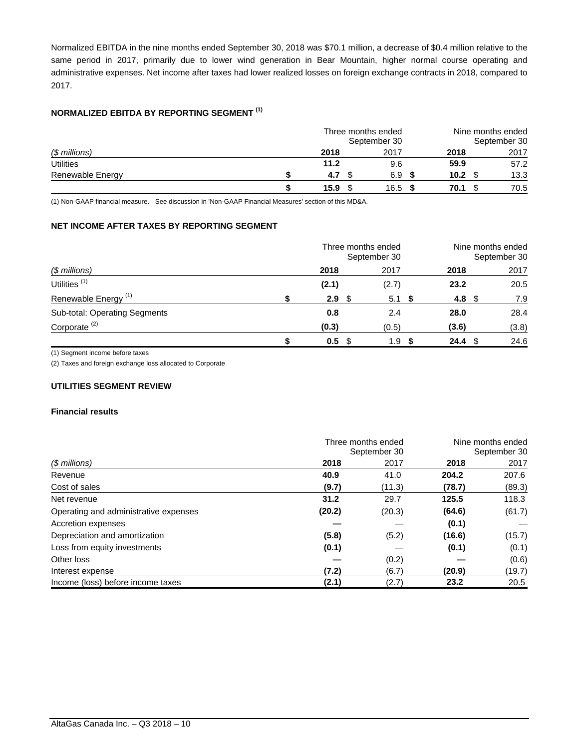Normalized EBITDA in the nine months ended September 30, 2018 was $70.1 million, a decrease of $0.4 million relative to the same period in 2017, primarily due to lower wind generation in Bear Mountain, higher normal course operating and administrative expenses. Net income after taxes had lower realized losses on foreign exchange contracts in 2018, compared to 2017.

### NORMALIZED EBITDA BY REPORTING SEGMENT [1]

| | Three months ended September 30 | | Nine months ended September 30 | |
|---|---|---|---|---|
| *($ millions)* | **2018** | 2017 | **2018** | 2017 |
| Utilities | **11.2** | 9.6 | **59.9** | 57.2 |
| Renewable Energy | **$ 4.7** | $ 6.9 | **$ 10.2** | $ 13.3 |
| | **$ 15.9** | $ 16.5 | **$ 70.1** | $ 70.5 |

(1) Non-GAAP financial measure. See discussion in 'Non-GAAP Financial Measures' section of this MD&A.

### NET INCOME AFTER TAXES BY REPORTING SEGMENT

| | Three months ended September 30 | | Nine months ended September 30 | |
|---|---|---|---|---|
| *($ millions)* | **2018** | 2017 | **2018** | 2017 |
| Utilities [1] | **(2.1)** | (2.7) | **23.2** | 20.5 |
| Renewable Energy [1] | **$ 2.9** | $ 5.1 | **$ 4.8** | $ 7.9 |
| Sub-total: Operating Segments | **0.8** | 2.4 | **28.0** | 28.4 |
| Corporate [2] | **(0.3)** | (0.5) | **(3.6)** | (3.8) |
| | **$ 0.5** | $ 1.9 | **$ 24.4** | $ 24.6 |

(1) Segment income before taxes

(2) Taxes and foreign exchange loss allocated to Corporate

### UTILITIES SEGMENT REVIEW

#### Financial results

| | Three months ended September 30 | | Nine months ended September 30 | |
|---|---|---|---|---|
| *($ millions)* | **2018** | 2017 | **2018** | 2017 |
| Revenue | **40.9** | 41.0 | **204.2** | 207.6 |
| Cost of sales | **(9.7)** | (11.3) | **(78.7)** | (89.3) |
| Net revenue | **31.2** | 29.7 | **125.5** | 118.3 |
| Operating and administrative expenses | **(20.2)** | (20.3) | **(64.6)** | (61.7) |
| Accretion expenses | **—** | — | **(0.1)** | — |
| Depreciation and amortization | **(5.8)** | (5.2) | **(16.6)** | (15.7) |
| Loss from equity investments | **(0.1)** | — | **(0.1)** | (0.1) |
| Other loss | **—** | (0.2) | **—** | (0.6) |
| Interest expense | **(7.2)** | (6.7) | **(20.9)** | (19.7) |
| Income (loss) before income taxes | **(2.1)** | (2.7) | **23.2** | 20.5 |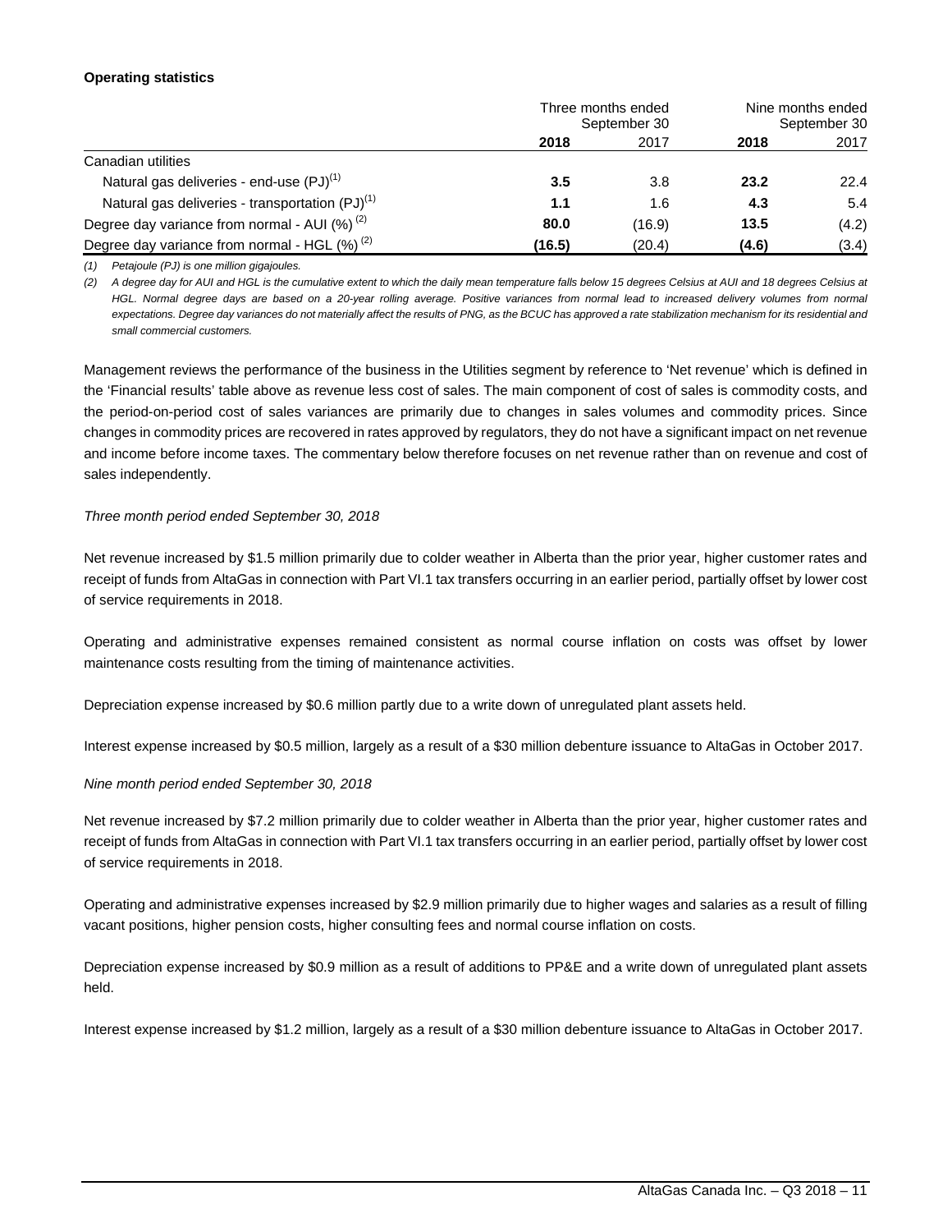**Operating statistics**

| | Three months ended September 30 | | Nine months ended September 30 | |
|---|---|---|---|---|
| | **2018** | 2017 | **2018** | 2017 |
| Canadian utilities | | | | |
| Natural gas deliveries - end-use (PJ)[1] | **3.5** | 3.8 | **23.2** | 22.4 |
| Natural gas deliveries - transportation (PJ)[1] | **1.1** | 1.6 | **4.3** | 5.4 |
| Degree day variance from normal - AUI (%) [2] | **80.0** | (16.9) | **13.5** | (4.2) |
| Degree day variance from normal - HGL (%) [2] | **(16.5)** | (20.4) | **(4.6)** | (3.4) |

*(1) Petajoule (PJ) is one million gigajoules.*

*(2) A degree day for AUI and HGL is the cumulative extent to which the daily mean temperature falls below 15 degrees Celsius at AUI and 18 degrees Celsius at HGL. Normal degree days are based on a 20-year rolling average. Positive variances from normal lead to increased delivery volumes from normal expectations. Degree day variances do not materially affect the results of PNG, as the BCUC has approved a rate stabilization mechanism for its residential and small commercial customers.*

Management reviews the performance of the business in the Utilities segment by reference to 'Net revenue' which is defined in the 'Financial results' table above as revenue less cost of sales. The main component of cost of sales is commodity costs, and the period-on-period cost of sales variances are primarily due to changes in sales volumes and commodity prices. Since changes in commodity prices are recovered in rates approved by regulators, they do not have a significant impact on net revenue and income before income taxes. The commentary below therefore focuses on net revenue rather than on revenue and cost of sales independently.

*Three month period ended September 30, 2018*

Net revenue increased by $1.5 million primarily due to colder weather in Alberta than the prior year, higher customer rates and receipt of funds from AltaGas in connection with Part VI.1 tax transfers occurring in an earlier period, partially offset by lower cost of service requirements in 2018.

Operating and administrative expenses remained consistent as normal course inflation on costs was offset by lower maintenance costs resulting from the timing of maintenance activities.

Depreciation expense increased by $0.6 million partly due to a write down of unregulated plant assets held.

Interest expense increased by $0.5 million, largely as a result of a $30 million debenture issuance to AltaGas in October 2017.

*Nine month period ended September 30, 2018*

Net revenue increased by $7.2 million primarily due to colder weather in Alberta than the prior year, higher customer rates and receipt of funds from AltaGas in connection with Part VI.1 tax transfers occurring in an earlier period, partially offset by lower cost of service requirements in 2018.

Operating and administrative expenses increased by $2.9 million primarily due to higher wages and salaries as a result of filling vacant positions, higher pension costs, higher consulting fees and normal course inflation on costs.

Depreciation expense increased by $0.9 million as a result of additions to PP&E and a write down of unregulated plant assets held.

Interest expense increased by $1.2 million, largely as a result of a $30 million debenture issuance to AltaGas in October 2017.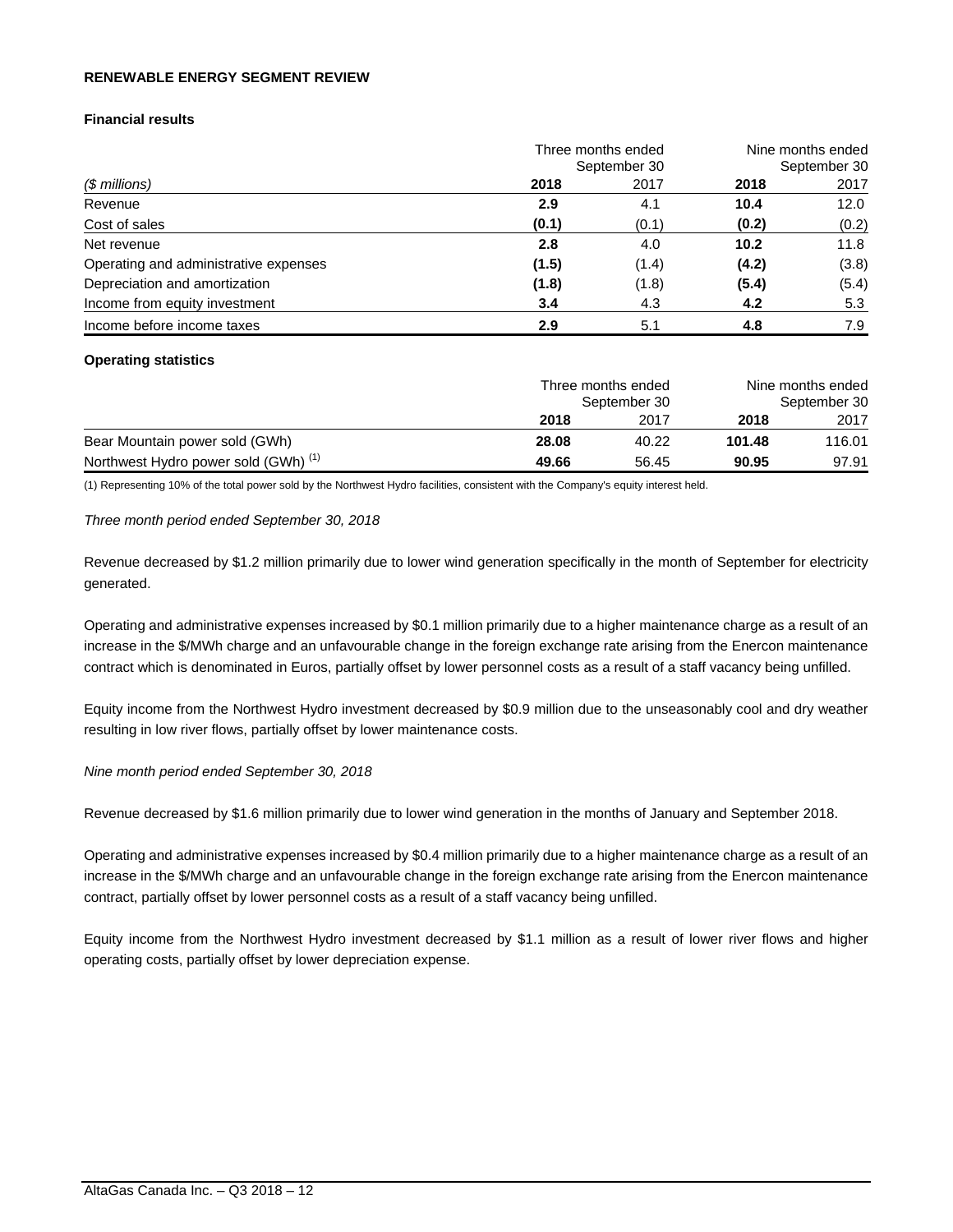**RENEWABLE ENERGY SEGMENT REVIEW**

**Financial results**

| | Three months ended September 30 | | Nine months ended September 30 | |
|---|---|---|---|---|
| *($ millions)* | **2018** | 2017 | **2018** | 2017 |
| Revenue | **2.9** | 4.1 | **10.4** | 12.0 |
| Cost of sales | **(0.1)** | (0.1) | **(0.2)** | (0.2) |
| Net revenue | **2.8** | 4.0 | **10.2** | 11.8 |
| Operating and administrative expenses | **(1.5)** | (1.4) | **(4.2)** | (3.8) |
| Depreciation and amortization | **(1.8)** | (1.8) | **(5.4)** | (5.4) |
| Income from equity investment | **3.4** | 4.3 | **4.2** | 5.3 |
| Income before income taxes | **2.9** | 5.1 | **4.8** | 7.9 |

**Operating statistics**

| | Three months ended September 30 | | Nine months ended September 30 | |
|---|---|---|---|---|
| | **2018** | 2017 | **2018** | 2017 |
| Bear Mountain power sold (GWh) | **28.08** | 40.22 | **101.48** | 116.01 |
| Northwest Hydro power sold (GWh) [(1)] | **49.66** | 56.45 | **90.95** | 97.91 |

(1) Representing 10% of the total power sold by the Northwest Hydro facilities, consistent with the Company's equity interest held.

*Three month period ended September 30, 2018*

Revenue decreased by $1.2 million primarily due to lower wind generation specifically in the month of September for electricity generated.

Operating and administrative expenses increased by $0.1 million primarily due to a higher maintenance charge as a result of an increase in the $/MWh charge and an unfavourable change in the foreign exchange rate arising from the Enercon maintenance contract which is denominated in Euros, partially offset by lower personnel costs as a result of a staff vacancy being unfilled.

Equity income from the Northwest Hydro investment decreased by $0.9 million due to the unseasonably cool and dry weather resulting in low river flows, partially offset by lower maintenance costs.

*Nine month period ended September 30, 2018*

Revenue decreased by $1.6 million primarily due to lower wind generation in the months of January and September 2018.

Operating and administrative expenses increased by $0.4 million primarily due to a higher maintenance charge as a result of an increase in the $/MWh charge and an unfavourable change in the foreign exchange rate arising from the Enercon maintenance contract, partially offset by lower personnel costs as a result of a staff vacancy being unfilled.

Equity income from the Northwest Hydro investment decreased by $1.1 million as a result of lower river flows and higher operating costs, partially offset by lower depreciation expense.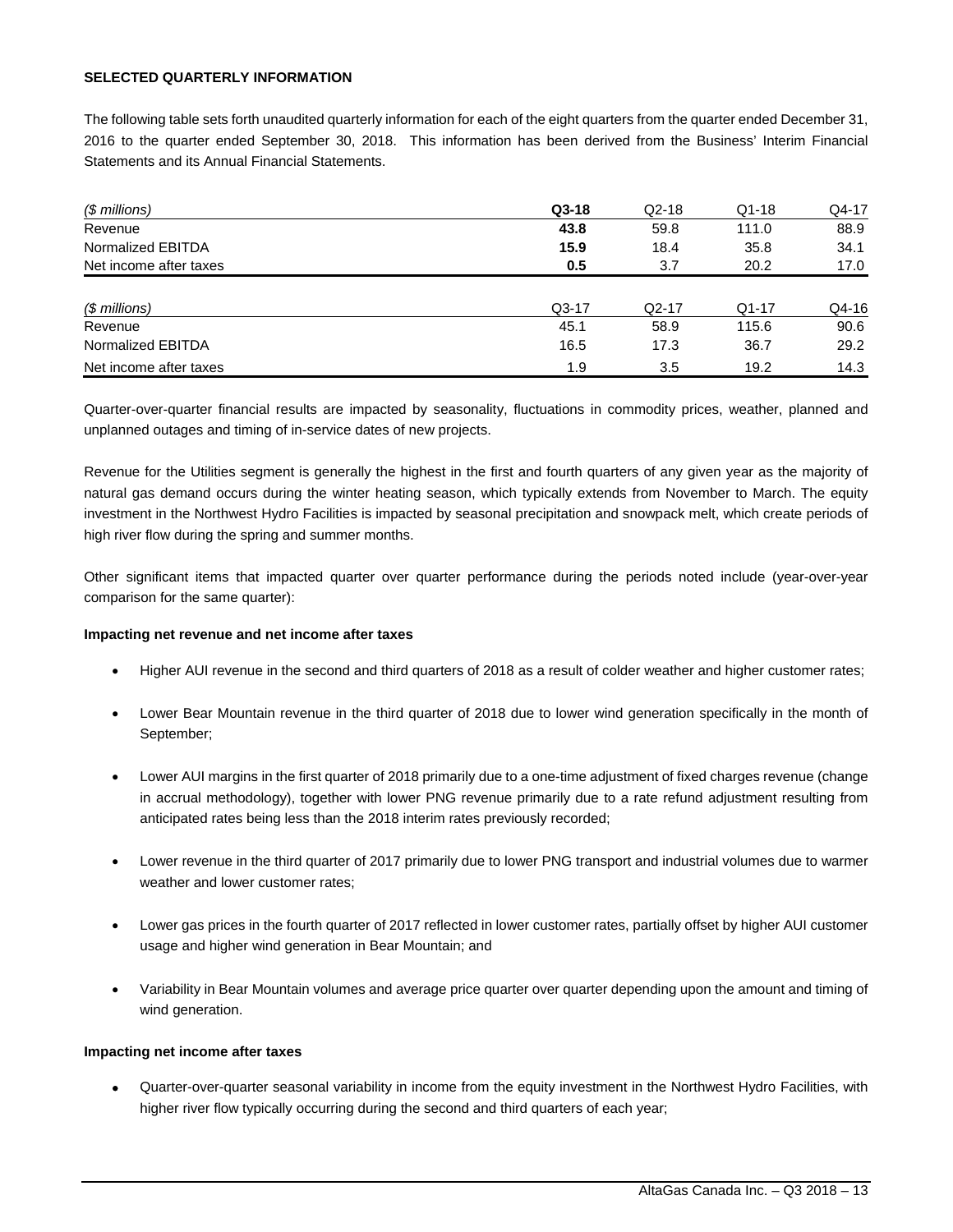**SELECTED QUARTERLY INFORMATION**

The following table sets forth unaudited quarterly information for each of the eight quarters from the quarter ended December 31, 2016 to the quarter ended September 30, 2018. This information has been derived from the Business' Interim Financial Statements and its Annual Financial Statements.

| *($ millions)* | **Q3-18** | Q2-18 | Q1-18 | Q4-17 |
|---|---|---|---|---|
| Revenue | **43.8** | 59.8 | 111.0 | 88.9 |
| Normalized EBITDA | **15.9** | 18.4 | 35.8 | 34.1 |
| Net income after taxes | **0.5** | 3.7 | 20.2 | 17.0 |

| *($ millions)* | Q3-17 | Q2-17 | Q1-17 | Q4-16 |
|---|---|---|---|---|
| Revenue | 45.1 | 58.9 | 115.6 | 90.6 |
| Normalized EBITDA | 16.5 | 17.3 | 36.7 | 29.2 |
| Net income after taxes | 1.9 | 3.5 | 19.2 | 14.3 |

Quarter-over-quarter financial results are impacted by seasonality, fluctuations in commodity prices, weather, planned and unplanned outages and timing of in-service dates of new projects.

Revenue for the Utilities segment is generally the highest in the first and fourth quarters of any given year as the majority of natural gas demand occurs during the winter heating season, which typically extends from November to March. The equity investment in the Northwest Hydro Facilities is impacted by seasonal precipitation and snowpack melt, which create periods of high river flow during the spring and summer months.

Other significant items that impacted quarter over quarter performance during the periods noted include (year-over-year comparison for the same quarter):

**Impacting net revenue and net income after taxes**

- Higher AUI revenue in the second and third quarters of 2018 as a result of colder weather and higher customer rates;
- Lower Bear Mountain revenue in the third quarter of 2018 due to lower wind generation specifically in the month of September;
- Lower AUI margins in the first quarter of 2018 primarily due to a one-time adjustment of fixed charges revenue (change in accrual methodology), together with lower PNG revenue primarily due to a rate refund adjustment resulting from anticipated rates being less than the 2018 interim rates previously recorded;
- Lower revenue in the third quarter of 2017 primarily due to lower PNG transport and industrial volumes due to warmer weather and lower customer rates;
- Lower gas prices in the fourth quarter of 2017 reflected in lower customer rates, partially offset by higher AUI customer usage and higher wind generation in Bear Mountain; and
- Variability in Bear Mountain volumes and average price quarter over quarter depending upon the amount and timing of wind generation.

**Impacting net income after taxes**

- Quarter-over-quarter seasonal variability in income from the equity investment in the Northwest Hydro Facilities, with higher river flow typically occurring during the second and third quarters of each year;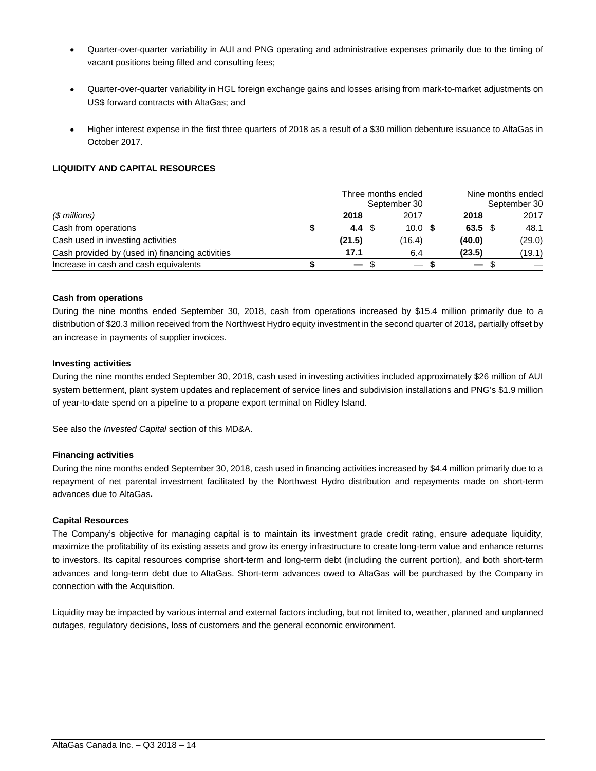- Quarter-over-quarter variability in AUI and PNG operating and administrative expenses primarily due to the timing of vacant positions being filled and consulting fees;
- Quarter-over-quarter variability in HGL foreign exchange gains and losses arising from mark-to-market adjustments on US$ forward contracts with AltaGas; and
- Higher interest expense in the first three quarters of 2018 as a result of a $30 million debenture issuance to AltaGas in October 2017.

**LIQUIDITY AND CAPITAL RESOURCES**

| | Three months ended September 30 | | Nine months ended September 30 | |
|---|---|---|---|---|
| *($ millions)* | **2018** | 2017 | **2018** | 2017 |
| Cash from operations | **$ 4.4** | $ 10.0 | **$ 63.5** | $ 48.1 |
| Cash used in investing activities | **(21.5)** | (16.4) | **(40.0)** | (29.0) |
| Cash provided by (used in) financing activities | **17.1** | 6.4 | **(23.5)** | (19.1) |
| Increase in cash and cash equivalents | **$ —** | $ — | **$ —** | $ — |

**Cash from operations**

During the nine months ended September 30, 2018, cash from operations increased by $15.4 million primarily due to a distribution of $20.3 million received from the Northwest Hydro equity investment in the second quarter of 2018**,** partially offset by an increase in payments of supplier invoices.

**Investing activities**

During the nine months ended September 30, 2018, cash used in investing activities included approximately $26 million of AUI system betterment, plant system updates and replacement of service lines and subdivision installations and PNG's $1.9 million of year-to-date spend on a pipeline to a propane export terminal on Ridley Island.

See also the *Invested Capital* section of this MD&A.

**Financing activities**

During the nine months ended September 30, 2018, cash used in financing activities increased by $4.4 million primarily due to a repayment of net parental investment facilitated by the Northwest Hydro distribution and repayments made on short-term advances due to AltaGas**.**

**Capital Resources**

The Company's objective for managing capital is to maintain its investment grade credit rating, ensure adequate liquidity, maximize the profitability of its existing assets and grow its energy infrastructure to create long-term value and enhance returns to investors. Its capital resources comprise short-term and long-term debt (including the current portion), and both short-term advances and long-term debt due to AltaGas. Short-term advances owed to AltaGas will be purchased by the Company in connection with the Acquisition.

Liquidity may be impacted by various internal and external factors including, but not limited to, weather, planned and unplanned outages, regulatory decisions, loss of customers and the general economic environment.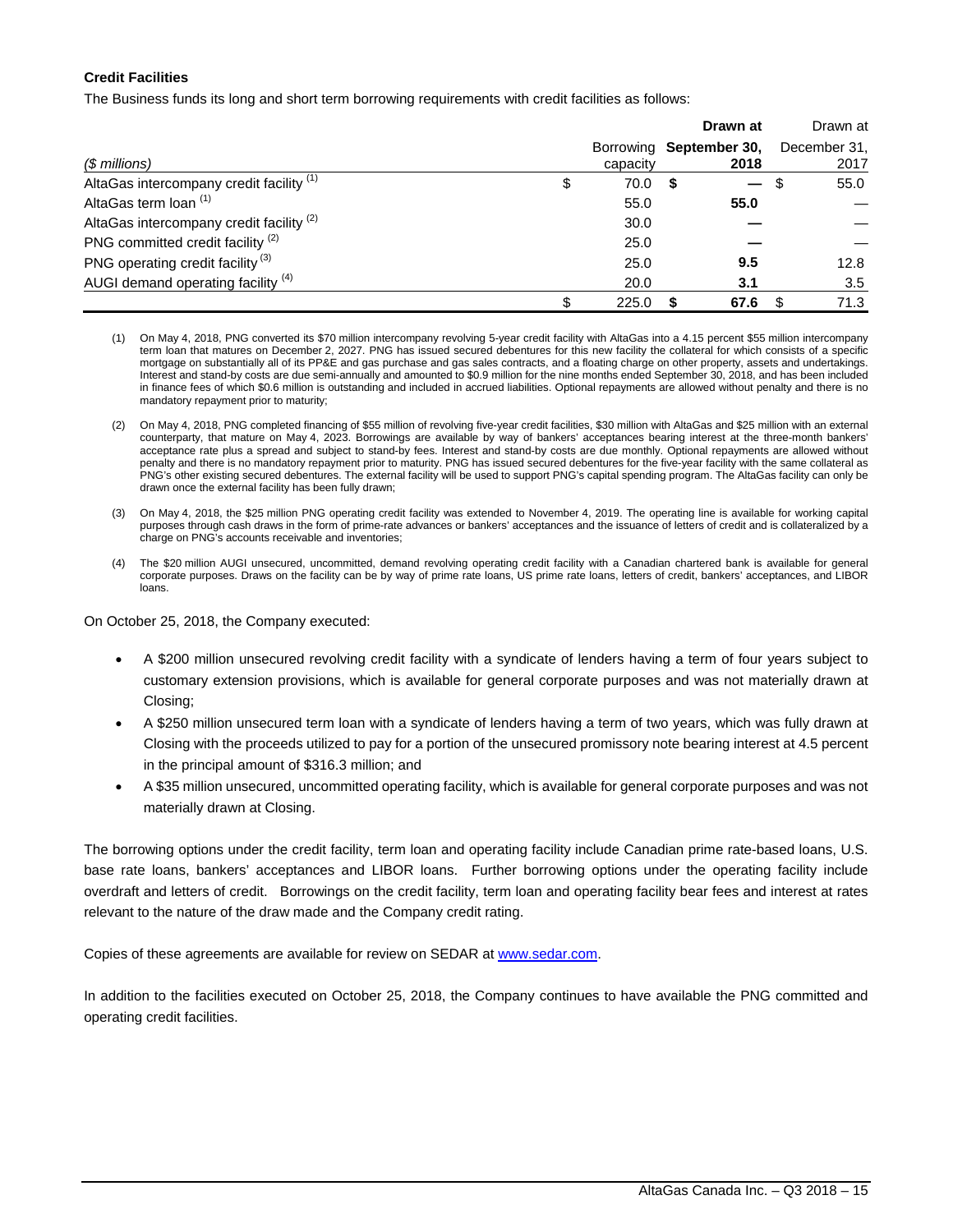**Credit Facilities**

The Business funds its long and short term borrowing requirements with credit facilities as follows:

| ($ millions) | Borrowing capacity | **Drawn at September 30, 2018** | Drawn at December 31, 2017 |
|---|---|---|---|
| AltaGas intercompany credit facility [(1)] | $ 70.0 | **$ —** | $ 55.0 |
| AltaGas term loan [(1)] | 55.0 | **55.0** | — |
| AltaGas intercompany credit facility [(2)] | 30.0 | **—** | — |
| PNG committed credit facility [(2)] | 25.0 | **—** | — |
| PNG operating credit facility [(3)] | 25.0 | **9.5** | 12.8 |
| AUGI demand operating facility [(4)] | 20.0 | **3.1** | 3.5 |
| | $ 225.0 | **$ 67.6** | $ 71.3 |

(1) On May 4, 2018, PNG converted its $70 million intercompany revolving 5-year credit facility with AltaGas into a 4.15 percent $55 million intercompany term loan that matures on December 2, 2027. PNG has issued secured debentures for this new facility the collateral for which consists of a specific mortgage on substantially all of its PP&E and gas purchase and gas sales contracts, and a floating charge on other property, assets and undertakings. Interest and stand-by costs are due semi-annually and amounted to $0.9 million for the nine months ended September 30, 2018, and has been included in finance fees of which $0.6 million is outstanding and included in accrued liabilities. Optional repayments are allowed without penalty and there is no mandatory repayment prior to maturity;

(2) On May 4, 2018, PNG completed financing of $55 million of revolving five-year credit facilities, $30 million with AltaGas and $25 million with an external counterparty, that mature on May 4, 2023. Borrowings are available by way of bankers' acceptances bearing interest at the three-month bankers' acceptance rate plus a spread and subject to stand-by fees. Interest and stand-by costs are due monthly. Optional repayments are allowed without penalty and there is no mandatory repayment prior to maturity. PNG has issued secured debentures for the five-year facility with the same collateral as PNG's other existing secured debentures. The external facility will be used to support PNG's capital spending program. The AltaGas facility can only be drawn once the external facility has been fully drawn;

(3) On May 4, 2018, the $25 million PNG operating credit facility was extended to November 4, 2019. The operating line is available for working capital purposes through cash draws in the form of prime-rate advances or bankers' acceptances and the issuance of letters of credit and is collateralized by a charge on PNG's accounts receivable and inventories;

(4) The $20 million AUGI unsecured, uncommitted, demand revolving operating credit facility with a Canadian chartered bank is available for general corporate purposes. Draws on the facility can be by way of prime rate loans, US prime rate loans, letters of credit, bankers' acceptances, and LIBOR loans.

On October 25, 2018, the Company executed:

- A $200 million unsecured revolving credit facility with a syndicate of lenders having a term of four years subject to customary extension provisions, which is available for general corporate purposes and was not materially drawn at Closing;
- A $250 million unsecured term loan with a syndicate of lenders having a term of two years, which was fully drawn at Closing with the proceeds utilized to pay for a portion of the unsecured promissory note bearing interest at 4.5 percent in the principal amount of $316.3 million; and
- A $35 million unsecured, uncommitted operating facility, which is available for general corporate purposes and was not materially drawn at Closing.

The borrowing options under the credit facility, term loan and operating facility include Canadian prime rate-based loans, U.S. base rate loans, bankers' acceptances and LIBOR loans. Further borrowing options under the operating facility include overdraft and letters of credit. Borrowings on the credit facility, term loan and operating facility bear fees and interest at rates relevant to the nature of the draw made and the Company credit rating.

Copies of these agreements are available for review on SEDAR at www.sedar.com.

In addition to the facilities executed on October 25, 2018, the Company continues to have available the PNG committed and operating credit facilities.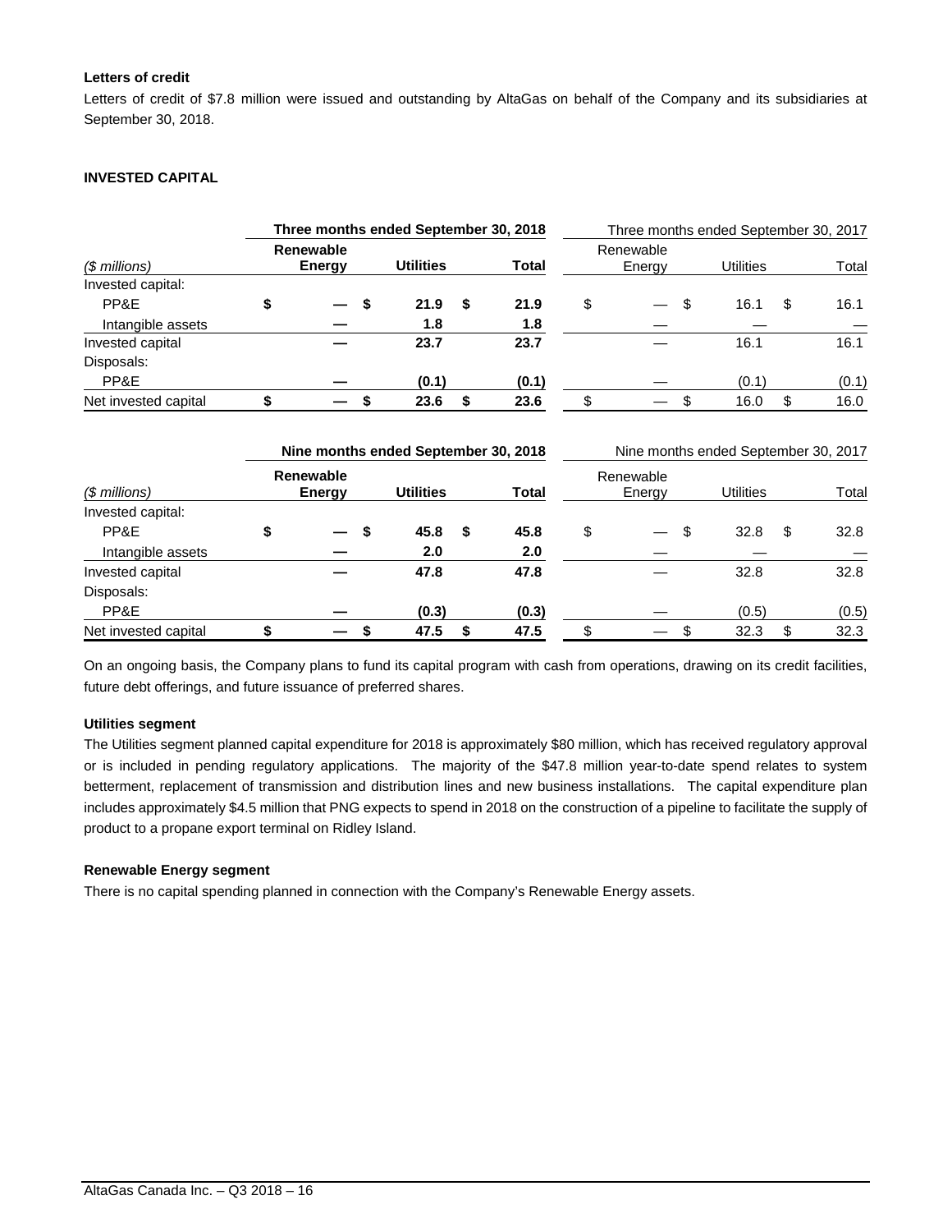**Letters of credit**

Letters of credit of $7.8 million were issued and outstanding by AltaGas on behalf of the Company and its subsidiaries at September 30, 2018.

**INVESTED CAPITAL**

| | Three months ended September 30, 2018 | | | Three months ended September 30, 2017 | | |
|---|---|---|---|---|---|---|
| *($ millions)* | **Renewable Energy** | **Utilities** | **Total** | Renewable Energy | Utilities | Total |
| Invested capital: | | | | | | |
| PP&E | $ — | $ 21.9 | $ 21.9 | $ — | $ 16.1 | $ 16.1 |
| Intangible assets | — | 1.8 | 1.8 | — | — | — |
| Invested capital | — | 23.7 | 23.7 | — | 16.1 | 16.1 |
| Disposals: | | | | | | |
| PP&E | — | (0.1) | (0.1) | — | (0.1) | (0.1) |
| Net invested capital | $ — | $ 23.6 | $ 23.6 | $ — | $ 16.0 | $ 16.0 |

| | Nine months ended September 30, 2018 | | | Nine months ended September 30, 2017 | | |
|---|---|---|---|---|---|---|
| *($ millions)* | **Renewable Energy** | **Utilities** | **Total** | Renewable Energy | Utilities | Total |
| Invested capital: | | | | | | |
| PP&E | $ — | $ 45.8 | $ 45.8 | $ — | $ 32.8 | $ 32.8 |
| Intangible assets | — | 2.0 | 2.0 | — | — | — |
| Invested capital | — | 47.8 | 47.8 | — | 32.8 | 32.8 |
| Disposals: | | | | | | |
| PP&E | — | (0.3) | (0.3) | — | (0.5) | (0.5) |
| Net invested capital | $ — | $ 47.5 | $ 47.5 | $ — | $ 32.3 | $ 32.3 |

On an ongoing basis, the Company plans to fund its capital program with cash from operations, drawing on its credit facilities, future debt offerings, and future issuance of preferred shares.

**Utilities segment**

The Utilities segment planned capital expenditure for 2018 is approximately $80 million, which has received regulatory approval or is included in pending regulatory applications. The majority of the $47.8 million year-to-date spend relates to system betterment, replacement of transmission and distribution lines and new business installations. The capital expenditure plan includes approximately $4.5 million that PNG expects to spend in 2018 on the construction of a pipeline to facilitate the supply of product to a propane export terminal on Ridley Island.

**Renewable Energy segment**

There is no capital spending planned in connection with the Company's Renewable Energy assets.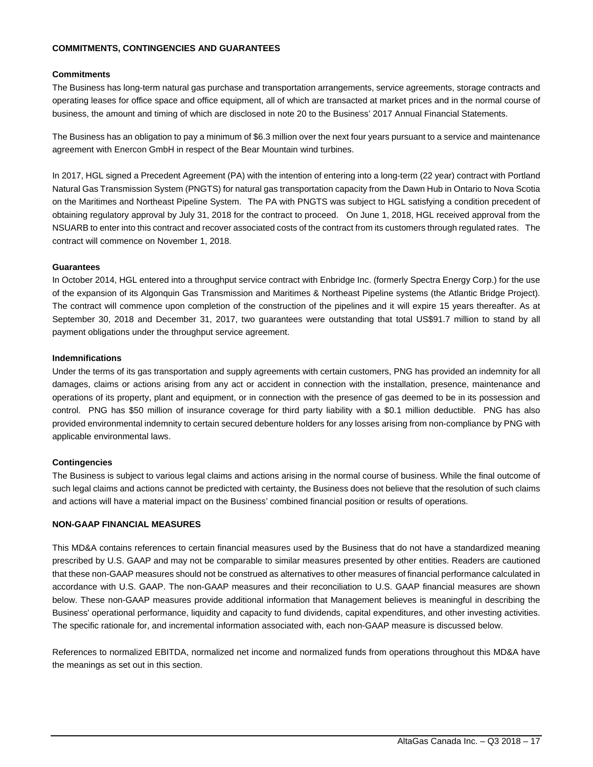## COMMITMENTS, CONTINGENCIES AND GUARANTEES

### Commitments

The Business has long-term natural gas purchase and transportation arrangements, service agreements, storage contracts and operating leases for office space and office equipment, all of which are transacted at market prices and in the normal course of business, the amount and timing of which are disclosed in note 20 to the Business' 2017 Annual Financial Statements.

The Business has an obligation to pay a minimum of $6.3 million over the next four years pursuant to a service and maintenance agreement with Enercon GmbH in respect of the Bear Mountain wind turbines.

In 2017, HGL signed a Precedent Agreement (PA) with the intention of entering into a long-term (22 year) contract with Portland Natural Gas Transmission System (PNGTS) for natural gas transportation capacity from the Dawn Hub in Ontario to Nova Scotia on the Maritimes and Northeast Pipeline System. The PA with PNGTS was subject to HGL satisfying a condition precedent of obtaining regulatory approval by July 31, 2018 for the contract to proceed. On June 1, 2018, HGL received approval from the NSUARB to enter into this contract and recover associated costs of the contract from its customers through regulated rates. The contract will commence on November 1, 2018.

### Guarantees

In October 2014, HGL entered into a throughput service contract with Enbridge Inc. (formerly Spectra Energy Corp.) for the use of the expansion of its Algonquin Gas Transmission and Maritimes & Northeast Pipeline systems (the Atlantic Bridge Project). The contract will commence upon completion of the construction of the pipelines and it will expire 15 years thereafter. As at September 30, 2018 and December 31, 2017, two guarantees were outstanding that total US$91.7 million to stand by all payment obligations under the throughput service agreement.

### Indemnifications

Under the terms of its gas transportation and supply agreements with certain customers, PNG has provided an indemnity for all damages, claims or actions arising from any act or accident in connection with the installation, presence, maintenance and operations of its property, plant and equipment, or in connection with the presence of gas deemed to be in its possession and control. PNG has $50 million of insurance coverage for third party liability with a $0.1 million deductible. PNG has also provided environmental indemnity to certain secured debenture holders for any losses arising from non-compliance by PNG with applicable environmental laws.

### Contingencies

The Business is subject to various legal claims and actions arising in the normal course of business. While the final outcome of such legal claims and actions cannot be predicted with certainty, the Business does not believe that the resolution of such claims and actions will have a material impact on the Business' combined financial position or results of operations.

## NON-GAAP FINANCIAL MEASURES

This MD&A contains references to certain financial measures used by the Business that do not have a standardized meaning prescribed by U.S. GAAP and may not be comparable to similar measures presented by other entities. Readers are cautioned that these non-GAAP measures should not be construed as alternatives to other measures of financial performance calculated in accordance with U.S. GAAP. The non-GAAP measures and their reconciliation to U.S. GAAP financial measures are shown below. These non-GAAP measures provide additional information that Management believes is meaningful in describing the Business' operational performance, liquidity and capacity to fund dividends, capital expenditures, and other investing activities. The specific rationale for, and incremental information associated with, each non-GAAP measure is discussed below.

References to normalized EBITDA, normalized net income and normalized funds from operations throughout this MD&A have the meanings as set out in this section.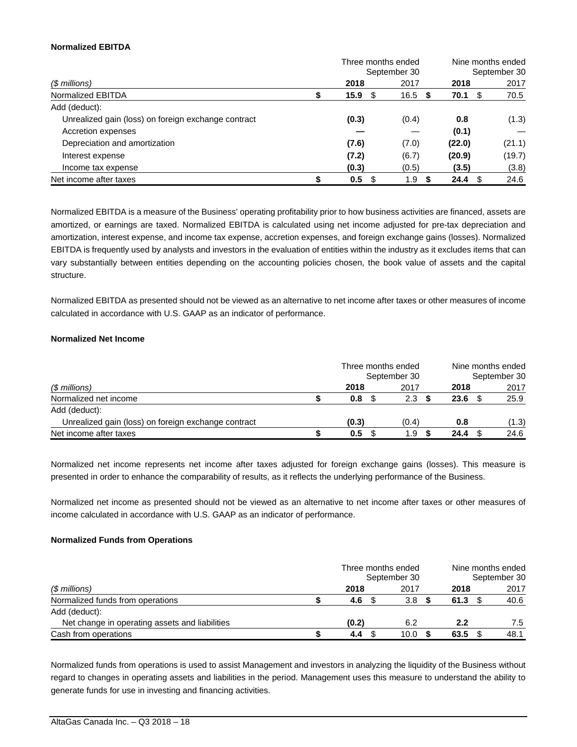**Normalized EBITDA**

| ($ millions) | Three months ended September 30 2018 | 2017 | Nine months ended September 30 2018 | 2017 |
|---|---|---|---|---|
| Normalized EBITDA | **$ 15.9** | $ 16.5 | **$ 70.1** | $ 70.5 |
| Add (deduct): | | | | |
| Unrealized gain (loss) on foreign exchange contract | **(0.3)** | (0.4) | **0.8** | (1.3) |
| Accretion expenses | **—** | — | **(0.1)** | — |
| Depreciation and amortization | **(7.6)** | (7.0) | **(22.0)** | (21.1) |
| Interest expense | **(7.2)** | (6.7) | **(20.9)** | (19.7) |
| Income tax expense | **(0.3)** | (0.5) | **(3.5)** | (3.8) |
| Net income after taxes | **$ 0.5** | $ 1.9 | **$ 24.4** | $ 24.6 |

Normalized EBITDA is a measure of the Business' operating profitability prior to how business activities are financed, assets are amortized, or earnings are taxed. Normalized EBITDA is calculated using net income adjusted for pre-tax depreciation and amortization, interest expense, and income tax expense, accretion expenses, and foreign exchange gains (losses). Normalized EBITDA is frequently used by analysts and investors in the evaluation of entities within the industry as it excludes items that can vary substantially between entities depending on the accounting policies chosen, the book value of assets and the capital structure.

Normalized EBITDA as presented should not be viewed as an alternative to net income after taxes or other measures of income calculated in accordance with U.S. GAAP as an indicator of performance.

**Normalized Net Income**

| ($ millions) | Three months ended September 30 2018 | 2017 | Nine months ended September 30 2018 | 2017 |
|---|---|---|---|---|
| Normalized net income | **$ 0.8** | $ 2.3 | **$ 23.6** | $ 25.9 |
| Add (deduct): | | | | |
| Unrealized gain (loss) on foreign exchange contract | **(0.3)** | (0.4) | **0.8** | (1.3) |
| Net income after taxes | **$ 0.5** | $ 1.9 | **$ 24.4** | $ 24.6 |

Normalized net income represents net income after taxes adjusted for foreign exchange gains (losses). This measure is presented in order to enhance the comparability of results, as it reflects the underlying performance of the Business.

Normalized net income as presented should not be viewed as an alternative to net income after taxes or other measures of income calculated in accordance with U.S. GAAP as an indicator of performance.

**Normalized Funds from Operations**

| ($ millions) | Three months ended September 30 2018 | 2017 | Nine months ended September 30 2018 | 2017 |
|---|---|---|---|---|
| Normalized funds from operations | **$ 4.6** | $ 3.8 | **$ 61.3** | $ 40.6 |
| Add (deduct): | | | | |
| Net change in operating assets and liabilities | **(0.2)** | 6.2 | **2.2** | 7.5 |
| Cash from operations | **$ 4.4** | $ 10.0 | **$ 63.5** | $ 48.1 |

Normalized funds from operations is used to assist Management and investors in analyzing the liquidity of the Business without regard to changes in operating assets and liabilities in the period. Management uses this measure to understand the ability to generate funds for use in investing and financing activities.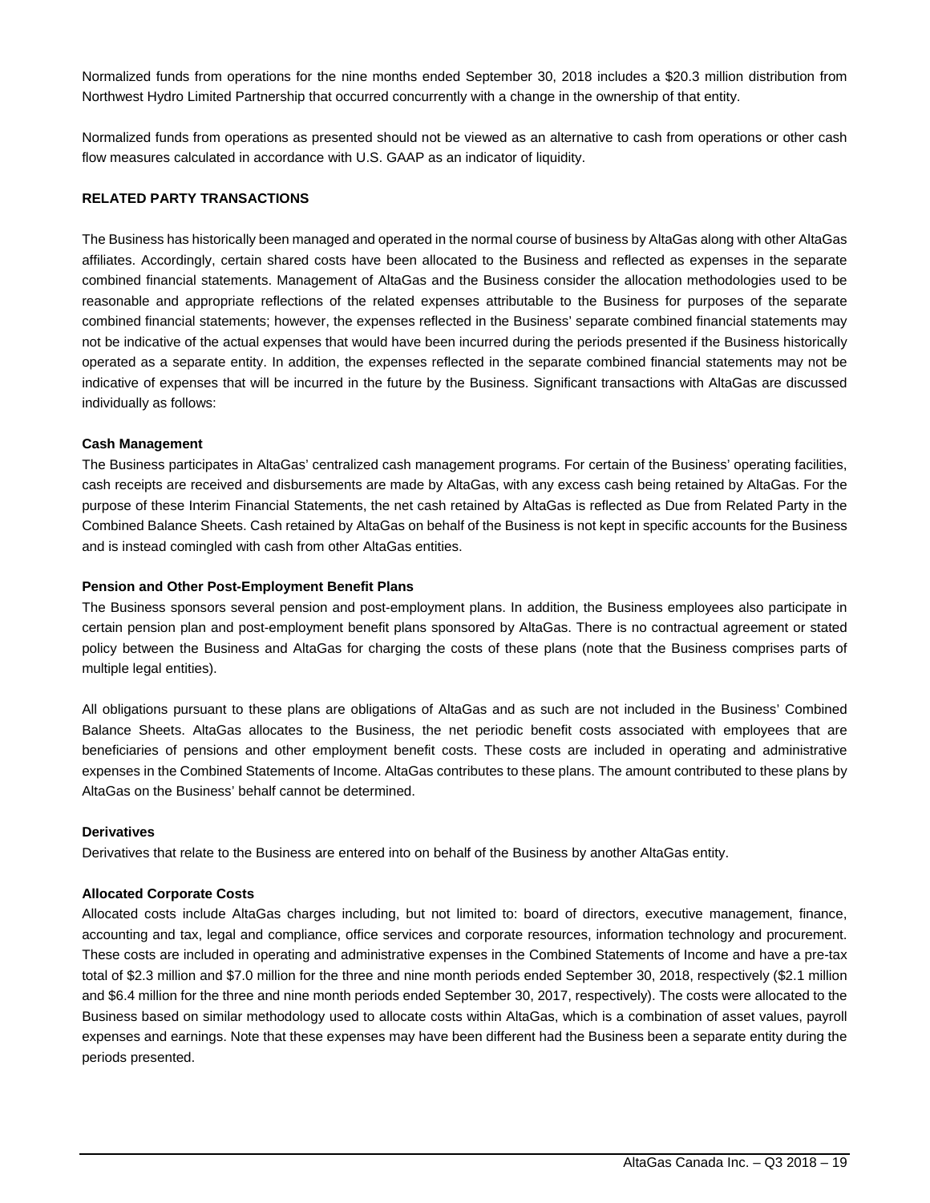Normalized funds from operations for the nine months ended September 30, 2018 includes a $20.3 million distribution from Northwest Hydro Limited Partnership that occurred concurrently with a change in the ownership of that entity.

Normalized funds from operations as presented should not be viewed as an alternative to cash from operations or other cash flow measures calculated in accordance with U.S. GAAP as an indicator of liquidity.

## RELATED PARTY TRANSACTIONS

The Business has historically been managed and operated in the normal course of business by AltaGas along with other AltaGas affiliates. Accordingly, certain shared costs have been allocated to the Business and reflected as expenses in the separate combined financial statements. Management of AltaGas and the Business consider the allocation methodologies used to be reasonable and appropriate reflections of the related expenses attributable to the Business for purposes of the separate combined financial statements; however, the expenses reflected in the Business' separate combined financial statements may not be indicative of the actual expenses that would have been incurred during the periods presented if the Business historically operated as a separate entity. In addition, the expenses reflected in the separate combined financial statements may not be indicative of expenses that will be incurred in the future by the Business. Significant transactions with AltaGas are discussed individually as follows:

### Cash Management

The Business participates in AltaGas' centralized cash management programs. For certain of the Business' operating facilities, cash receipts are received and disbursements are made by AltaGas, with any excess cash being retained by AltaGas. For the purpose of these Interim Financial Statements, the net cash retained by AltaGas is reflected as Due from Related Party in the Combined Balance Sheets. Cash retained by AltaGas on behalf of the Business is not kept in specific accounts for the Business and is instead comingled with cash from other AltaGas entities.

### Pension and Other Post-Employment Benefit Plans

The Business sponsors several pension and post-employment plans. In addition, the Business employees also participate in certain pension plan and post-employment benefit plans sponsored by AltaGas. There is no contractual agreement or stated policy between the Business and AltaGas for charging the costs of these plans (note that the Business comprises parts of multiple legal entities).

All obligations pursuant to these plans are obligations of AltaGas and as such are not included in the Business' Combined Balance Sheets. AltaGas allocates to the Business, the net periodic benefit costs associated with employees that are beneficiaries of pensions and other employment benefit costs. These costs are included in operating and administrative expenses in the Combined Statements of Income. AltaGas contributes to these plans. The amount contributed to these plans by AltaGas on the Business' behalf cannot be determined.

### Derivatives

Derivatives that relate to the Business are entered into on behalf of the Business by another AltaGas entity.

### Allocated Corporate Costs

Allocated costs include AltaGas charges including, but not limited to: board of directors, executive management, finance, accounting and tax, legal and compliance, office services and corporate resources, information technology and procurement. These costs are included in operating and administrative expenses in the Combined Statements of Income and have a pre-tax total of $2.3 million and $7.0 million for the three and nine month periods ended September 30, 2018, respectively ($2.1 million and $6.4 million for the three and nine month periods ended September 30, 2017, respectively). The costs were allocated to the Business based on similar methodology used to allocate costs within AltaGas, which is a combination of asset values, payroll expenses and earnings. Note that these expenses may have been different had the Business been a separate entity during the periods presented.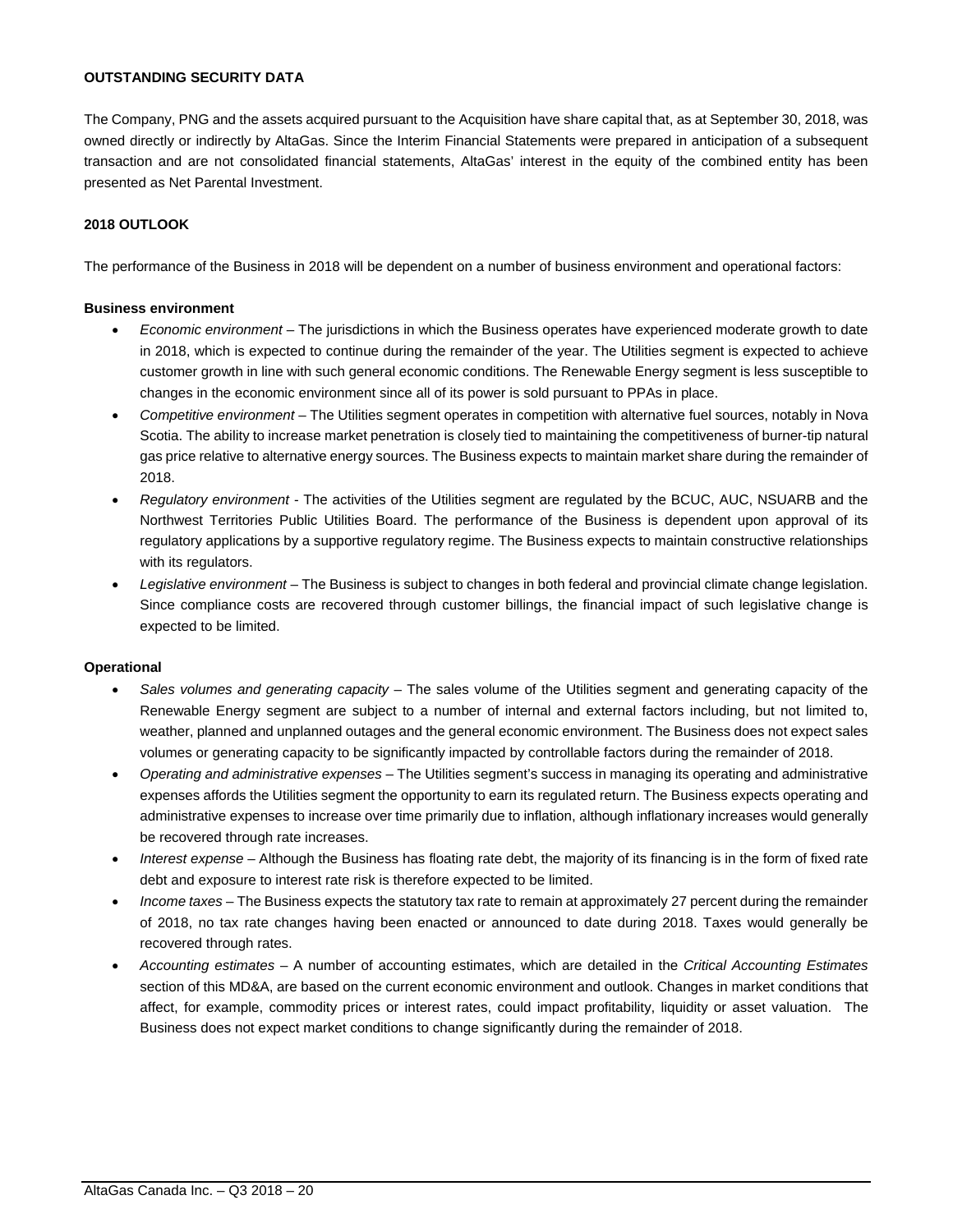## OUTSTANDING SECURITY DATA

The Company, PNG and the assets acquired pursuant to the Acquisition have share capital that, as at September 30, 2018, was owned directly or indirectly by AltaGas. Since the Interim Financial Statements were prepared in anticipation of a subsequent transaction and are not consolidated financial statements, AltaGas' interest in the equity of the combined entity has been presented as Net Parental Investment.

## 2018 OUTLOOK

The performance of the Business in 2018 will be dependent on a number of business environment and operational factors:

### Business environment

- *Economic environment* – The jurisdictions in which the Business operates have experienced moderate growth to date in 2018, which is expected to continue during the remainder of the year. The Utilities segment is expected to achieve customer growth in line with such general economic conditions. The Renewable Energy segment is less susceptible to changes in the economic environment since all of its power is sold pursuant to PPAs in place.
- *Competitive environment* – The Utilities segment operates in competition with alternative fuel sources, notably in Nova Scotia. The ability to increase market penetration is closely tied to maintaining the competitiveness of burner-tip natural gas price relative to alternative energy sources. The Business expects to maintain market share during the remainder of 2018.
- *Regulatory environment* - The activities of the Utilities segment are regulated by the BCUC, AUC, NSUARB and the Northwest Territories Public Utilities Board. The performance of the Business is dependent upon approval of its regulatory applications by a supportive regulatory regime. The Business expects to maintain constructive relationships with its regulators.
- *Legislative environment* – The Business is subject to changes in both federal and provincial climate change legislation. Since compliance costs are recovered through customer billings, the financial impact of such legislative change is expected to be limited.

### Operational

- *Sales volumes and generating capacity* – The sales volume of the Utilities segment and generating capacity of the Renewable Energy segment are subject to a number of internal and external factors including, but not limited to, weather, planned and unplanned outages and the general economic environment. The Business does not expect sales volumes or generating capacity to be significantly impacted by controllable factors during the remainder of 2018.
- *Operating and administrative expenses* – The Utilities segment's success in managing its operating and administrative expenses affords the Utilities segment the opportunity to earn its regulated return. The Business expects operating and administrative expenses to increase over time primarily due to inflation, although inflationary increases would generally be recovered through rate increases.
- *Interest expense* – Although the Business has floating rate debt, the majority of its financing is in the form of fixed rate debt and exposure to interest rate risk is therefore expected to be limited.
- *Income taxes* – The Business expects the statutory tax rate to remain at approximately 27 percent during the remainder of 2018, no tax rate changes having been enacted or announced to date during 2018. Taxes would generally be recovered through rates.
- *Accounting estimates* – A number of accounting estimates, which are detailed in the *Critical Accounting Estimates* section of this MD&A, are based on the current economic environment and outlook. Changes in market conditions that affect, for example, commodity prices or interest rates, could impact profitability, liquidity or asset valuation. The Business does not expect market conditions to change significantly during the remainder of 2018.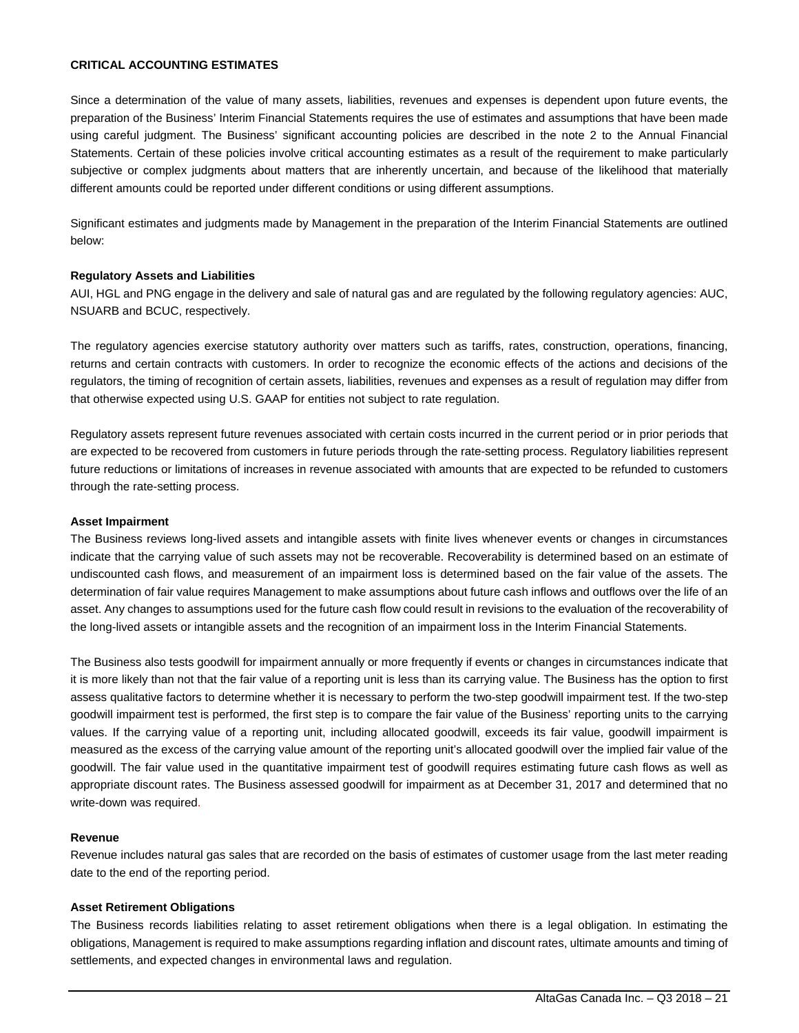## CRITICAL ACCOUNTING ESTIMATES

Since a determination of the value of many assets, liabilities, revenues and expenses is dependent upon future events, the preparation of the Business' Interim Financial Statements requires the use of estimates and assumptions that have been made using careful judgment. The Business' significant accounting policies are described in the note 2 to the Annual Financial Statements. Certain of these policies involve critical accounting estimates as a result of the requirement to make particularly subjective or complex judgments about matters that are inherently uncertain, and because of the likelihood that materially different amounts could be reported under different conditions or using different assumptions.

Significant estimates and judgments made by Management in the preparation of the Interim Financial Statements are outlined below:

### Regulatory Assets and Liabilities

AUI, HGL and PNG engage in the delivery and sale of natural gas and are regulated by the following regulatory agencies: AUC, NSUARB and BCUC, respectively.

The regulatory agencies exercise statutory authority over matters such as tariffs, rates, construction, operations, financing, returns and certain contracts with customers. In order to recognize the economic effects of the actions and decisions of the regulators, the timing of recognition of certain assets, liabilities, revenues and expenses as a result of regulation may differ from that otherwise expected using U.S. GAAP for entities not subject to rate regulation.

Regulatory assets represent future revenues associated with certain costs incurred in the current period or in prior periods that are expected to be recovered from customers in future periods through the rate-setting process. Regulatory liabilities represent future reductions or limitations of increases in revenue associated with amounts that are expected to be refunded to customers through the rate-setting process.

### Asset Impairment

The Business reviews long-lived assets and intangible assets with finite lives whenever events or changes in circumstances indicate that the carrying value of such assets may not be recoverable. Recoverability is determined based on an estimate of undiscounted cash flows, and measurement of an impairment loss is determined based on the fair value of the assets. The determination of fair value requires Management to make assumptions about future cash inflows and outflows over the life of an asset. Any changes to assumptions used for the future cash flow could result in revisions to the evaluation of the recoverability of the long-lived assets or intangible assets and the recognition of an impairment loss in the Interim Financial Statements.

The Business also tests goodwill for impairment annually or more frequently if events or changes in circumstances indicate that it is more likely than not that the fair value of a reporting unit is less than its carrying value. The Business has the option to first assess qualitative factors to determine whether it is necessary to perform the two-step goodwill impairment test. If the two-step goodwill impairment test is performed, the first step is to compare the fair value of the Business' reporting units to the carrying values. If the carrying value of a reporting unit, including allocated goodwill, exceeds its fair value, goodwill impairment is measured as the excess of the carrying value amount of the reporting unit's allocated goodwill over the implied fair value of the goodwill. The fair value used in the quantitative impairment test of goodwill requires estimating future cash flows as well as appropriate discount rates. The Business assessed goodwill for impairment as at December 31, 2017 and determined that no write-down was required.

### Revenue

Revenue includes natural gas sales that are recorded on the basis of estimates of customer usage from the last meter reading date to the end of the reporting period.

### Asset Retirement Obligations

The Business records liabilities relating to asset retirement obligations when there is a legal obligation. In estimating the obligations, Management is required to make assumptions regarding inflation and discount rates, ultimate amounts and timing of settlements, and expected changes in environmental laws and regulation.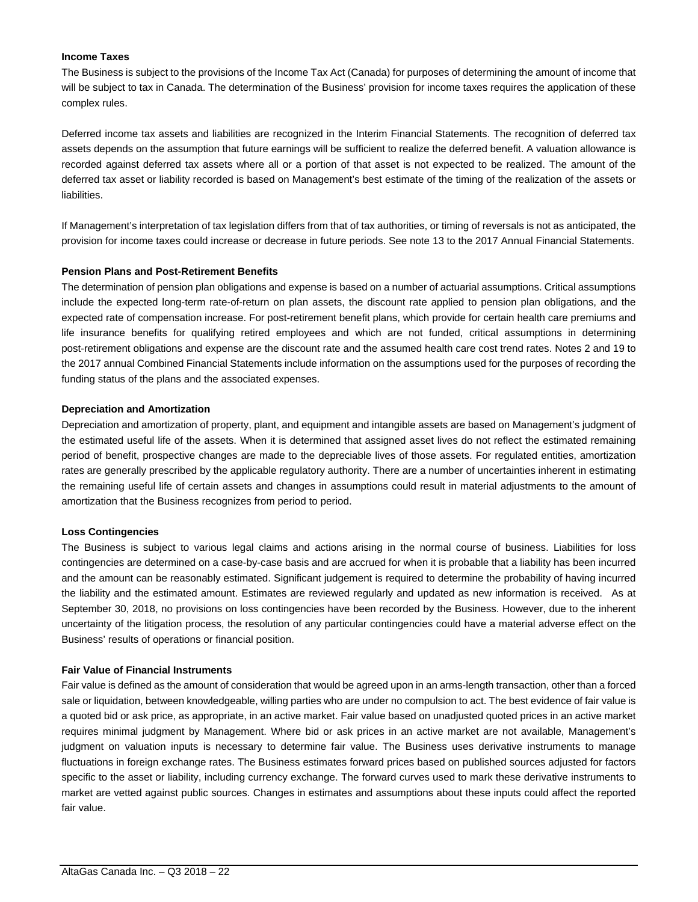**Income Taxes**

The Business is subject to the provisions of the Income Tax Act (Canada) for purposes of determining the amount of income that will be subject to tax in Canada. The determination of the Business' provision for income taxes requires the application of these complex rules.

Deferred income tax assets and liabilities are recognized in the Interim Financial Statements. The recognition of deferred tax assets depends on the assumption that future earnings will be sufficient to realize the deferred benefit. A valuation allowance is recorded against deferred tax assets where all or a portion of that asset is not expected to be realized. The amount of the deferred tax asset or liability recorded is based on Management's best estimate of the timing of the realization of the assets or liabilities.

If Management's interpretation of tax legislation differs from that of tax authorities, or timing of reversals is not as anticipated, the provision for income taxes could increase or decrease in future periods. See note 13 to the 2017 Annual Financial Statements.

**Pension Plans and Post-Retirement Benefits**

The determination of pension plan obligations and expense is based on a number of actuarial assumptions. Critical assumptions include the expected long-term rate-of-return on plan assets, the discount rate applied to pension plan obligations, and the expected rate of compensation increase. For post-retirement benefit plans, which provide for certain health care premiums and life insurance benefits for qualifying retired employees and which are not funded, critical assumptions in determining post-retirement obligations and expense are the discount rate and the assumed health care cost trend rates. Notes 2 and 19 to the 2017 annual Combined Financial Statements include information on the assumptions used for the purposes of recording the funding status of the plans and the associated expenses.

**Depreciation and Amortization**

Depreciation and amortization of property, plant, and equipment and intangible assets are based on Management's judgment of the estimated useful life of the assets. When it is determined that assigned asset lives do not reflect the estimated remaining period of benefit, prospective changes are made to the depreciable lives of those assets. For regulated entities, amortization rates are generally prescribed by the applicable regulatory authority. There are a number of uncertainties inherent in estimating the remaining useful life of certain assets and changes in assumptions could result in material adjustments to the amount of amortization that the Business recognizes from period to period.

**Loss Contingencies**

The Business is subject to various legal claims and actions arising in the normal course of business. Liabilities for loss contingencies are determined on a case-by-case basis and are accrued for when it is probable that a liability has been incurred and the amount can be reasonably estimated. Significant judgement is required to determine the probability of having incurred the liability and the estimated amount. Estimates are reviewed regularly and updated as new information is received. As at September 30, 2018, no provisions on loss contingencies have been recorded by the Business. However, due to the inherent uncertainty of the litigation process, the resolution of any particular contingencies could have a material adverse effect on the Business' results of operations or financial position.

**Fair Value of Financial Instruments**

Fair value is defined as the amount of consideration that would be agreed upon in an arms-length transaction, other than a forced sale or liquidation, between knowledgeable, willing parties who are under no compulsion to act. The best evidence of fair value is a quoted bid or ask price, as appropriate, in an active market. Fair value based on unadjusted quoted prices in an active market requires minimal judgment by Management. Where bid or ask prices in an active market are not available, Management's judgment on valuation inputs is necessary to determine fair value. The Business uses derivative instruments to manage fluctuations in foreign exchange rates. The Business estimates forward prices based on published sources adjusted for factors specific to the asset or liability, including currency exchange. The forward curves used to mark these derivative instruments to market are vetted against public sources. Changes in estimates and assumptions about these inputs could affect the reported fair value.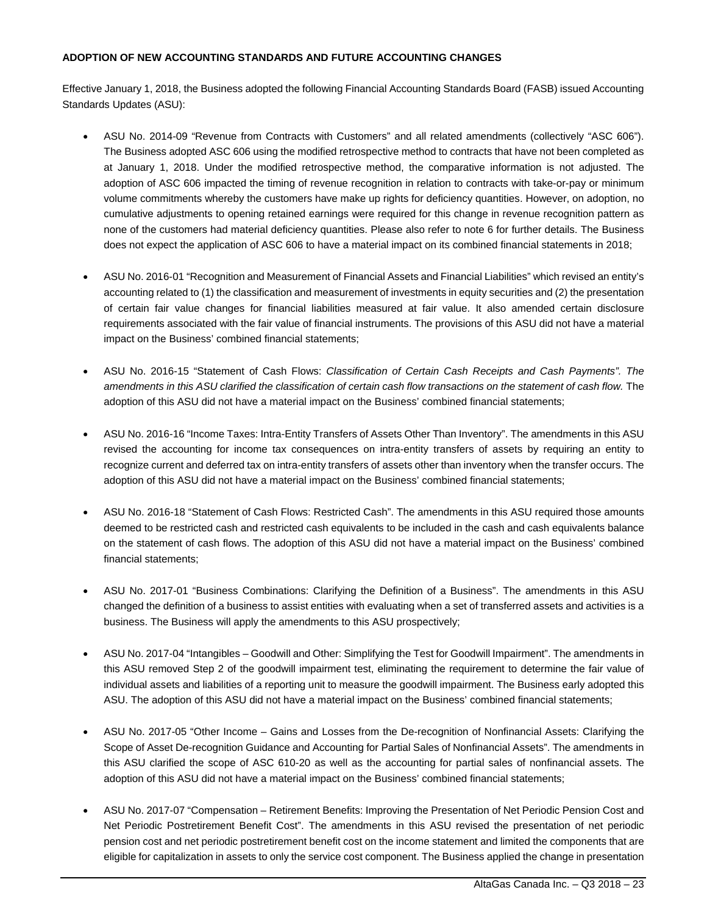**ADOPTION OF NEW ACCOUNTING STANDARDS AND FUTURE ACCOUNTING CHANGES**

Effective January 1, 2018, the Business adopted the following Financial Accounting Standards Board (FASB) issued Accounting Standards Updates (ASU):

- ASU No. 2014-09 "Revenue from Contracts with Customers" and all related amendments (collectively "ASC 606"). The Business adopted ASC 606 using the modified retrospective method to contracts that have not been completed as at January 1, 2018. Under the modified retrospective method, the comparative information is not adjusted. The adoption of ASC 606 impacted the timing of revenue recognition in relation to contracts with take-or-pay or minimum volume commitments whereby the customers have make up rights for deficiency quantities. However, on adoption, no cumulative adjustments to opening retained earnings were required for this change in revenue recognition pattern as none of the customers had material deficiency quantities. Please also refer to note 6 for further details. The Business does not expect the application of ASC 606 to have a material impact on its combined financial statements in 2018;

- ASU No. 2016-01 "Recognition and Measurement of Financial Assets and Financial Liabilities" which revised an entity's accounting related to (1) the classification and measurement of investments in equity securities and (2) the presentation of certain fair value changes for financial liabilities measured at fair value. It also amended certain disclosure requirements associated with the fair value of financial instruments. The provisions of this ASU did not have a material impact on the Business' combined financial statements;

- ASU No. 2016-15 "Statement of Cash Flows: *Classification of Certain Cash Receipts and Cash Payments". The amendments in this ASU clarified the classification of certain cash flow transactions on the statement of cash flow.* The adoption of this ASU did not have a material impact on the Business' combined financial statements;

- ASU No. 2016-16 "Income Taxes: Intra-Entity Transfers of Assets Other Than Inventory". The amendments in this ASU revised the accounting for income tax consequences on intra-entity transfers of assets by requiring an entity to recognize current and deferred tax on intra-entity transfers of assets other than inventory when the transfer occurs. The adoption of this ASU did not have a material impact on the Business' combined financial statements;

- ASU No. 2016-18 "Statement of Cash Flows: Restricted Cash". The amendments in this ASU required those amounts deemed to be restricted cash and restricted cash equivalents to be included in the cash and cash equivalents balance on the statement of cash flows. The adoption of this ASU did not have a material impact on the Business' combined financial statements;

- ASU No. 2017-01 "Business Combinations: Clarifying the Definition of a Business". The amendments in this ASU changed the definition of a business to assist entities with evaluating when a set of transferred assets and activities is a business. The Business will apply the amendments to this ASU prospectively;

- ASU No. 2017-04 "Intangibles – Goodwill and Other: Simplifying the Test for Goodwill Impairment". The amendments in this ASU removed Step 2 of the goodwill impairment test, eliminating the requirement to determine the fair value of individual assets and liabilities of a reporting unit to measure the goodwill impairment. The Business early adopted this ASU. The adoption of this ASU did not have a material impact on the Business' combined financial statements;

- ASU No. 2017-05 "Other Income – Gains and Losses from the De-recognition of Nonfinancial Assets: Clarifying the Scope of Asset De-recognition Guidance and Accounting for Partial Sales of Nonfinancial Assets". The amendments in this ASU clarified the scope of ASC 610-20 as well as the accounting for partial sales of nonfinancial assets. The adoption of this ASU did not have a material impact on the Business' combined financial statements;

- ASU No. 2017-07 "Compensation – Retirement Benefits: Improving the Presentation of Net Periodic Pension Cost and Net Periodic Postretirement Benefit Cost". The amendments in this ASU revised the presentation of net periodic pension cost and net periodic postretirement benefit cost on the income statement and limited the components that are eligible for capitalization in assets to only the service cost component. The Business applied the change in presentation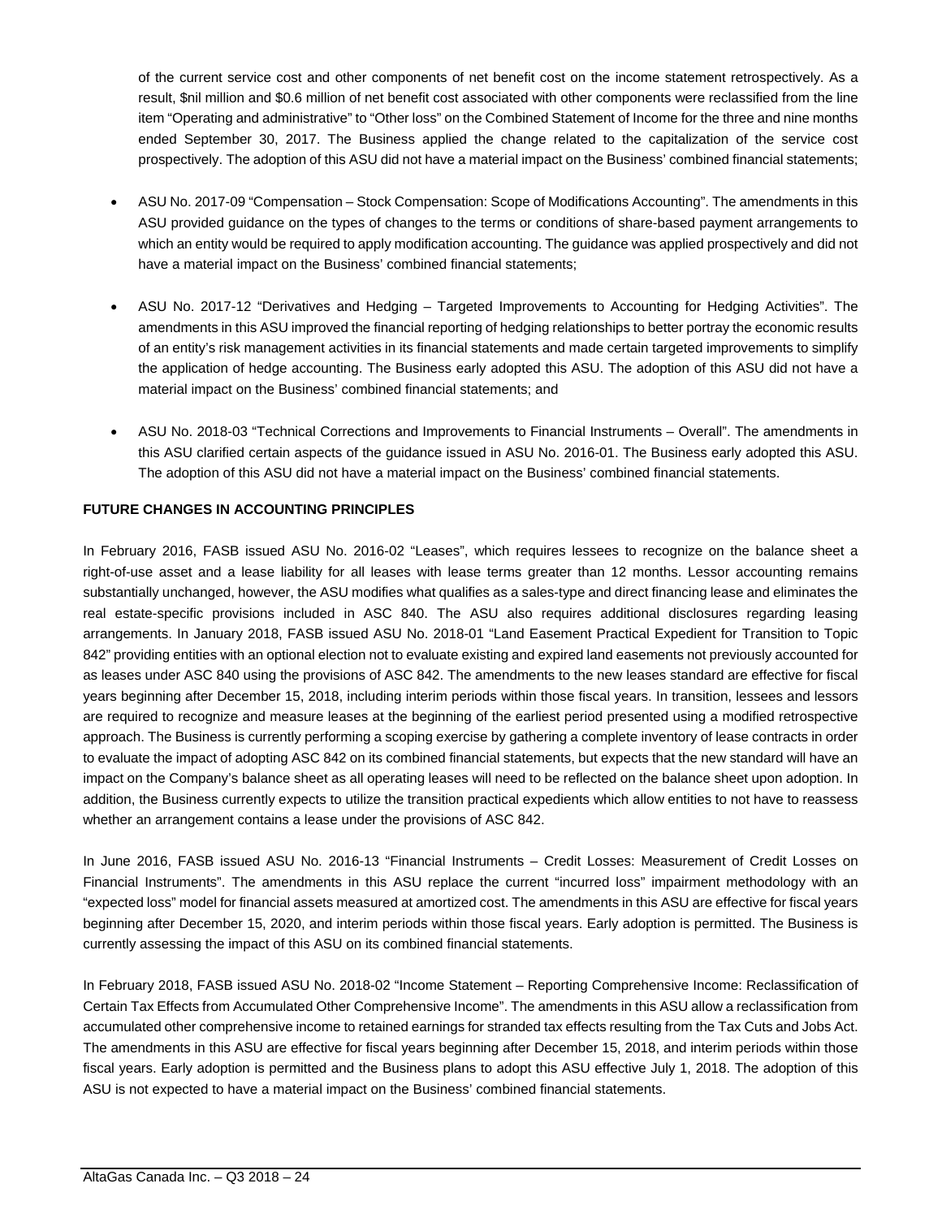of the current service cost and other components of net benefit cost on the income statement retrospectively. As a result, $nil million and $0.6 million of net benefit cost associated with other components were reclassified from the line item "Operating and administrative" to "Other loss" on the Combined Statement of Income for the three and nine months ended September 30, 2017. The Business applied the change related to the capitalization of the service cost prospectively. The adoption of this ASU did not have a material impact on the Business' combined financial statements;

- ASU No. 2017-09 "Compensation – Stock Compensation: Scope of Modifications Accounting". The amendments in this ASU provided guidance on the types of changes to the terms or conditions of share-based payment arrangements to which an entity would be required to apply modification accounting. The guidance was applied prospectively and did not have a material impact on the Business' combined financial statements;

- ASU No. 2017-12 "Derivatives and Hedging – Targeted Improvements to Accounting for Hedging Activities". The amendments in this ASU improved the financial reporting of hedging relationships to better portray the economic results of an entity's risk management activities in its financial statements and made certain targeted improvements to simplify the application of hedge accounting. The Business early adopted this ASU. The adoption of this ASU did not have a material impact on the Business' combined financial statements; and

- ASU No. 2018-03 "Technical Corrections and Improvements to Financial Instruments – Overall". The amendments in this ASU clarified certain aspects of the guidance issued in ASU No. 2016-01. The Business early adopted this ASU. The adoption of this ASU did not have a material impact on the Business' combined financial statements.

**FUTURE CHANGES IN ACCOUNTING PRINCIPLES**

In February 2016, FASB issued ASU No. 2016-02 "Leases", which requires lessees to recognize on the balance sheet a right-of-use asset and a lease liability for all leases with lease terms greater than 12 months. Lessor accounting remains substantially unchanged, however, the ASU modifies what qualifies as a sales-type and direct financing lease and eliminates the real estate-specific provisions included in ASC 840. The ASU also requires additional disclosures regarding leasing arrangements. In January 2018, FASB issued ASU No. 2018-01 "Land Easement Practical Expedient for Transition to Topic 842" providing entities with an optional election not to evaluate existing and expired land easements not previously accounted for as leases under ASC 840 using the provisions of ASC 842. The amendments to the new leases standard are effective for fiscal years beginning after December 15, 2018, including interim periods within those fiscal years. In transition, lessees and lessors are required to recognize and measure leases at the beginning of the earliest period presented using a modified retrospective approach. The Business is currently performing a scoping exercise by gathering a complete inventory of lease contracts in order to evaluate the impact of adopting ASC 842 on its combined financial statements, but expects that the new standard will have an impact on the Company's balance sheet as all operating leases will need to be reflected on the balance sheet upon adoption. In addition, the Business currently expects to utilize the transition practical expedients which allow entities to not have to reassess whether an arrangement contains a lease under the provisions of ASC 842.

In June 2016, FASB issued ASU No. 2016-13 "Financial Instruments – Credit Losses: Measurement of Credit Losses on Financial Instruments". The amendments in this ASU replace the current "incurred loss" impairment methodology with an "expected loss" model for financial assets measured at amortized cost. The amendments in this ASU are effective for fiscal years beginning after December 15, 2020, and interim periods within those fiscal years. Early adoption is permitted. The Business is currently assessing the impact of this ASU on its combined financial statements.

In February 2018, FASB issued ASU No. 2018-02 "Income Statement – Reporting Comprehensive Income: Reclassification of Certain Tax Effects from Accumulated Other Comprehensive Income". The amendments in this ASU allow a reclassification from accumulated other comprehensive income to retained earnings for stranded tax effects resulting from the Tax Cuts and Jobs Act. The amendments in this ASU are effective for fiscal years beginning after December 15, 2018, and interim periods within those fiscal years. Early adoption is permitted and the Business plans to adopt this ASU effective July 1, 2018. The adoption of this ASU is not expected to have a material impact on the Business' combined financial statements.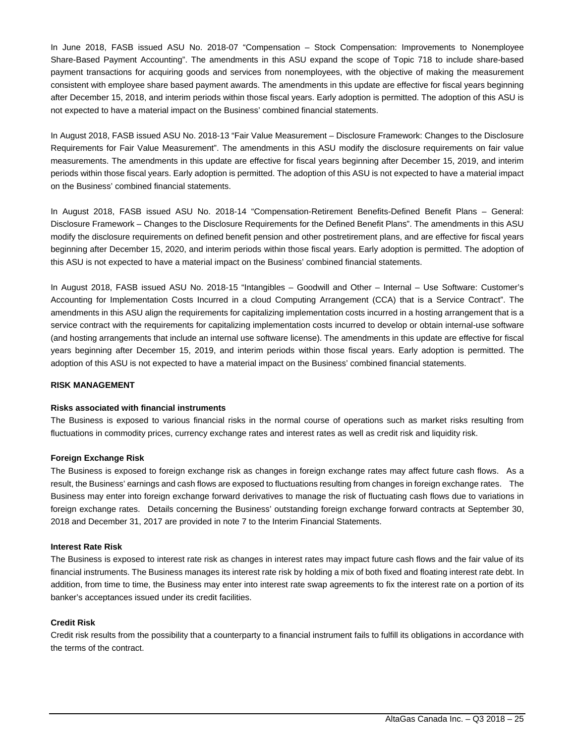In June 2018, FASB issued ASU No. 2018-07 "Compensation – Stock Compensation: Improvements to Nonemployee Share-Based Payment Accounting". The amendments in this ASU expand the scope of Topic 718 to include share-based payment transactions for acquiring goods and services from nonemployees, with the objective of making the measurement consistent with employee share based payment awards. The amendments in this update are effective for fiscal years beginning after December 15, 2018, and interim periods within those fiscal years. Early adoption is permitted. The adoption of this ASU is not expected to have a material impact on the Business' combined financial statements.

In August 2018, FASB issued ASU No. 2018-13 "Fair Value Measurement – Disclosure Framework: Changes to the Disclosure Requirements for Fair Value Measurement". The amendments in this ASU modify the disclosure requirements on fair value measurements. The amendments in this update are effective for fiscal years beginning after December 15, 2019, and interim periods within those fiscal years. Early adoption is permitted. The adoption of this ASU is not expected to have a material impact on the Business' combined financial statements.

In August 2018, FASB issued ASU No. 2018-14 "Compensation-Retirement Benefits-Defined Benefit Plans – General: Disclosure Framework – Changes to the Disclosure Requirements for the Defined Benefit Plans". The amendments in this ASU modify the disclosure requirements on defined benefit pension and other postretirement plans, and are effective for fiscal years beginning after December 15, 2020, and interim periods within those fiscal years. Early adoption is permitted. The adoption of this ASU is not expected to have a material impact on the Business' combined financial statements.

In August 2018, FASB issued ASU No. 2018-15 "Intangibles – Goodwill and Other – Internal – Use Software: Customer's Accounting for Implementation Costs Incurred in a cloud Computing Arrangement (CCA) that is a Service Contract". The amendments in this ASU align the requirements for capitalizing implementation costs incurred in a hosting arrangement that is a service contract with the requirements for capitalizing implementation costs incurred to develop or obtain internal-use software (and hosting arrangements that include an internal use software license). The amendments in this update are effective for fiscal years beginning after December 15, 2019, and interim periods within those fiscal years. Early adoption is permitted. The adoption of this ASU is not expected to have a material impact on the Business' combined financial statements.

## RISK MANAGEMENT

### Risks associated with financial instruments

The Business is exposed to various financial risks in the normal course of operations such as market risks resulting from fluctuations in commodity prices, currency exchange rates and interest rates as well as credit risk and liquidity risk.

### Foreign Exchange Risk

The Business is exposed to foreign exchange risk as changes in foreign exchange rates may affect future cash flows. As a result, the Business' earnings and cash flows are exposed to fluctuations resulting from changes in foreign exchange rates. The Business may enter into foreign exchange forward derivatives to manage the risk of fluctuating cash flows due to variations in foreign exchange rates. Details concerning the Business' outstanding foreign exchange forward contracts at September 30, 2018 and December 31, 2017 are provided in note 7 to the Interim Financial Statements.

### Interest Rate Risk

The Business is exposed to interest rate risk as changes in interest rates may impact future cash flows and the fair value of its financial instruments. The Business manages its interest rate risk by holding a mix of both fixed and floating interest rate debt. In addition, from time to time, the Business may enter into interest rate swap agreements to fix the interest rate on a portion of its banker's acceptances issued under its credit facilities.

### Credit Risk

Credit risk results from the possibility that a counterparty to a financial instrument fails to fulfill its obligations in accordance with the terms of the contract.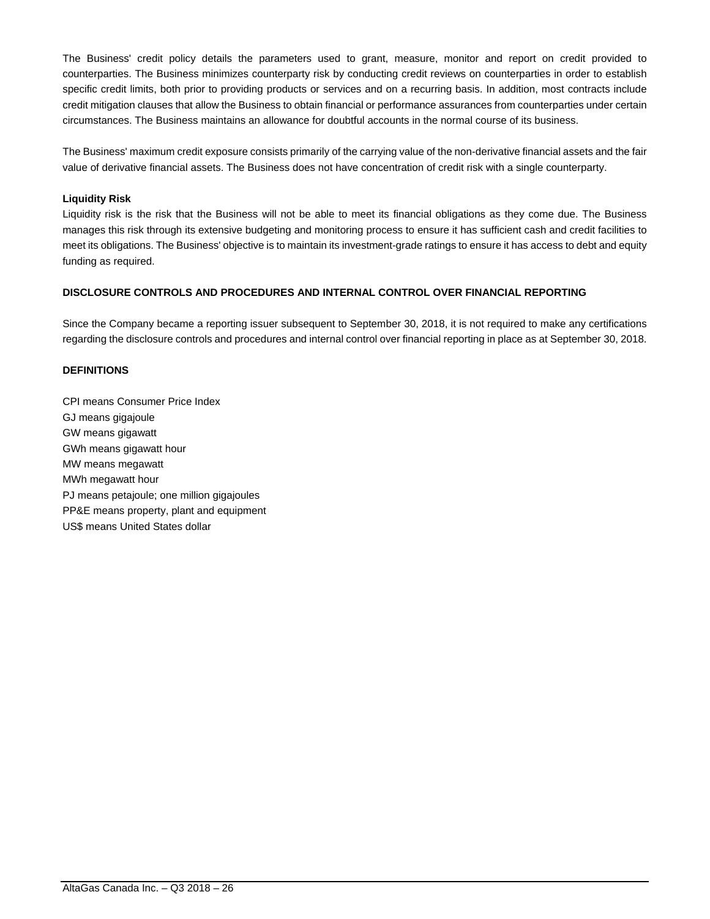The Business' credit policy details the parameters used to grant, measure, monitor and report on credit provided to counterparties. The Business minimizes counterparty risk by conducting credit reviews on counterparties in order to establish specific credit limits, both prior to providing products or services and on a recurring basis. In addition, most contracts include credit mitigation clauses that allow the Business to obtain financial or performance assurances from counterparties under certain circumstances. The Business maintains an allowance for doubtful accounts in the normal course of its business.

The Business' maximum credit exposure consists primarily of the carrying value of the non-derivative financial assets and the fair value of derivative financial assets. The Business does not have concentration of credit risk with a single counterparty.

**Liquidity Risk**

Liquidity risk is the risk that the Business will not be able to meet its financial obligations as they come due. The Business manages this risk through its extensive budgeting and monitoring process to ensure it has sufficient cash and credit facilities to meet its obligations. The Business' objective is to maintain its investment-grade ratings to ensure it has access to debt and equity funding as required.

## DISCLOSURE CONTROLS AND PROCEDURES AND INTERNAL CONTROL OVER FINANCIAL REPORTING

Since the Company became a reporting issuer subsequent to September 30, 2018, it is not required to make any certifications regarding the disclosure controls and procedures and internal control over financial reporting in place as at September 30, 2018.

## DEFINITIONS

CPI means Consumer Price Index
GJ means gigajoule
GW means gigawatt
GWh means gigawatt hour
MW means megawatt
MWh megawatt hour
PJ means petajoule; one million gigajoules
PP&E means property, plant and equipment
US$ means United States dollar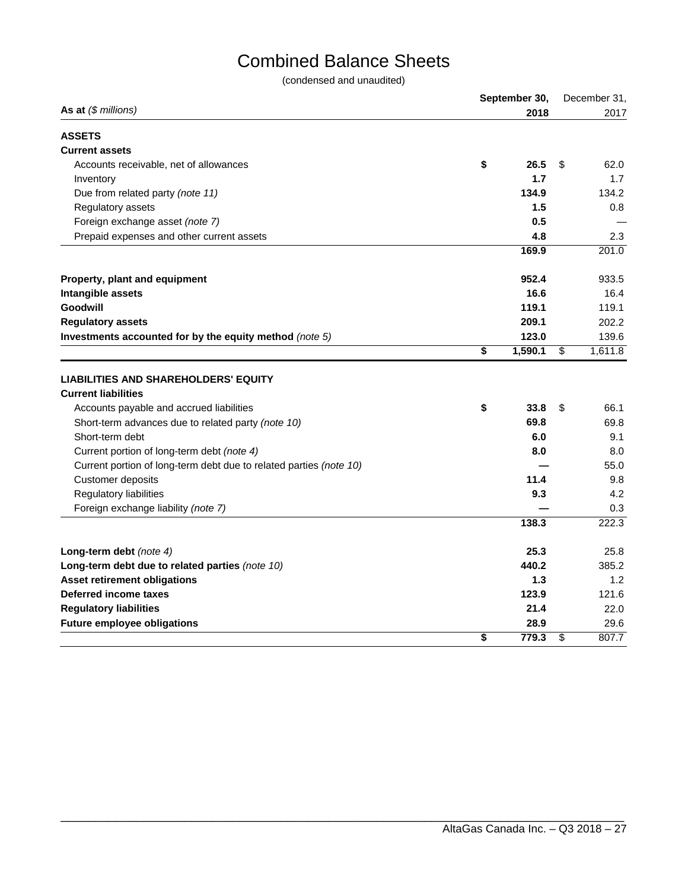# Combined Balance Sheets

(condensed and unaudited)

| As at *($ millions)* | September 30, 2018 | December 31, 2017 |
|---|---|---|
| **ASSETS** | | |
| **Current assets** | | |
| Accounts receivable, net of allowances | **$ 26.5** | $ 62.0 |
| Inventory | **1.7** | 1.7 |
| Due from related party *(note 11)* | **134.9** | 134.2 |
| Regulatory assets | **1.5** | 0.8 |
| Foreign exchange asset *(note 7)* | **0.5** | — |
| Prepaid expenses and other current assets | **4.8** | 2.3 |
| | **169.9** | 201.0 |
| **Property, plant and equipment** | **952.4** | 933.5 |
| **Intangible assets** | **16.6** | 16.4 |
| **Goodwill** | **119.1** | 119.1 |
| **Regulatory assets** | **209.1** | 202.2 |
| **Investments accounted for by the equity method** *(note 5)* | **123.0** | 139.6 |
| | **$ 1,590.1** | $ 1,611.8 |
| **LIABILITIES AND SHAREHOLDERS' EQUITY** | | |
| **Current liabilities** | | |
| Accounts payable and accrued liabilities | **$ 33.8** | $ 66.1 |
| Short-term advances due to related party *(note 10)* | **69.8** | 69.8 |
| Short-term debt | **6.0** | 9.1 |
| Current portion of long-term debt *(note 4)* | **8.0** | 8.0 |
| Current portion of long-term debt due to related parties *(note 10)* | **—** | 55.0 |
| Customer deposits | **11.4** | 9.8 |
| Regulatory liabilities | **9.3** | 4.2 |
| Foreign exchange liability *(note 7)* | **—** | 0.3 |
| | **138.3** | 222.3 |
| **Long-term debt** *(note 4)* | **25.3** | 25.8 |
| **Long-term debt due to related parties** *(note 10)* | **440.2** | 385.2 |
| **Asset retirement obligations** | **1.3** | 1.2 |
| **Deferred income taxes** | **123.9** | 121.6 |
| **Regulatory liabilities** | **21.4** | 22.0 |
| **Future employee obligations** | **28.9** | 29.6 |
| | **$ 779.3** | $ 807.7 |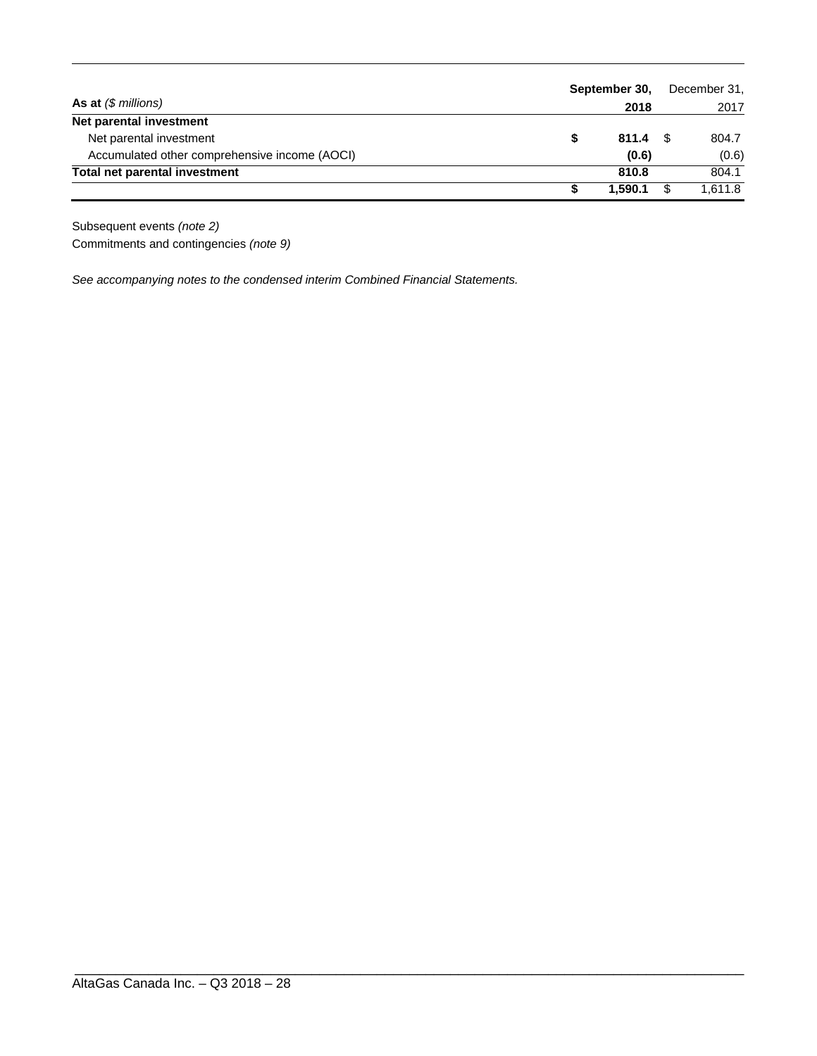| **As at** *($ millions)* | **September 30, 2018** | December 31, 2017 |
|---|---|---|
| **Net parental investment** | | |
| Net parental investment | **$ 811.4** | $ 804.7 |
| Accumulated other comprehensive income (AOCI) | **(0.6)** | (0.6) |
| **Total net parental investment** | **810.8** | 804.1 |
| | **$ 1,590.1** | $ 1,611.8 |

Subsequent events *(note 2)*

Commitments and contingencies *(note 9)*

*See accompanying notes to the condensed interim Combined Financial Statements.*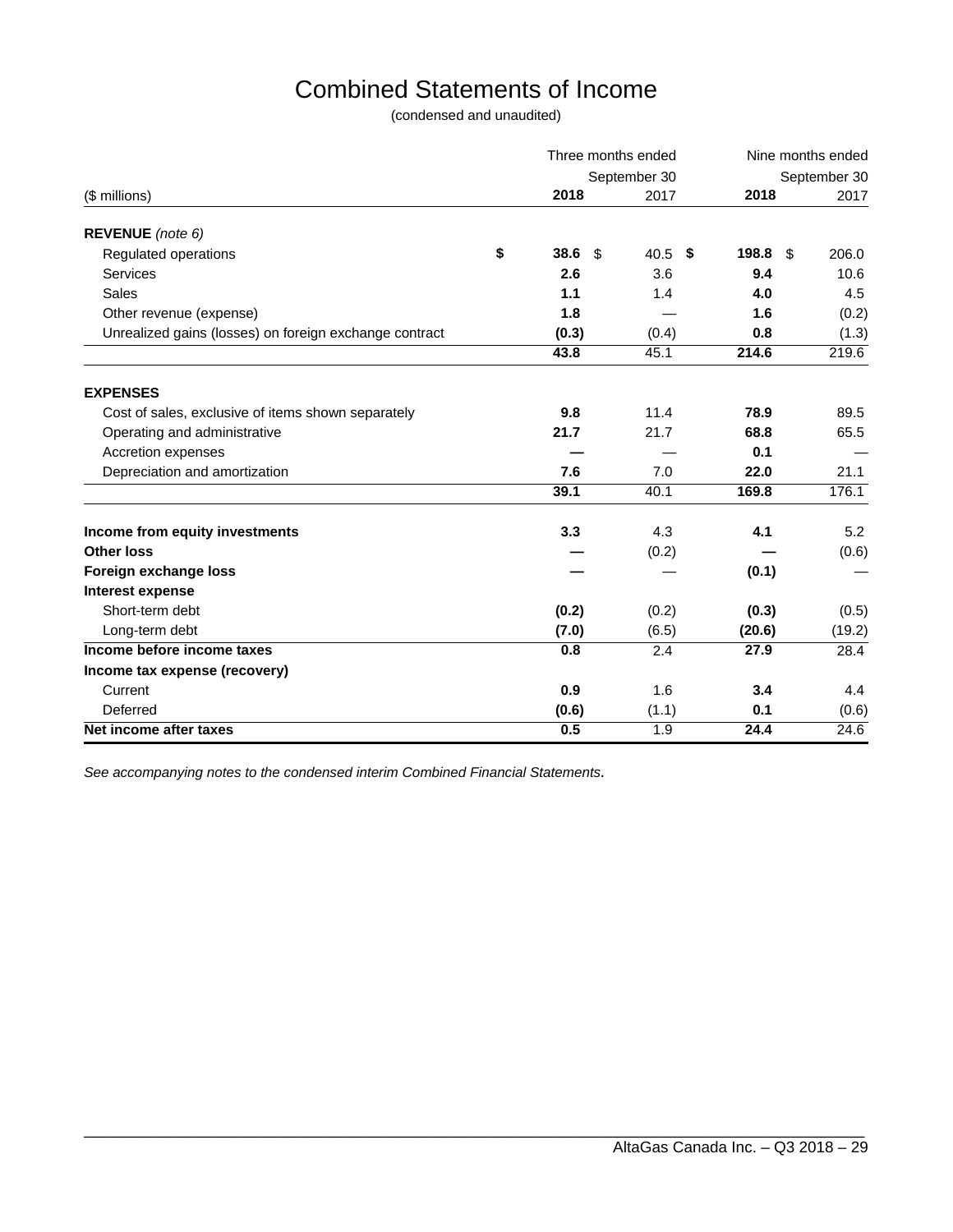# Combined Statements of Income

(condensed and unaudited)

| ($ millions) | Three months ended September 30 2018 | Three months ended September 30 2017 | Nine months ended September 30 2018 | Nine months ended September 30 2017 |
|---|---|---|---|---|
| **REVENUE** *(note 6)* | | | | |
| Regulated operations | **$ 38.6** | $ 40.5 | **$ 198.8** | $ 206.0 |
| Services | **2.6** | 3.6 | **9.4** | 10.6 |
| Sales | **1.1** | 1.4 | **4.0** | 4.5 |
| Other revenue (expense) | **1.8** | — | **1.6** | (0.2) |
| Unrealized gains (losses) on foreign exchange contract | **(0.3)** | (0.4) | **0.8** | (1.3) |
| | **43.8** | 45.1 | **214.6** | 219.6 |
| **EXPENSES** | | | | |
| Cost of sales, exclusive of items shown separately | **9.8** | 11.4 | **78.9** | 89.5 |
| Operating and administrative | **21.7** | 21.7 | **68.8** | 65.5 |
| Accretion expenses | **—** | — | **0.1** | — |
| Depreciation and amortization | **7.6** | 7.0 | **22.0** | 21.1 |
| | **39.1** | 40.1 | **169.8** | 176.1 |
| **Income from equity investments** | **3.3** | 4.3 | **4.1** | 5.2 |
| **Other loss** | **—** | (0.2) | **—** | (0.6) |
| **Foreign exchange loss** | **—** | — | **(0.1)** | — |
| **Interest expense** | | | | |
| Short-term debt | **(0.2)** | (0.2) | **(0.3)** | (0.5) |
| Long-term debt | **(7.0)** | (6.5) | **(20.6)** | (19.2) |
| **Income before income taxes** | **0.8** | 2.4 | **27.9** | 28.4 |
| **Income tax expense (recovery)** | | | | |
| Current | **0.9** | 1.6 | **3.4** | 4.4 |
| Deferred | **(0.6)** | (1.1) | **0.1** | (0.6) |
| **Net income after taxes** | **0.5** | 1.9 | **24.4** | 24.6 |

*See accompanying notes to the condensed interim Combined Financial Statements.*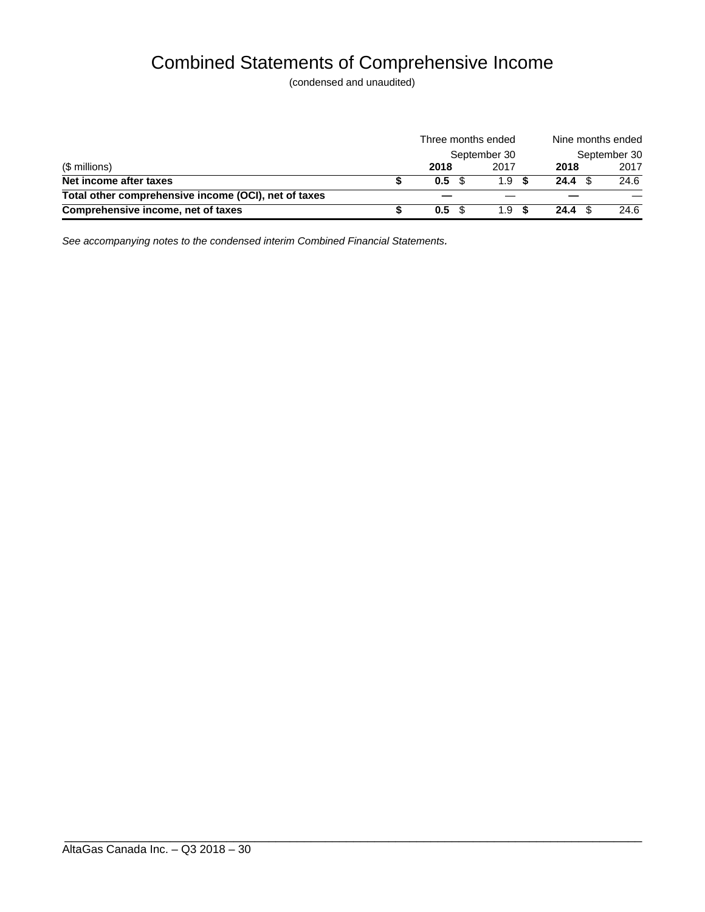# Combined Statements of Comprehensive Income

(condensed and unaudited)

| ($ millions) | Three months ended September 30 | | Nine months ended September 30 | |
|---|---|---|---|---|
| | **2018** | 2017 | **2018** | 2017 |
| **Net income after taxes** | **$ 0.5** | $ 1.9 | **$ 24.4** | $ 24.6 |
| **Total other comprehensive income (OCI), net of taxes** | **—** | — | **—** | — |
| **Comprehensive income, net of taxes** | **$ 0.5** | $ 1.9 | **$ 24.4** | $ 24.6 |

*See accompanying notes to the condensed interim Combined Financial Statements.*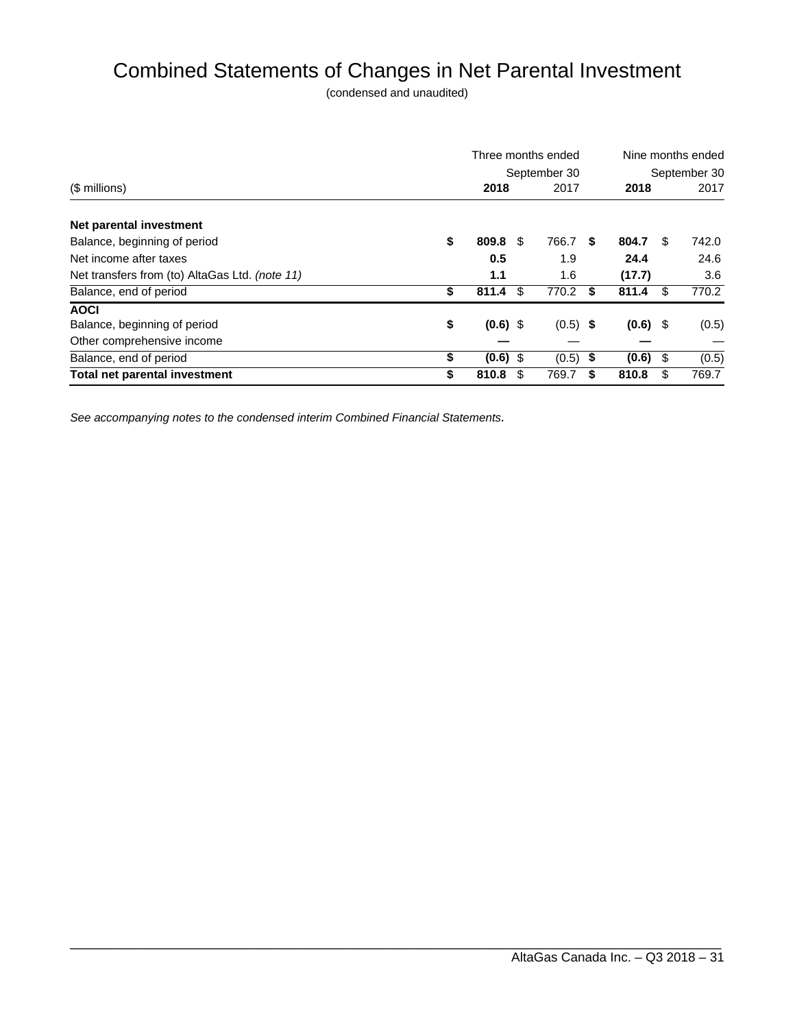# Combined Statements of Changes in Net Parental Investment

(condensed and unaudited)

| ($ millions) | Three months ended September 30 2018 | Three months ended September 30 2017 | Nine months ended September 30 2018 | Nine months ended September 30 2017 |
|---|---|---|---|---|
| **Net parental investment** | | | | |
| Balance, beginning of period | **$ 809.8** | $ 766.7 | **$ 804.7** | $ 742.0 |
| Net income after taxes | **0.5** | 1.9 | **24.4** | 24.6 |
| Net transfers from (to) AltaGas Ltd. *(note 11)* | **1.1** | 1.6 | **(17.7)** | 3.6 |
| Balance, end of period | **$ 811.4** | $ 770.2 | **$ 811.4** | $ 770.2 |
| **AOCI** | | | | |
| Balance, beginning of period | **$ (0.6)** | $ (0.5) | **$ (0.6)** | $ (0.5) |
| Other comprehensive income | **—** | — | **—** | — |
| Balance, end of period | **$ (0.6)** | $ (0.5) | **$ (0.6)** | $ (0.5) |
| **Total net parental investment** | **$ 810.8** | $ 769.7 | **$ 810.8** | $ 769.7 |

*See accompanying notes to the condensed interim Combined Financial Statements.*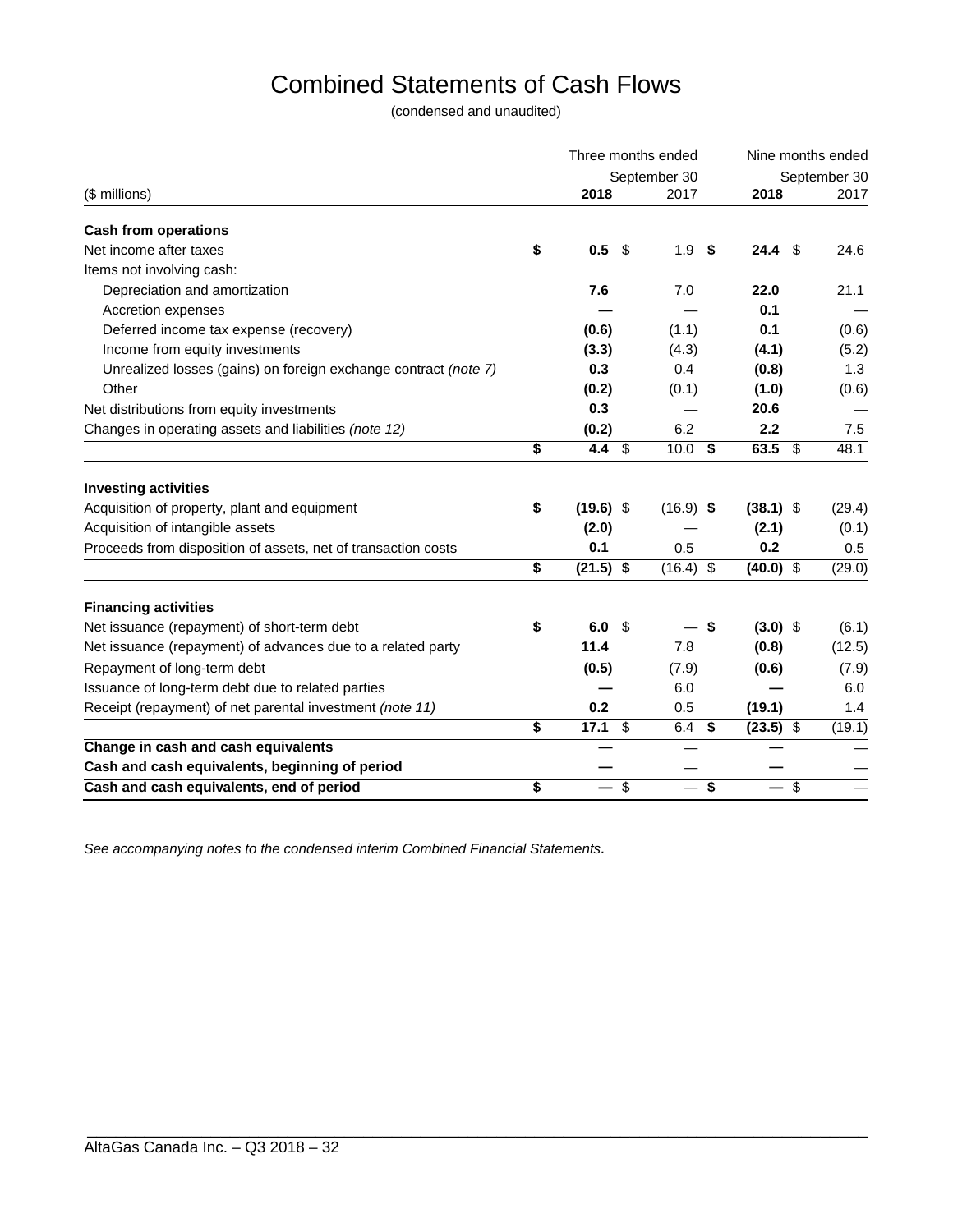# Combined Statements of Cash Flows

(condensed and unaudited)

| ($ millions) | Three months ended September 30 2018 | Three months ended September 30 2017 | Nine months ended September 30 2018 | Nine months ended September 30 2017 |
|---|---|---|---|---|
| **Cash from operations** | | | | |
| Net income after taxes | **$ 0.5** | $ 1.9 | **$ 24.4** | $ 24.6 |
| Items not involving cash: | | | | |
| Depreciation and amortization | **7.6** | 7.0 | **22.0** | 21.1 |
| Accretion expenses | **—** | — | **0.1** | — |
| Deferred income tax expense (recovery) | **(0.6)** | (1.1) | **0.1** | (0.6) |
| Income from equity investments | **(3.3)** | (4.3) | **(4.1)** | (5.2) |
| Unrealized losses (gains) on foreign exchange contract *(note 7)* | **0.3** | 0.4 | **(0.8)** | 1.3 |
| Other | **(0.2)** | (0.1) | **(1.0)** | (0.6) |
| Net distributions from equity investments | **0.3** | — | **20.6** | — |
| Changes in operating assets and liabilities *(note 12)* | **(0.2)** | 6.2 | **2.2** | 7.5 |
| | **$ 4.4** | $ 10.0 | **$ 63.5** | $ 48.1 |
| **Investing activities** | | | | |
| Acquisition of property, plant and equipment | **$ (19.6)** | $ (16.9) | **$ (38.1)** | $ (29.4) |
| Acquisition of intangible assets | **(2.0)** | — | **(2.1)** | (0.1) |
| Proceeds from disposition of assets, net of transaction costs | **0.1** | 0.5 | **0.2** | 0.5 |
| | **$ (21.5)** | $ (16.4) | **$ (40.0)** | $ (29.0) |
| **Financing activities** | | | | |
| Net issuance (repayment) of short-term debt | **$ 6.0** | $ — | **$ (3.0)** | $ (6.1) |
| Net issuance (repayment) of advances due to a related party | **11.4** | 7.8 | **(0.8)** | (12.5) |
| Repayment of long-term debt | **(0.5)** | (7.9) | **(0.6)** | (7.9) |
| Issuance of long-term debt due to related parties | **—** | 6.0 | **—** | 6.0 |
| Receipt (repayment) of net parental investment *(note 11)* | **0.2** | 0.5 | **(19.1)** | 1.4 |
| | **$ 17.1** | $ 6.4 | **$ (23.5)** | $ (19.1) |
| **Change in cash and cash equivalents** | **—** | — | **—** | — |
| **Cash and cash equivalents, beginning of period** | **—** | — | **—** | — |
| **Cash and cash equivalents, end of period** | **$ —** | $ — | **$ —** | $ — |

*See accompanying notes to the condensed interim Combined Financial Statements.*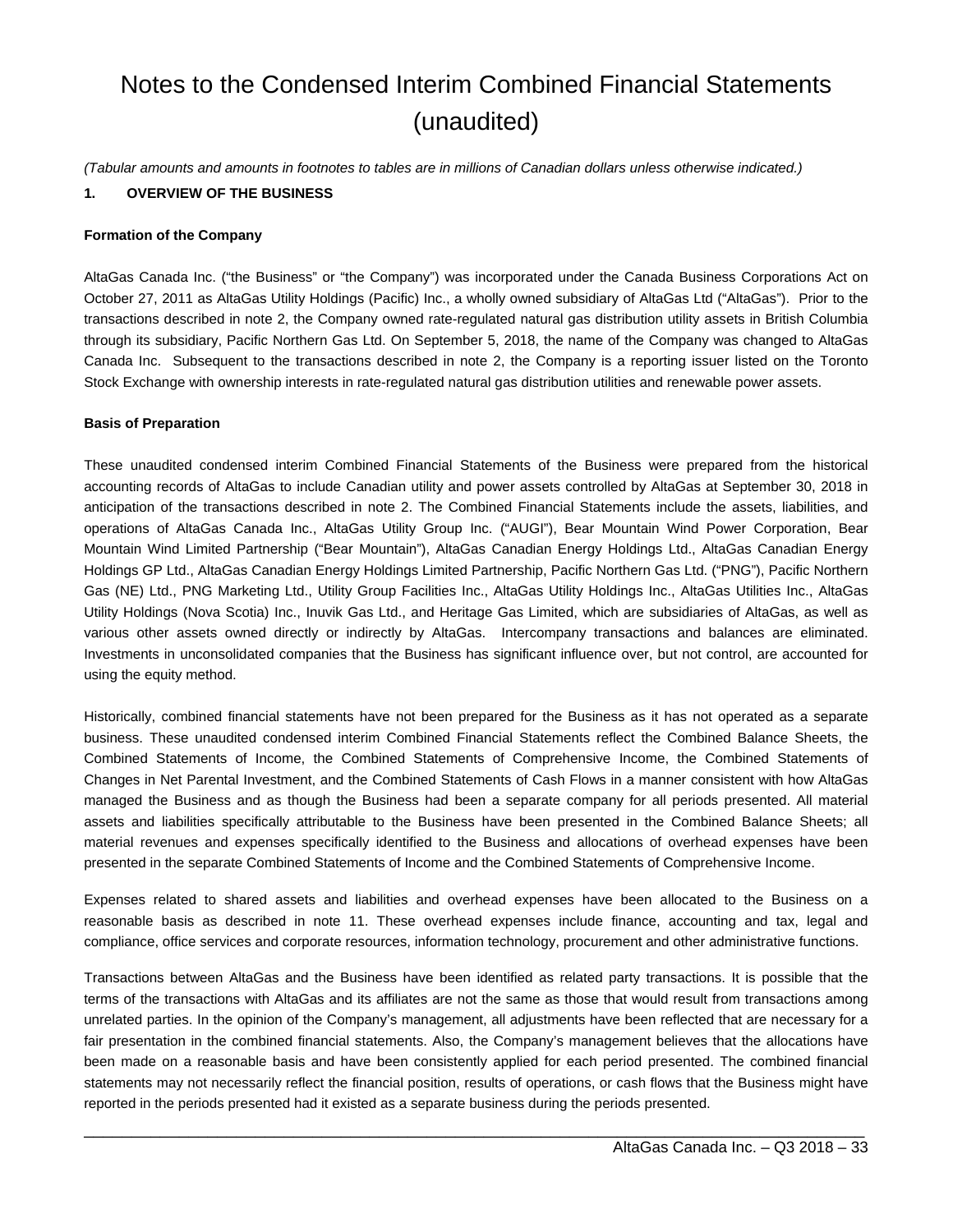# Notes to the Condensed Interim Combined Financial Statements (unaudited)

*(Tabular amounts and amounts in footnotes to tables are in millions of Canadian dollars unless otherwise indicated.)*

## 1. OVERVIEW OF THE BUSINESS

### Formation of the Company

AltaGas Canada Inc. ("the Business" or "the Company") was incorporated under the Canada Business Corporations Act on October 27, 2011 as AltaGas Utility Holdings (Pacific) Inc., a wholly owned subsidiary of AltaGas Ltd ("AltaGas"). Prior to the transactions described in note 2, the Company owned rate-regulated natural gas distribution utility assets in British Columbia through its subsidiary, Pacific Northern Gas Ltd. On September 5, 2018, the name of the Company was changed to AltaGas Canada Inc. Subsequent to the transactions described in note 2, the Company is a reporting issuer listed on the Toronto Stock Exchange with ownership interests in rate-regulated natural gas distribution utilities and renewable power assets.

### Basis of Preparation

These unaudited condensed interim Combined Financial Statements of the Business were prepared from the historical accounting records of AltaGas to include Canadian utility and power assets controlled by AltaGas at September 30, 2018 in anticipation of the transactions described in note 2. The Combined Financial Statements include the assets, liabilities, and operations of AltaGas Canada Inc., AltaGas Utility Group Inc. ("AUGI"), Bear Mountain Wind Power Corporation, Bear Mountain Wind Limited Partnership ("Bear Mountain"), AltaGas Canadian Energy Holdings Ltd., AltaGas Canadian Energy Holdings GP Ltd., AltaGas Canadian Energy Holdings Limited Partnership, Pacific Northern Gas Ltd. ("PNG"), Pacific Northern Gas (NE) Ltd., PNG Marketing Ltd., Utility Group Facilities Inc., AltaGas Utility Holdings Inc., AltaGas Utilities Inc., AltaGas Utility Holdings (Nova Scotia) Inc., Inuvik Gas Ltd., and Heritage Gas Limited, which are subsidiaries of AltaGas, as well as various other assets owned directly or indirectly by AltaGas. Intercompany transactions and balances are eliminated. Investments in unconsolidated companies that the Business has significant influence over, but not control, are accounted for using the equity method.

Historically, combined financial statements have not been prepared for the Business as it has not operated as a separate business. These unaudited condensed interim Combined Financial Statements reflect the Combined Balance Sheets, the Combined Statements of Income, the Combined Statements of Comprehensive Income, the Combined Statements of Changes in Net Parental Investment, and the Combined Statements of Cash Flows in a manner consistent with how AltaGas managed the Business and as though the Business had been a separate company for all periods presented. All material assets and liabilities specifically attributable to the Business have been presented in the Combined Balance Sheets; all material revenues and expenses specifically identified to the Business and allocations of overhead expenses have been presented in the separate Combined Statements of Income and the Combined Statements of Comprehensive Income.

Expenses related to shared assets and liabilities and overhead expenses have been allocated to the Business on a reasonable basis as described in note 11. These overhead expenses include finance, accounting and tax, legal and compliance, office services and corporate resources, information technology, procurement and other administrative functions.

Transactions between AltaGas and the Business have been identified as related party transactions. It is possible that the terms of the transactions with AltaGas and its affiliates are not the same as those that would result from transactions among unrelated parties. In the opinion of the Company's management, all adjustments have been reflected that are necessary for a fair presentation in the combined financial statements. Also, the Company's management believes that the allocations have been made on a reasonable basis and have been consistently applied for each period presented. The combined financial statements may not necessarily reflect the financial position, results of operations, or cash flows that the Business might have reported in the periods presented had it existed as a separate business during the periods presented.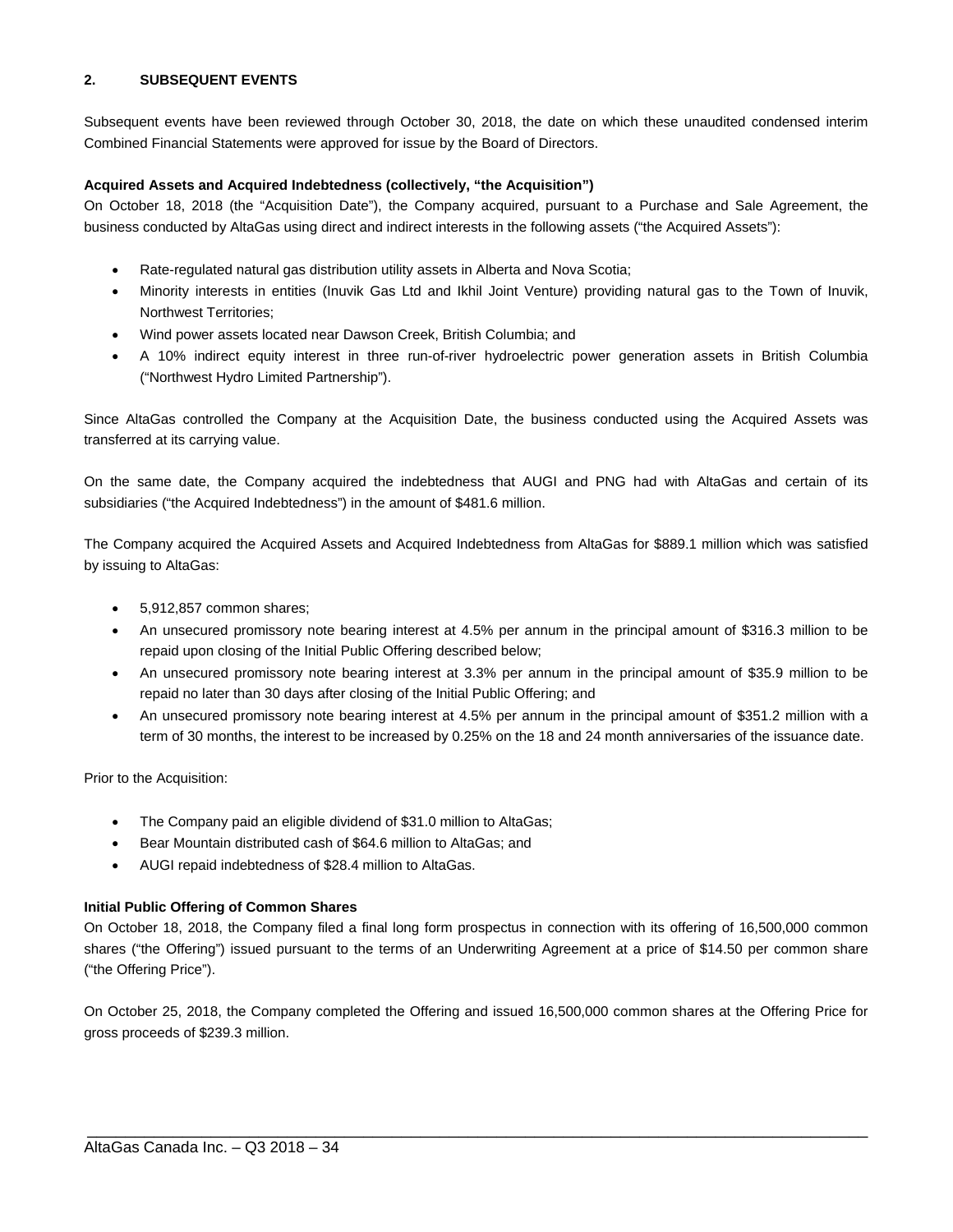## 2. SUBSEQUENT EVENTS

Subsequent events have been reviewed through October 30, 2018, the date on which these unaudited condensed interim Combined Financial Statements were approved for issue by the Board of Directors.

**Acquired Assets and Acquired Indebtedness (collectively, "the Acquisition")**

On October 18, 2018 (the "Acquisition Date"), the Company acquired, pursuant to a Purchase and Sale Agreement, the business conducted by AltaGas using direct and indirect interests in the following assets ("the Acquired Assets"):

- Rate-regulated natural gas distribution utility assets in Alberta and Nova Scotia;
- Minority interests in entities (Inuvik Gas Ltd and Ikhil Joint Venture) providing natural gas to the Town of Inuvik, Northwest Territories;
- Wind power assets located near Dawson Creek, British Columbia; and
- A 10% indirect equity interest in three run-of-river hydroelectric power generation assets in British Columbia ("Northwest Hydro Limited Partnership").

Since AltaGas controlled the Company at the Acquisition Date, the business conducted using the Acquired Assets was transferred at its carrying value.

On the same date, the Company acquired the indebtedness that AUGI and PNG had with AltaGas and certain of its subsidiaries ("the Acquired Indebtedness") in the amount of $481.6 million.

The Company acquired the Acquired Assets and Acquired Indebtedness from AltaGas for $889.1 million which was satisfied by issuing to AltaGas:

- 5,912,857 common shares;
- An unsecured promissory note bearing interest at 4.5% per annum in the principal amount of $316.3 million to be repaid upon closing of the Initial Public Offering described below;
- An unsecured promissory note bearing interest at 3.3% per annum in the principal amount of $35.9 million to be repaid no later than 30 days after closing of the Initial Public Offering; and
- An unsecured promissory note bearing interest at 4.5% per annum in the principal amount of $351.2 million with a term of 30 months, the interest to be increased by 0.25% on the 18 and 24 month anniversaries of the issuance date.

Prior to the Acquisition:

- The Company paid an eligible dividend of $31.0 million to AltaGas;
- Bear Mountain distributed cash of $64.6 million to AltaGas; and
- AUGI repaid indebtedness of $28.4 million to AltaGas.

**Initial Public Offering of Common Shares**

On October 18, 2018, the Company filed a final long form prospectus in connection with its offering of 16,500,000 common shares ("the Offering") issued pursuant to the terms of an Underwriting Agreement at a price of $14.50 per common share ("the Offering Price").

On October 25, 2018, the Company completed the Offering and issued 16,500,000 common shares at the Offering Price for gross proceeds of $239.3 million.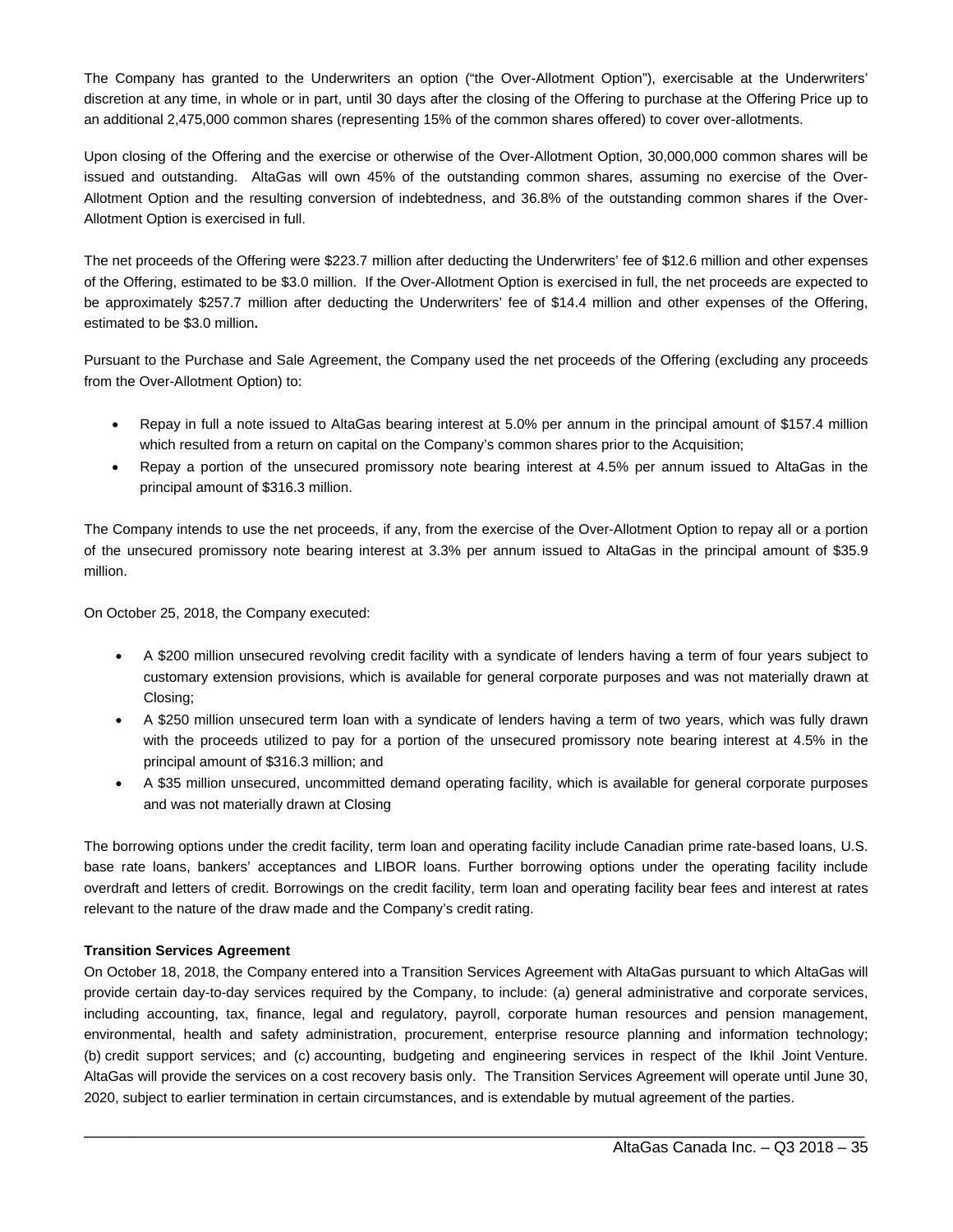The Company has granted to the Underwriters an option ("the Over-Allotment Option"), exercisable at the Underwriters' discretion at any time, in whole or in part, until 30 days after the closing of the Offering to purchase at the Offering Price up to an additional 2,475,000 common shares (representing 15% of the common shares offered) to cover over-allotments.

Upon closing of the Offering and the exercise or otherwise of the Over-Allotment Option, 30,000,000 common shares will be issued and outstanding. AltaGas will own 45% of the outstanding common shares, assuming no exercise of the Over-Allotment Option and the resulting conversion of indebtedness, and 36.8% of the outstanding common shares if the Over-Allotment Option is exercised in full.

The net proceeds of the Offering were $223.7 million after deducting the Underwriters' fee of $12.6 million and other expenses of the Offering, estimated to be $3.0 million. If the Over-Allotment Option is exercised in full, the net proceeds are expected to be approximately $257.7 million after deducting the Underwriters' fee of $14.4 million and other expenses of the Offering, estimated to be $3.0 million**.**

Pursuant to the Purchase and Sale Agreement, the Company used the net proceeds of the Offering (excluding any proceeds from the Over-Allotment Option) to:

- Repay in full a note issued to AltaGas bearing interest at 5.0% per annum in the principal amount of $157.4 million which resulted from a return on capital on the Company's common shares prior to the Acquisition;
- Repay a portion of the unsecured promissory note bearing interest at 4.5% per annum issued to AltaGas in the principal amount of $316.3 million.

The Company intends to use the net proceeds, if any, from the exercise of the Over-Allotment Option to repay all or a portion of the unsecured promissory note bearing interest at 3.3% per annum issued to AltaGas in the principal amount of $35.9 million.

On October 25, 2018, the Company executed:

- A $200 million unsecured revolving credit facility with a syndicate of lenders having a term of four years subject to customary extension provisions, which is available for general corporate purposes and was not materially drawn at Closing;
- A $250 million unsecured term loan with a syndicate of lenders having a term of two years, which was fully drawn with the proceeds utilized to pay for a portion of the unsecured promissory note bearing interest at 4.5% in the principal amount of $316.3 million; and
- A $35 million unsecured, uncommitted demand operating facility, which is available for general corporate purposes and was not materially drawn at Closing

The borrowing options under the credit facility, term loan and operating facility include Canadian prime rate-based loans, U.S. base rate loans, bankers' acceptances and LIBOR loans. Further borrowing options under the operating facility include overdraft and letters of credit. Borrowings on the credit facility, term loan and operating facility bear fees and interest at rates relevant to the nature of the draw made and the Company's credit rating.

**Transition Services Agreement**

On October 18, 2018, the Company entered into a Transition Services Agreement with AltaGas pursuant to which AltaGas will provide certain day-to-day services required by the Company, to include: (a) general administrative and corporate services, including accounting, tax, finance, legal and regulatory, payroll, corporate human resources and pension management, environmental, health and safety administration, procurement, enterprise resource planning and information technology; (b) credit support services; and (c) accounting, budgeting and engineering services in respect of the Ikhil Joint Venture. AltaGas will provide the services on a cost recovery basis only. The Transition Services Agreement will operate until June 30, 2020, subject to earlier termination in certain circumstances, and is extendable by mutual agreement of the parties.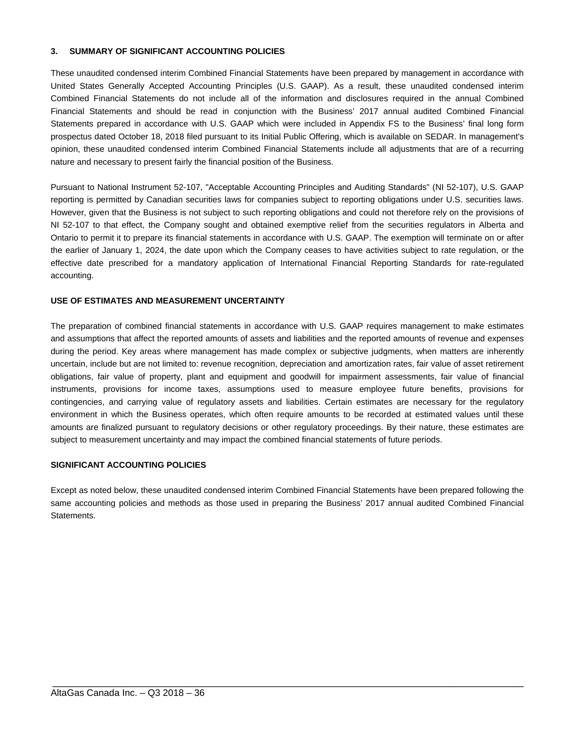### 3. SUMMARY OF SIGNIFICANT ACCOUNTING POLICIES

These unaudited condensed interim Combined Financial Statements have been prepared by management in accordance with United States Generally Accepted Accounting Principles (U.S. GAAP). As a result, these unaudited condensed interim Combined Financial Statements do not include all of the information and disclosures required in the annual Combined Financial Statements and should be read in conjunction with the Business' 2017 annual audited Combined Financial Statements prepared in accordance with U.S. GAAP which were included in Appendix FS to the Business' final long form prospectus dated October 18, 2018 filed pursuant to its Initial Public Offering, which is available on SEDAR. In management's opinion, these unaudited condensed interim Combined Financial Statements include all adjustments that are of a recurring nature and necessary to present fairly the financial position of the Business.

Pursuant to National Instrument 52-107, "Acceptable Accounting Principles and Auditing Standards" (NI 52-107), U.S. GAAP reporting is permitted by Canadian securities laws for companies subject to reporting obligations under U.S. securities laws. However, given that the Business is not subject to such reporting obligations and could not therefore rely on the provisions of NI 52-107 to that effect, the Company sought and obtained exemptive relief from the securities regulators in Alberta and Ontario to permit it to prepare its financial statements in accordance with U.S. GAAP. The exemption will terminate on or after the earlier of January 1, 2024, the date upon which the Company ceases to have activities subject to rate regulation, or the effective date prescribed for a mandatory application of International Financial Reporting Standards for rate-regulated accounting.

#### USE OF ESTIMATES AND MEASUREMENT UNCERTAINTY

The preparation of combined financial statements in accordance with U.S. GAAP requires management to make estimates and assumptions that affect the reported amounts of assets and liabilities and the reported amounts of revenue and expenses during the period. Key areas where management has made complex or subjective judgments, when matters are inherently uncertain, include but are not limited to: revenue recognition, depreciation and amortization rates, fair value of asset retirement obligations, fair value of property, plant and equipment and goodwill for impairment assessments, fair value of financial instruments, provisions for income taxes, assumptions used to measure employee future benefits, provisions for contingencies, and carrying value of regulatory assets and liabilities. Certain estimates are necessary for the regulatory environment in which the Business operates, which often require amounts to be recorded at estimated values until these amounts are finalized pursuant to regulatory decisions or other regulatory proceedings. By their nature, these estimates are subject to measurement uncertainty and may impact the combined financial statements of future periods.

#### SIGNIFICANT ACCOUNTING POLICIES

Except as noted below, these unaudited condensed interim Combined Financial Statements have been prepared following the same accounting policies and methods as those used in preparing the Business' 2017 annual audited Combined Financial Statements.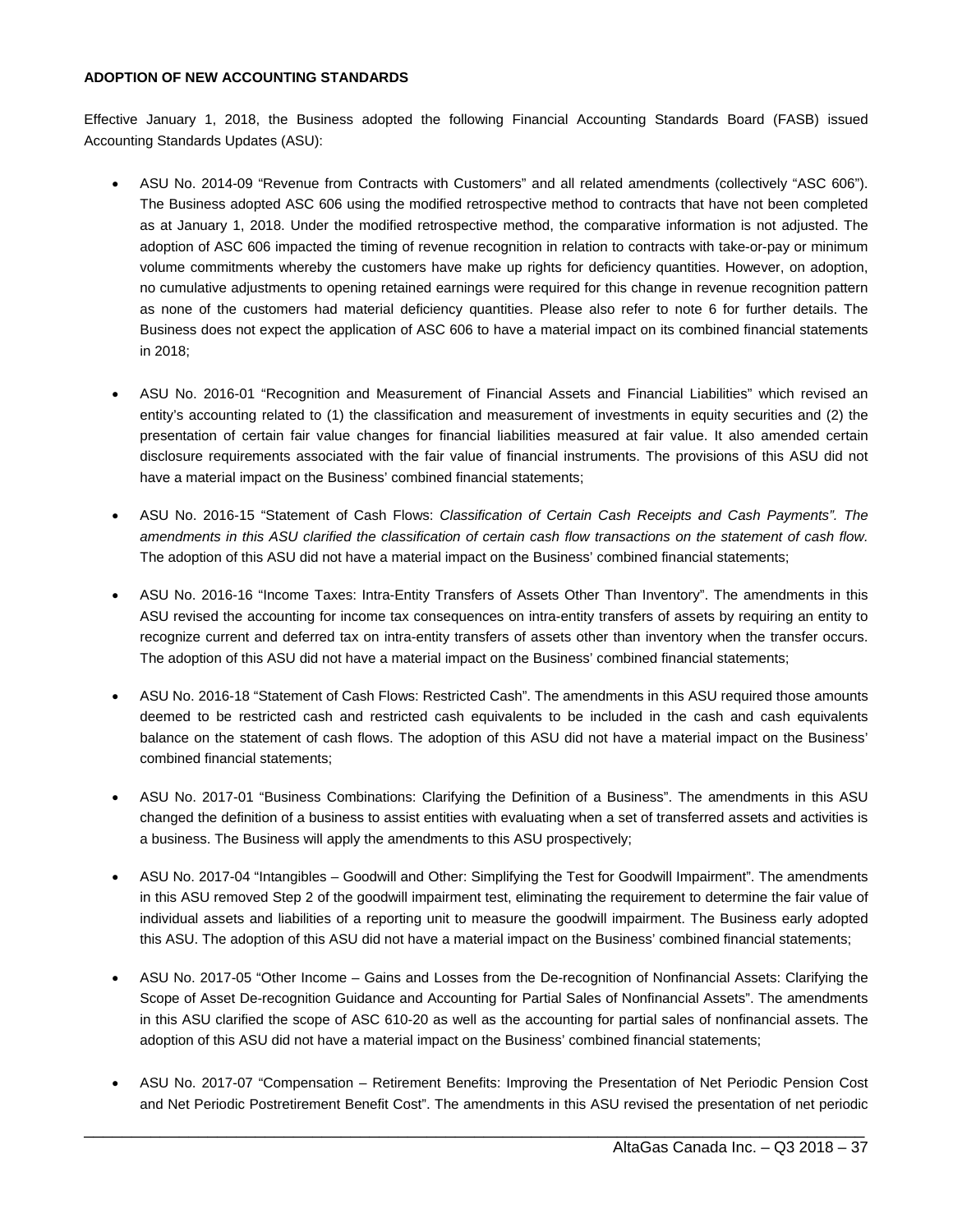**ADOPTION OF NEW ACCOUNTING STANDARDS**

Effective January 1, 2018, the Business adopted the following Financial Accounting Standards Board (FASB) issued Accounting Standards Updates (ASU):

- ASU No. 2014-09 "Revenue from Contracts with Customers" and all related amendments (collectively "ASC 606"). The Business adopted ASC 606 using the modified retrospective method to contracts that have not been completed as at January 1, 2018. Under the modified retrospective method, the comparative information is not adjusted. The adoption of ASC 606 impacted the timing of revenue recognition in relation to contracts with take-or-pay or minimum volume commitments whereby the customers have make up rights for deficiency quantities. However, on adoption, no cumulative adjustments to opening retained earnings were required for this change in revenue recognition pattern as none of the customers had material deficiency quantities. Please also refer to note 6 for further details. The Business does not expect the application of ASC 606 to have a material impact on its combined financial statements in 2018;

- ASU No. 2016-01 "Recognition and Measurement of Financial Assets and Financial Liabilities" which revised an entity's accounting related to (1) the classification and measurement of investments in equity securities and (2) the presentation of certain fair value changes for financial liabilities measured at fair value. It also amended certain disclosure requirements associated with the fair value of financial instruments. The provisions of this ASU did not have a material impact on the Business' combined financial statements;

- ASU No. 2016-15 "Statement of Cash Flows: *Classification of Certain Cash Receipts and Cash Payments". The amendments in this ASU clarified the classification of certain cash flow transactions on the statement of cash flow.* The adoption of this ASU did not have a material impact on the Business' combined financial statements;

- ASU No. 2016-16 "Income Taxes: Intra-Entity Transfers of Assets Other Than Inventory". The amendments in this ASU revised the accounting for income tax consequences on intra-entity transfers of assets by requiring an entity to recognize current and deferred tax on intra-entity transfers of assets other than inventory when the transfer occurs. The adoption of this ASU did not have a material impact on the Business' combined financial statements;

- ASU No. 2016-18 "Statement of Cash Flows: Restricted Cash". The amendments in this ASU required those amounts deemed to be restricted cash and restricted cash equivalents to be included in the cash and cash equivalents balance on the statement of cash flows. The adoption of this ASU did not have a material impact on the Business' combined financial statements;

- ASU No. 2017-01 "Business Combinations: Clarifying the Definition of a Business". The amendments in this ASU changed the definition of a business to assist entities with evaluating when a set of transferred assets and activities is a business. The Business will apply the amendments to this ASU prospectively;

- ASU No. 2017-04 "Intangibles – Goodwill and Other: Simplifying the Test for Goodwill Impairment". The amendments in this ASU removed Step 2 of the goodwill impairment test, eliminating the requirement to determine the fair value of individual assets and liabilities of a reporting unit to measure the goodwill impairment. The Business early adopted this ASU. The adoption of this ASU did not have a material impact on the Business' combined financial statements;

- ASU No. 2017-05 "Other Income – Gains and Losses from the De-recognition of Nonfinancial Assets: Clarifying the Scope of Asset De-recognition Guidance and Accounting for Partial Sales of Nonfinancial Assets". The amendments in this ASU clarified the scope of ASC 610-20 as well as the accounting for partial sales of nonfinancial assets. The adoption of this ASU did not have a material impact on the Business' combined financial statements;

- ASU No. 2017-07 "Compensation – Retirement Benefits: Improving the Presentation of Net Periodic Pension Cost and Net Periodic Postretirement Benefit Cost". The amendments in this ASU revised the presentation of net periodic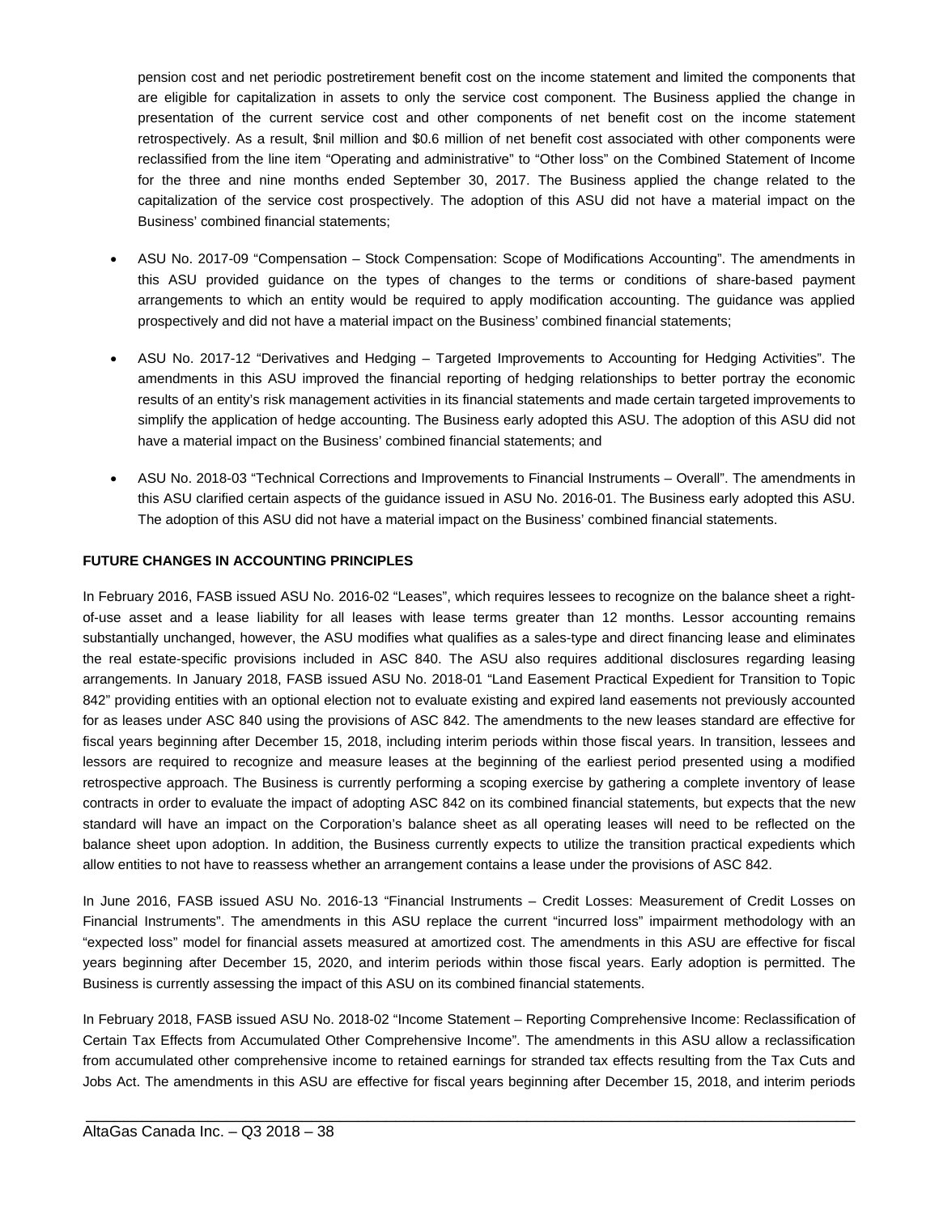pension cost and net periodic postretirement benefit cost on the income statement and limited the components that are eligible for capitalization in assets to only the service cost component. The Business applied the change in presentation of the current service cost and other components of net benefit cost on the income statement retrospectively. As a result, $nil million and $0.6 million of net benefit cost associated with other components were reclassified from the line item "Operating and administrative" to "Other loss" on the Combined Statement of Income for the three and nine months ended September 30, 2017. The Business applied the change related to the capitalization of the service cost prospectively. The adoption of this ASU did not have a material impact on the Business' combined financial statements;

- ASU No. 2017-09 "Compensation – Stock Compensation: Scope of Modifications Accounting". The amendments in this ASU provided guidance on the types of changes to the terms or conditions of share-based payment arrangements to which an entity would be required to apply modification accounting. The guidance was applied prospectively and did not have a material impact on the Business' combined financial statements;

- ASU No. 2017-12 "Derivatives and Hedging – Targeted Improvements to Accounting for Hedging Activities". The amendments in this ASU improved the financial reporting of hedging relationships to better portray the economic results of an entity's risk management activities in its financial statements and made certain targeted improvements to simplify the application of hedge accounting. The Business early adopted this ASU. The adoption of this ASU did not have a material impact on the Business' combined financial statements; and

- ASU No. 2018-03 "Technical Corrections and Improvements to Financial Instruments – Overall". The amendments in this ASU clarified certain aspects of the guidance issued in ASU No. 2016-01. The Business early adopted this ASU. The adoption of this ASU did not have a material impact on the Business' combined financial statements.

**FUTURE CHANGES IN ACCOUNTING PRINCIPLES**

In February 2016, FASB issued ASU No. 2016-02 "Leases", which requires lessees to recognize on the balance sheet a right-of-use asset and a lease liability for all leases with lease terms greater than 12 months. Lessor accounting remains substantially unchanged, however, the ASU modifies what qualifies as a sales-type and direct financing lease and eliminates the real estate-specific provisions included in ASC 840. The ASU also requires additional disclosures regarding leasing arrangements. In January 2018, FASB issued ASU No. 2018-01 "Land Easement Practical Expedient for Transition to Topic 842" providing entities with an optional election not to evaluate existing and expired land easements not previously accounted for as leases under ASC 840 using the provisions of ASC 842. The amendments to the new leases standard are effective for fiscal years beginning after December 15, 2018, including interim periods within those fiscal years. In transition, lessees and lessors are required to recognize and measure leases at the beginning of the earliest period presented using a modified retrospective approach. The Business is currently performing a scoping exercise by gathering a complete inventory of lease contracts in order to evaluate the impact of adopting ASC 842 on its combined financial statements, but expects that the new standard will have an impact on the Corporation's balance sheet as all operating leases will need to be reflected on the balance sheet upon adoption. In addition, the Business currently expects to utilize the transition practical expedients which allow entities to not have to reassess whether an arrangement contains a lease under the provisions of ASC 842.

In June 2016, FASB issued ASU No. 2016-13 "Financial Instruments – Credit Losses: Measurement of Credit Losses on Financial Instruments". The amendments in this ASU replace the current "incurred loss" impairment methodology with an "expected loss" model for financial assets measured at amortized cost. The amendments in this ASU are effective for fiscal years beginning after December 15, 2020, and interim periods within those fiscal years. Early adoption is permitted. The Business is currently assessing the impact of this ASU on its combined financial statements.

In February 2018, FASB issued ASU No. 2018-02 "Income Statement – Reporting Comprehensive Income: Reclassification of Certain Tax Effects from Accumulated Other Comprehensive Income". The amendments in this ASU allow a reclassification from accumulated other comprehensive income to retained earnings for stranded tax effects resulting from the Tax Cuts and Jobs Act. The amendments in this ASU are effective for fiscal years beginning after December 15, 2018, and interim periods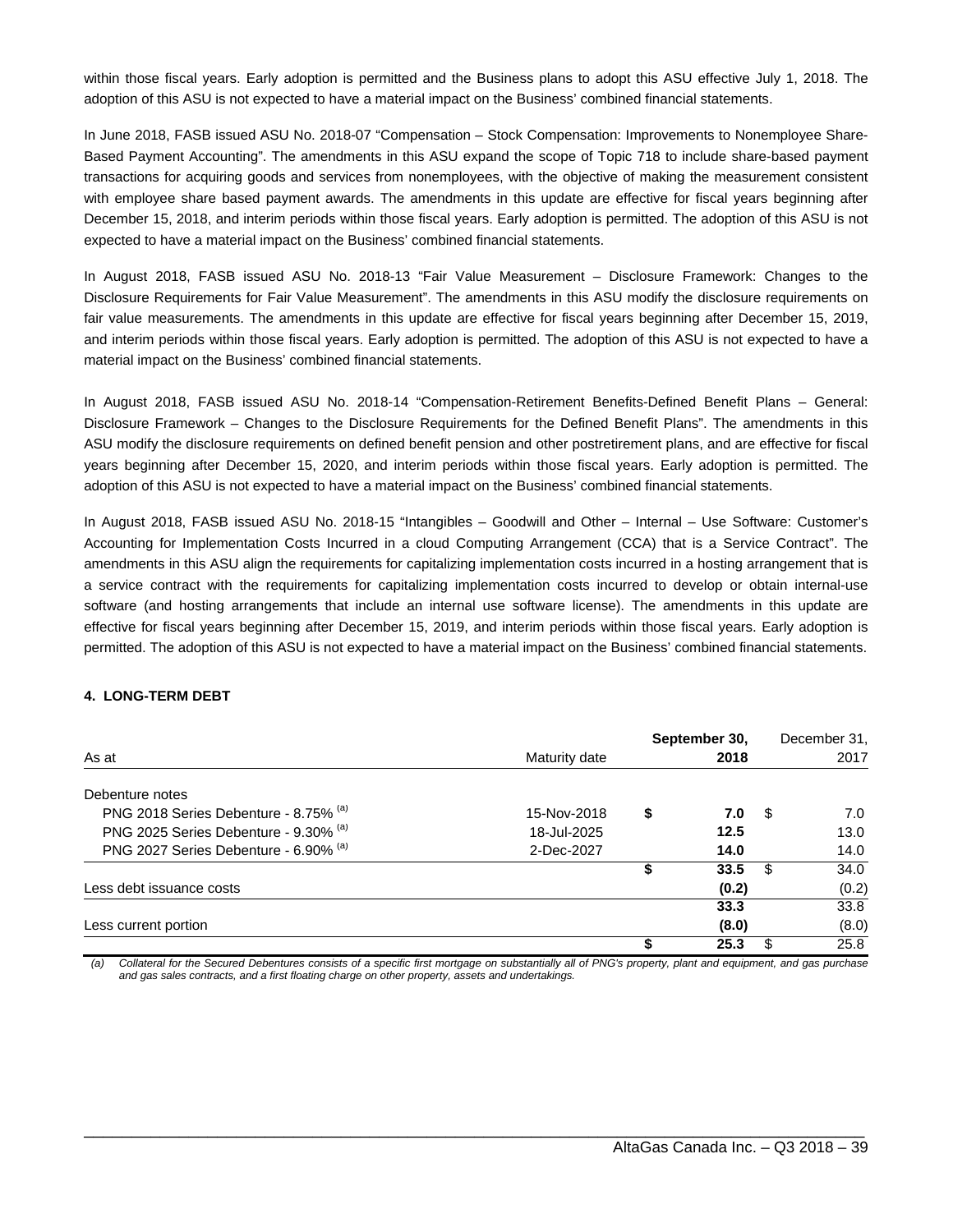within those fiscal years. Early adoption is permitted and the Business plans to adopt this ASU effective July 1, 2018. The adoption of this ASU is not expected to have a material impact on the Business' combined financial statements.

In June 2018, FASB issued ASU No. 2018-07 "Compensation – Stock Compensation: Improvements to Nonemployee Share-Based Payment Accounting". The amendments in this ASU expand the scope of Topic 718 to include share-based payment transactions for acquiring goods and services from nonemployees, with the objective of making the measurement consistent with employee share based payment awards. The amendments in this update are effective for fiscal years beginning after December 15, 2018, and interim periods within those fiscal years. Early adoption is permitted. The adoption of this ASU is not expected to have a material impact on the Business' combined financial statements.

In August 2018, FASB issued ASU No. 2018-13 "Fair Value Measurement – Disclosure Framework: Changes to the Disclosure Requirements for Fair Value Measurement". The amendments in this ASU modify the disclosure requirements on fair value measurements. The amendments in this update are effective for fiscal years beginning after December 15, 2019, and interim periods within those fiscal years. Early adoption is permitted. The adoption of this ASU is not expected to have a material impact on the Business' combined financial statements.

In August 2018, FASB issued ASU No. 2018-14 "Compensation-Retirement Benefits-Defined Benefit Plans – General: Disclosure Framework – Changes to the Disclosure Requirements for the Defined Benefit Plans". The amendments in this ASU modify the disclosure requirements on defined benefit pension and other postretirement plans, and are effective for fiscal years beginning after December 15, 2020, and interim periods within those fiscal years. Early adoption is permitted. The adoption of this ASU is not expected to have a material impact on the Business' combined financial statements.

In August 2018, FASB issued ASU No. 2018-15 "Intangibles – Goodwill and Other – Internal – Use Software: Customer's Accounting for Implementation Costs Incurred in a cloud Computing Arrangement (CCA) that is a Service Contract". The amendments in this ASU align the requirements for capitalizing implementation costs incurred in a hosting arrangement that is a service contract with the requirements for capitalizing implementation costs incurred to develop or obtain internal-use software (and hosting arrangements that include an internal use software license). The amendments in this update are effective for fiscal years beginning after December 15, 2019, and interim periods within those fiscal years. Early adoption is permitted. The adoption of this ASU is not expected to have a material impact on the Business' combined financial statements.

## 4. LONG-TERM DEBT

| As at | Maturity date | September 30, 2018 | December 31, 2017 |
|---|---|---|---|
| Debenture notes | | | |
| PNG 2018 Series Debenture - 8.75% [(a)] | 15-Nov-2018 | **$ 7.0** | $ 7.0 |
| PNG 2025 Series Debenture - 9.30% [(a)] | 18-Jul-2025 | **12.5** | 13.0 |
| PNG 2027 Series Debenture - 6.90% [(a)] | 2-Dec-2027 | **14.0** | 14.0 |
| | | **$ 33.5** | $ 34.0 |
| Less debt issuance costs | | **(0.2)** | (0.2) |
| | | **33.3** | 33.8 |
| Less current portion | | **(8.0)** | (8.0) |
| | | **$ 25.3** | $ 25.8 |

*(a) Collateral for the Secured Debentures consists of a specific first mortgage on substantially all of PNG's property, plant and equipment, and gas purchase and gas sales contracts, and a first floating charge on other property, assets and undertakings.*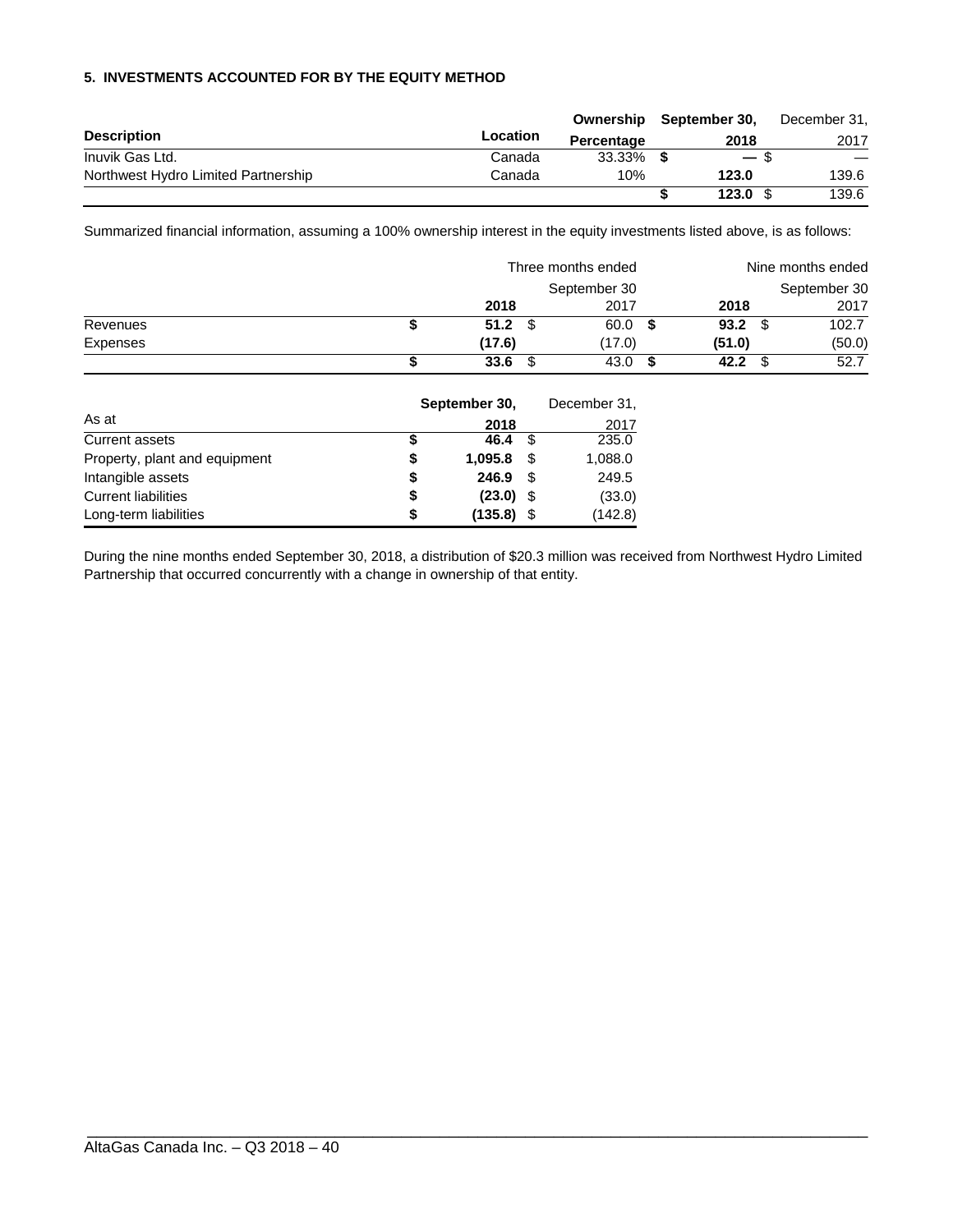### 5. INVESTMENTS ACCOUNTED FOR BY THE EQUITY METHOD

| Description | Location | Ownership Percentage | September 30, 2018 | December 31, 2017 |
|---|---|---|---|---|
| Inuvik Gas Ltd. | Canada | 33.33% | $ — | $ — |
| Northwest Hydro Limited Partnership | Canada | 10% | 123.0 | 139.6 |
| | | | $ 123.0 | $ 139.6 |

Summarized financial information, assuming a 100% ownership interest in the equity investments listed above, is as follows:

| | Three months ended September 30 2018 | Three months ended September 30 2017 | Nine months ended September 30 2018 | Nine months ended September 30 2017 |
|---|---|---|---|---|
| Revenues | $ 51.2 | $ 60.0 | $ 93.2 | $ 102.7 |
| Expenses | (17.6) | (17.0) | (51.0) | (50.0) |
| | $ 33.6 | $ 43.0 | $ 42.2 | $ 52.7 |

| As at | September 30, 2018 | December 31, 2017 |
|---|---|---|
| Current assets | $ 46.4 | $ 235.0 |
| Property, plant and equipment | $ 1,095.8 | $ 1,088.0 |
| Intangible assets | $ 246.9 | $ 249.5 |
| Current liabilities | $ (23.0) | $ (33.0) |
| Long-term liabilities | $ (135.8) | $ (142.8) |

During the nine months ended September 30, 2018, a distribution of $20.3 million was received from Northwest Hydro Limited Partnership that occurred concurrently with a change in ownership of that entity.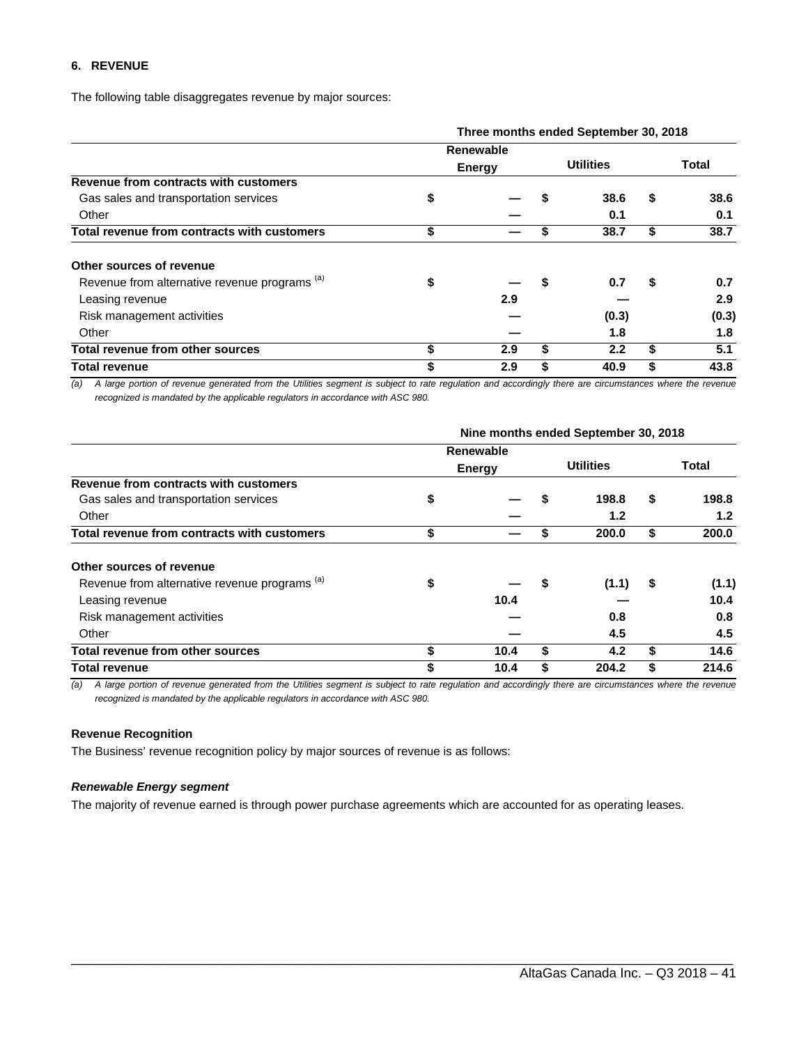### 6. REVENUE

The following table disaggregates revenue by major sources:

| | Three months ended September 30, 2018 | | |
|---|---|---|---|
| | Renewable Energy | Utilities | Total |
| **Revenue from contracts with customers** | | | |
| Gas sales and transportation services | $ — | $ 38.6 | $ 38.6 |
| Other | — | 0.1 | 0.1 |
| **Total revenue from contracts with customers** | $ — | $ 38.7 | $ 38.7 |
| **Other sources of revenue** | | | |
| Revenue from alternative revenue programs [(a)] | $ — | $ 0.7 | $ 0.7 |
| Leasing revenue | 2.9 | — | 2.9 |
| Risk management activities | — | (0.3) | (0.3) |
| Other | — | 1.8 | 1.8 |
| **Total revenue from other sources** | $ 2.9 | $ 2.2 | $ 5.1 |
| **Total revenue** | $ 2.9 | $ 40.9 | $ 43.8 |

*(a) A large portion of revenue generated from the Utilities segment is subject to rate regulation and accordingly there are circumstances where the revenue recognized is mandated by the applicable regulators in accordance with ASC 980.*

| | Nine months ended September 30, 2018 | | |
|---|---|---|---|
| | Renewable Energy | Utilities | Total |
| **Revenue from contracts with customers** | | | |
| Gas sales and transportation services | $ — | $ 198.8 | $ 198.8 |
| Other | — | 1.2 | 1.2 |
| **Total revenue from contracts with customers** | $ — | $ 200.0 | $ 200.0 |
| **Other sources of revenue** | | | |
| Revenue from alternative revenue programs [(a)] | $ — | $ (1.1) | $ (1.1) |
| Leasing revenue | 10.4 | — | 10.4 |
| Risk management activities | — | 0.8 | 0.8 |
| Other | — | 4.5 | 4.5 |
| **Total revenue from other sources** | $ 10.4 | $ 4.2 | $ 14.6 |
| **Total revenue** | $ 10.4 | $ 204.2 | $ 214.6 |

*(a) A large portion of revenue generated from the Utilities segment is subject to rate regulation and accordingly there are circumstances where the revenue recognized is mandated by the applicable regulators in accordance with ASC 980.*

**Revenue Recognition**

The Business' revenue recognition policy by major sources of revenue is as follows:

***Renewable Energy segment***

The majority of revenue earned is through power purchase agreements which are accounted for as operating leases.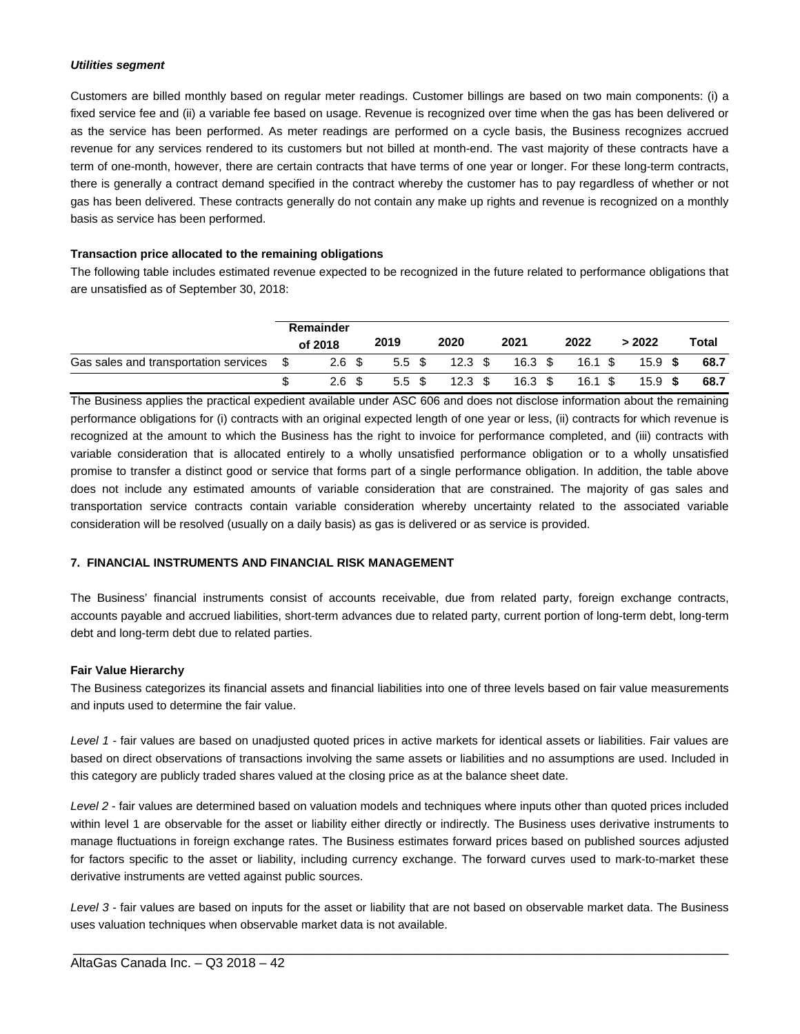***Utilities segment***

Customers are billed monthly based on regular meter readings. Customer billings are based on two main components: (i) a fixed service fee and (ii) a variable fee based on usage. Revenue is recognized over time when the gas has been delivered or as the service has been performed. As meter readings are performed on a cycle basis, the Business recognizes accrued revenue for any services rendered to its customers but not billed at month-end. The vast majority of these contracts have a term of one-month, however, there are certain contracts that have terms of one year or longer. For these long-term contracts, there is generally a contract demand specified in the contract whereby the customer has to pay regardless of whether or not gas has been delivered. These contracts generally do not contain any make up rights and revenue is recognized on a monthly basis as service has been performed.

**Transaction price allocated to the remaining obligations**

The following table includes estimated revenue expected to be recognized in the future related to performance obligations that are unsatisfied as of September 30, 2018:

| | Remainder of 2018 | 2019 | 2020 | 2021 | 2022 | > 2022 | Total |
|---|---|---|---|---|---|---|---|
| Gas sales and transportation services | $ 2.6 | $ 5.5 | $ 12.3 | $ 16.3 | $ 16.1 | $ 15.9 | **$ 68.7** |
| | $ 2.6 | $ 5.5 | $ 12.3 | $ 16.3 | $ 16.1 | $ 15.9 | **$ 68.7** |

The Business applies the practical expedient available under ASC 606 and does not disclose information about the remaining performance obligations for (i) contracts with an original expected length of one year or less, (ii) contracts for which revenue is recognized at the amount to which the Business has the right to invoice for performance completed, and (iii) contracts with variable consideration that is allocated entirely to a wholly unsatisfied performance obligation or to a wholly unsatisfied promise to transfer a distinct good or service that forms part of a single performance obligation. In addition, the table above does not include any estimated amounts of variable consideration that are constrained. The majority of gas sales and transportation service contracts contain variable consideration whereby uncertainty related to the associated variable consideration will be resolved (usually on a daily basis) as gas is delivered or as service is provided.

**7. FINANCIAL INSTRUMENTS AND FINANCIAL RISK MANAGEMENT**

The Business' financial instruments consist of accounts receivable, due from related party, foreign exchange contracts, accounts payable and accrued liabilities, short-term advances due to related party, current portion of long-term debt, long-term debt and long-term debt due to related parties.

**Fair Value Hierarchy**

The Business categorizes its financial assets and financial liabilities into one of three levels based on fair value measurements and inputs used to determine the fair value.

*Level 1* - fair values are based on unadjusted quoted prices in active markets for identical assets or liabilities. Fair values are based on direct observations of transactions involving the same assets or liabilities and no assumptions are used. Included in this category are publicly traded shares valued at the closing price as at the balance sheet date.

*Level 2* - fair values are determined based on valuation models and techniques where inputs other than quoted prices included within level 1 are observable for the asset or liability either directly or indirectly. The Business uses derivative instruments to manage fluctuations in foreign exchange rates. The Business estimates forward prices based on published sources adjusted for factors specific to the asset or liability, including currency exchange. The forward curves used to mark-to-market these derivative instruments are vetted against public sources.

*Level 3* - fair values are based on inputs for the asset or liability that are not based on observable market data. The Business uses valuation techniques when observable market data is not available.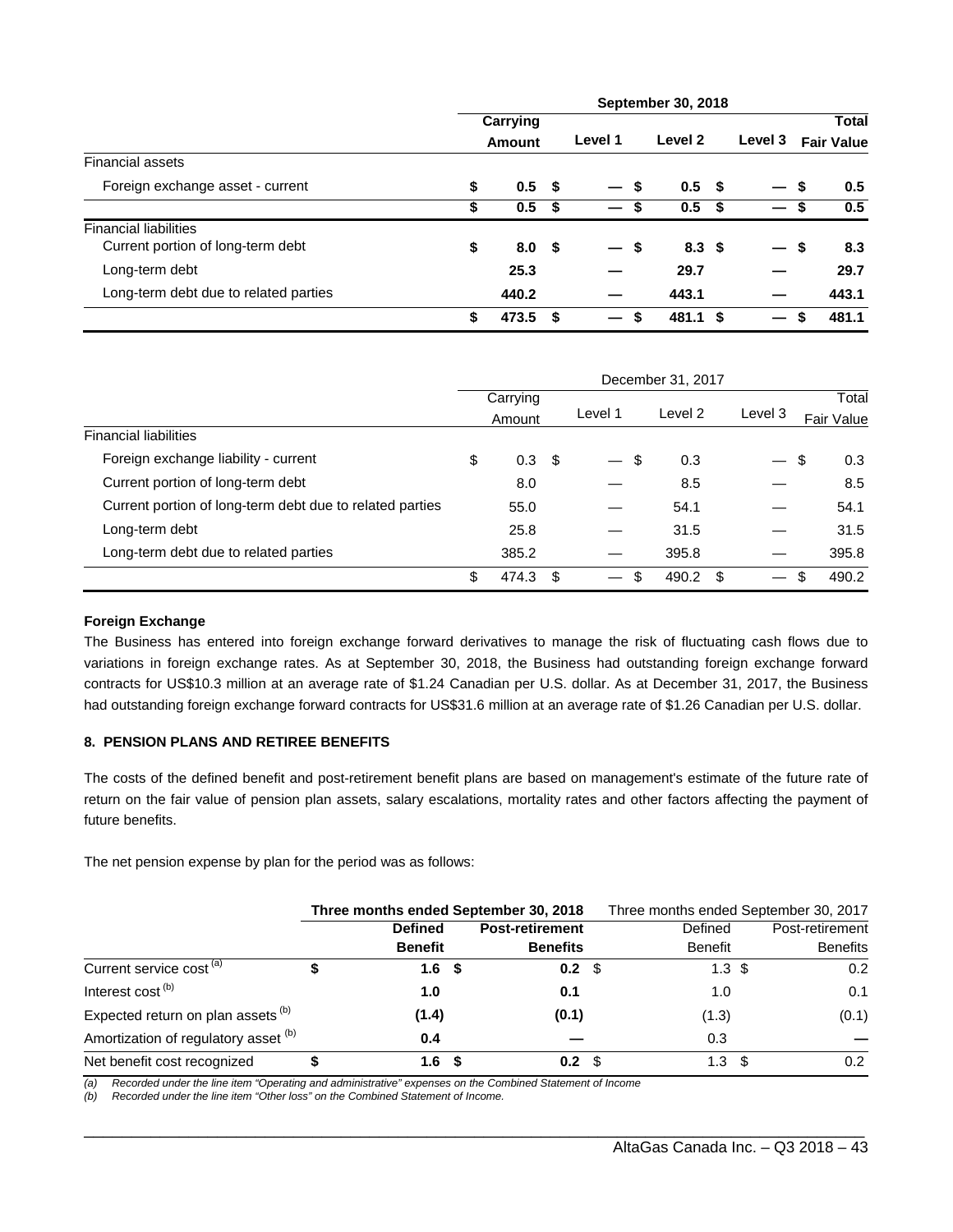| | September 30, 2018 | | | | |
|---|---|---|---|---|---|
| | **Carrying Amount** | **Level 1** | **Level 2** | **Level 3** | **Total Fair Value** |
| Financial assets | | | | | |
| Foreign exchange asset - current | $ 0.5 | $ — | $ 0.5 | $ — | $ 0.5 |
| | $ 0.5 | $ — | $ 0.5 | $ — | $ 0.5 |
| Financial liabilities | | | | | |
| Current portion of long-term debt | $ 8.0 | $ — | $ 8.3 | $ — | $ 8.3 |
| Long-term debt | 25.3 | — | 29.7 | — | 29.7 |
| Long-term debt due to related parties | 440.2 | — | 443.1 | — | 443.1 |
| | $ 473.5 | $ — | $ 481.1 | $ — | $ 481.1 |

| | December 31, 2017 | | | | |
|---|---|---|---|---|---|
| | Carrying Amount | Level 1 | Level 2 | Level 3 | Total Fair Value |
| Financial liabilities | | | | | |
| Foreign exchange liability - current | $ 0.3 | $ — | $ 0.3 | — | $ 0.3 |
| Current portion of long-term debt | 8.0 | — | 8.5 | — | 8.5 |
| Current portion of long-term debt due to related parties | 55.0 | — | 54.1 | — | 54.1 |
| Long-term debt | 25.8 | — | 31.5 | — | 31.5 |
| Long-term debt due to related parties | 385.2 | — | 395.8 | — | 395.8 |
| | $ 474.3 | $ — | $ 490.2 | $ — | $ 490.2 |

**Foreign Exchange**

The Business has entered into foreign exchange forward derivatives to manage the risk of fluctuating cash flows due to variations in foreign exchange rates. As at September 30, 2018, the Business had outstanding foreign exchange forward contracts for US$10.3 million at an average rate of $1.24 Canadian per U.S. dollar. As at December 31, 2017, the Business had outstanding foreign exchange forward contracts for US$31.6 million at an average rate of $1.26 Canadian per U.S. dollar.

**8. PENSION PLANS AND RETIREE BENEFITS**

The costs of the defined benefit and post-retirement benefit plans are based on management's estimate of the future rate of return on the fair value of pension plan assets, salary escalations, mortality rates and other factors affecting the payment of future benefits.

The net pension expense by plan for the period was as follows:

| | **Three months ended September 30, 2018** | | Three months ended September 30, 2017 | |
|---|---|---|---|---|
| | **Defined Benefit** | **Post-retirement Benefits** | Defined Benefit | Post-retirement Benefits |
| Current service cost [(a)] | $ 1.6 | $ 0.2 | $ 1.3 | $ 0.2 |
| Interest cost [(b)] | 1.0 | 0.1 | 1.0 | 0.1 |
| Expected return on plan assets [(b)] | (1.4) | (0.1) | (1.3) | (0.1) |
| Amortization of regulatory asset [(b)] | 0.4 | — | 0.3 | — |
| Net benefit cost recognized | $ 1.6 | $ 0.2 | $ 1.3 | $ 0.2 |

*(a) Recorded under the line item "Operating and administrative" expenses on the Combined Statement of Income*
*(b) Recorded under the line item "Other loss" on the Combined Statement of Income.*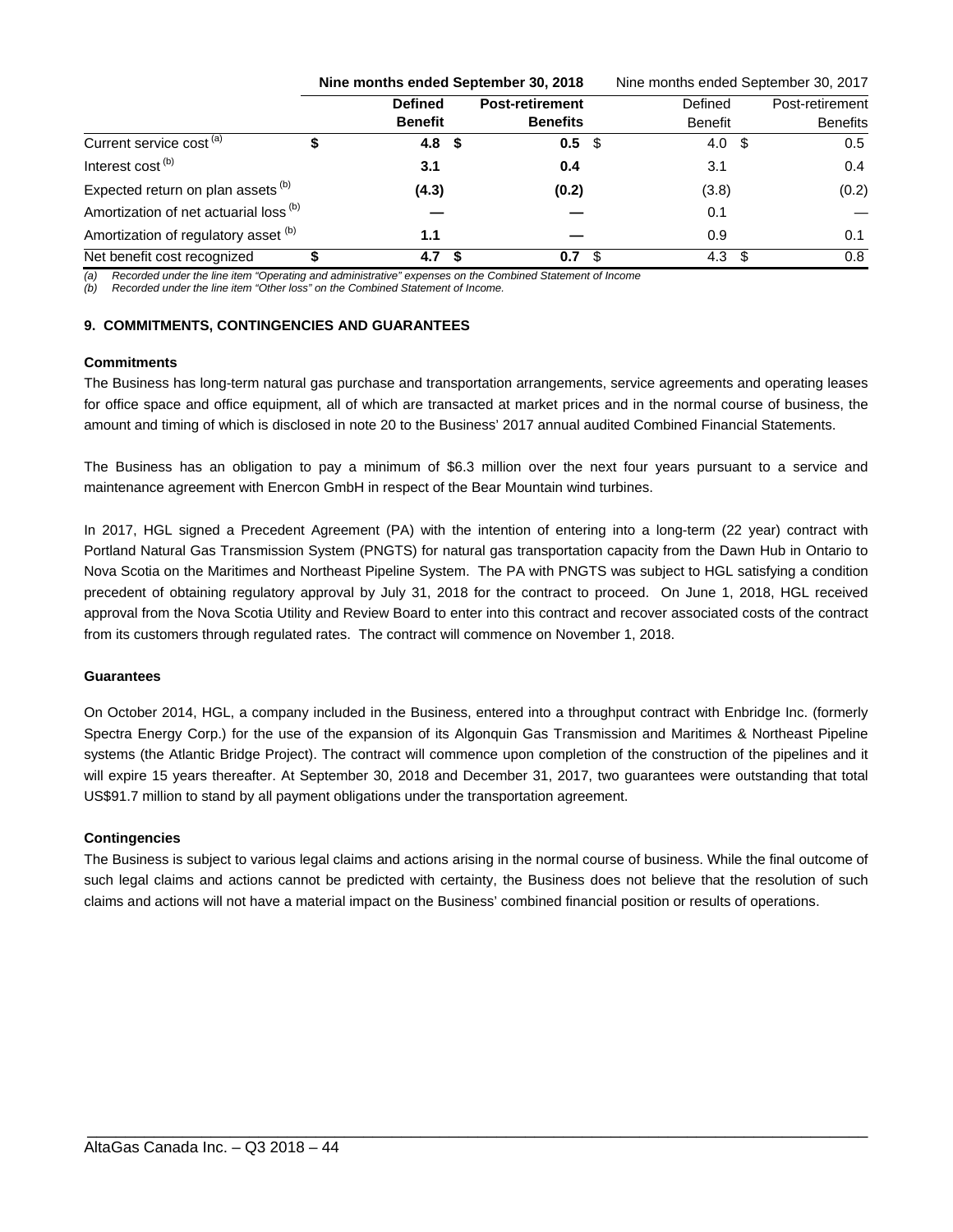| | Nine months ended September 30, 2018 | | Nine months ended September 30, 2017 | |
|---|---|---|---|---|
| | **Defined Benefit** | **Post-retirement Benefits** | Defined Benefit | Post-retirement Benefits |
| Current service cost [a] | **$ 4.8** | **$ 0.5** | $ 4.0 | $ 0.5 |
| Interest cost [b] | **3.1** | **0.4** | 3.1 | 0.4 |
| Expected return on plan assets [b] | **(4.3)** | **(0.2)** | (3.8) | (0.2) |
| Amortization of net actuarial loss [b] | **—** | **—** | 0.1 | — |
| Amortization of regulatory asset [b] | **1.1** | **—** | 0.9 | 0.1 |
| Net benefit cost recognized | **$ 4.7** | **$ 0.7** | $ 4.3 | $ 0.8 |

*(a) Recorded under the line item "Operating and administrative" expenses on the Combined Statement of Income*
*(b) Recorded under the line item "Other loss" on the Combined Statement of Income.*

### 9. COMMITMENTS, CONTINGENCIES AND GUARANTEES

**Commitments**

The Business has long-term natural gas purchase and transportation arrangements, service agreements and operating leases for office space and office equipment, all of which are transacted at market prices and in the normal course of business, the amount and timing of which is disclosed in note 20 to the Business' 2017 annual audited Combined Financial Statements.

The Business has an obligation to pay a minimum of $6.3 million over the next four years pursuant to a service and maintenance agreement with Enercon GmbH in respect of the Bear Mountain wind turbines.

In 2017, HGL signed a Precedent Agreement (PA) with the intention of entering into a long-term (22 year) contract with Portland Natural Gas Transmission System (PNGTS) for natural gas transportation capacity from the Dawn Hub in Ontario to Nova Scotia on the Maritimes and Northeast Pipeline System. The PA with PNGTS was subject to HGL satisfying a condition precedent of obtaining regulatory approval by July 31, 2018 for the contract to proceed. On June 1, 2018, HGL received approval from the Nova Scotia Utility and Review Board to enter into this contract and recover associated costs of the contract from its customers through regulated rates. The contract will commence on November 1, 2018.

**Guarantees**

On October 2014, HGL, a company included in the Business, entered into a throughput contract with Enbridge Inc. (formerly Spectra Energy Corp.) for the use of the expansion of its Algonquin Gas Transmission and Maritimes & Northeast Pipeline systems (the Atlantic Bridge Project). The contract will commence upon completion of the construction of the pipelines and it will expire 15 years thereafter. At September 30, 2018 and December 31, 2017, two guarantees were outstanding that total US$91.7 million to stand by all payment obligations under the transportation agreement.

**Contingencies**

The Business is subject to various legal claims and actions arising in the normal course of business. While the final outcome of such legal claims and actions cannot be predicted with certainty, the Business does not believe that the resolution of such claims and actions will not have a material impact on the Business' combined financial position or results of operations.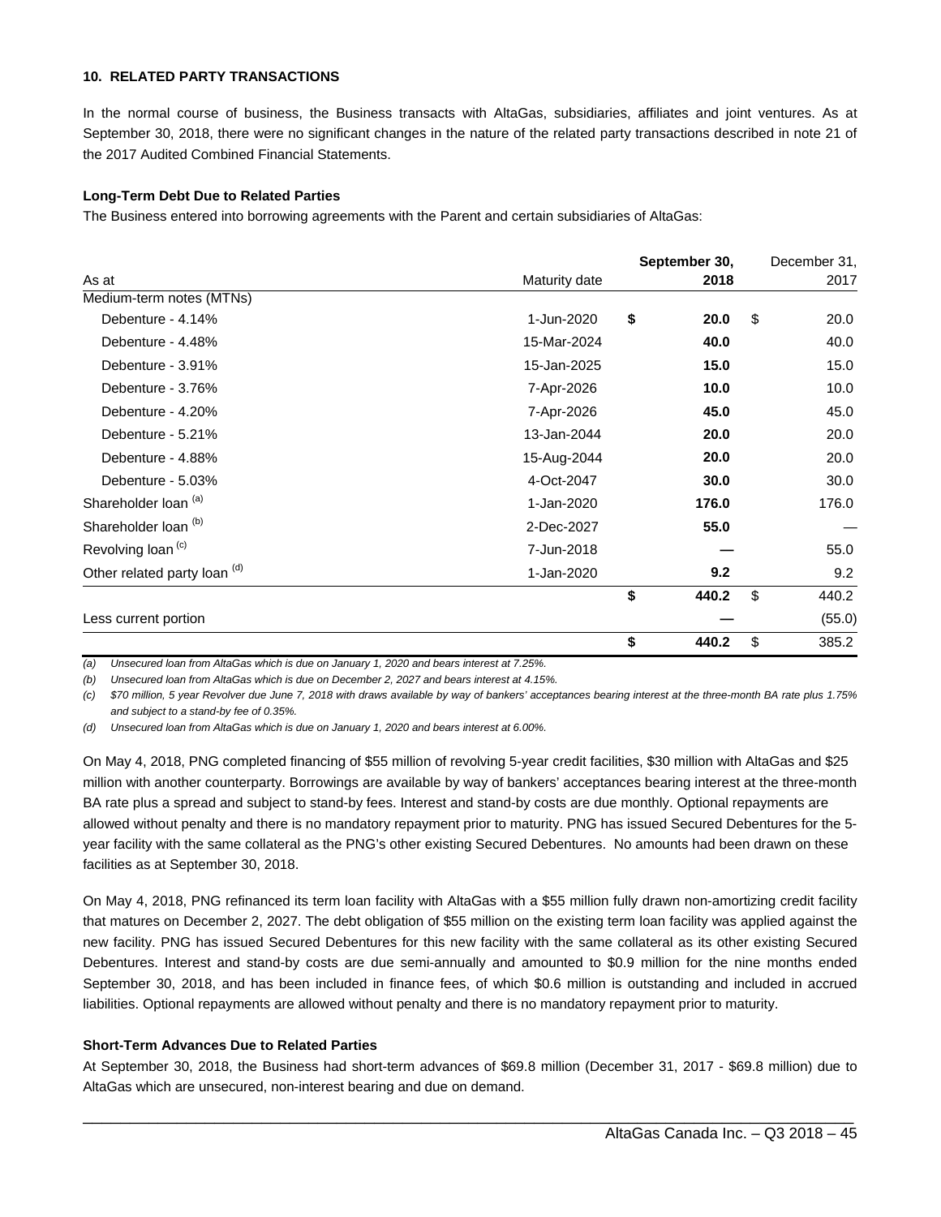**10. RELATED PARTY TRANSACTIONS**

In the normal course of business, the Business transacts with AltaGas, subsidiaries, affiliates and joint ventures. As at September 30, 2018, there were no significant changes in the nature of the related party transactions described in note 21 of the 2017 Audited Combined Financial Statements.

**Long-Term Debt Due to Related Parties**

The Business entered into borrowing agreements with the Parent and certain subsidiaries of AltaGas:

| As at | Maturity date | September 30, 2018 | December 31, 2017 |
|---|---|---|---|
| Medium-term notes (MTNs) | | | |
| Debenture - 4.14% | 1-Jun-2020 | **$ 20.0** | $ 20.0 |
| Debenture - 4.48% | 15-Mar-2024 | **40.0** | 40.0 |
| Debenture - 3.91% | 15-Jan-2025 | **15.0** | 15.0 |
| Debenture - 3.76% | 7-Apr-2026 | **10.0** | 10.0 |
| Debenture - 4.20% | 7-Apr-2026 | **45.0** | 45.0 |
| Debenture - 5.21% | 13-Jan-2044 | **20.0** | 20.0 |
| Debenture - 4.88% | 15-Aug-2044 | **20.0** | 20.0 |
| Debenture - 5.03% | 4-Oct-2047 | **30.0** | 30.0 |
| Shareholder loan [(a)] | 1-Jan-2020 | **176.0** | 176.0 |
| Shareholder loan [(b)] | 2-Dec-2027 | **55.0** | — |
| Revolving loan [(c)] | 7-Jun-2018 | **—** | 55.0 |
| Other related party loan [(d)] | 1-Jan-2020 | **9.2** | 9.2 |
| | | **$ 440.2** | $ 440.2 |
| Less current portion | | **—** | (55.0) |
| | | **$ 440.2** | $ 385.2 |

*(a) Unsecured loan from AltaGas which is due on January 1, 2020 and bears interest at 7.25%.*

*(b) Unsecured loan from AltaGas which is due on December 2, 2027 and bears interest at 4.15%.*

*(c) $70 million, 5 year Revolver due June 7, 2018 with draws available by way of bankers' acceptances bearing interest at the three-month BA rate plus 1.75% and subject to a stand-by fee of 0.35%.*

*(d) Unsecured loan from AltaGas which is due on January 1, 2020 and bears interest at 6.00%.*

On May 4, 2018, PNG completed financing of $55 million of revolving 5-year credit facilities, $30 million with AltaGas and $25 million with another counterparty. Borrowings are available by way of bankers' acceptances bearing interest at the three-month BA rate plus a spread and subject to stand-by fees. Interest and stand-by costs are due monthly. Optional repayments are allowed without penalty and there is no mandatory repayment prior to maturity. PNG has issued Secured Debentures for the 5-year facility with the same collateral as the PNG's other existing Secured Debentures. No amounts had been drawn on these facilities as at September 30, 2018.

On May 4, 2018, PNG refinanced its term loan facility with AltaGas with a $55 million fully drawn non-amortizing credit facility that matures on December 2, 2027. The debt obligation of $55 million on the existing term loan facility was applied against the new facility. PNG has issued Secured Debentures for this new facility with the same collateral as its other existing Secured Debentures. Interest and stand-by costs are due semi-annually and amounted to $0.9 million for the nine months ended September 30, 2018, and has been included in finance fees, of which $0.6 million is outstanding and included in accrued liabilities. Optional repayments are allowed without penalty and there is no mandatory repayment prior to maturity.

**Short-Term Advances Due to Related Parties**

At September 30, 2018, the Business had short-term advances of $69.8 million (December 31, 2017 - $69.8 million) due to AltaGas which are unsecured, non-interest bearing and due on demand.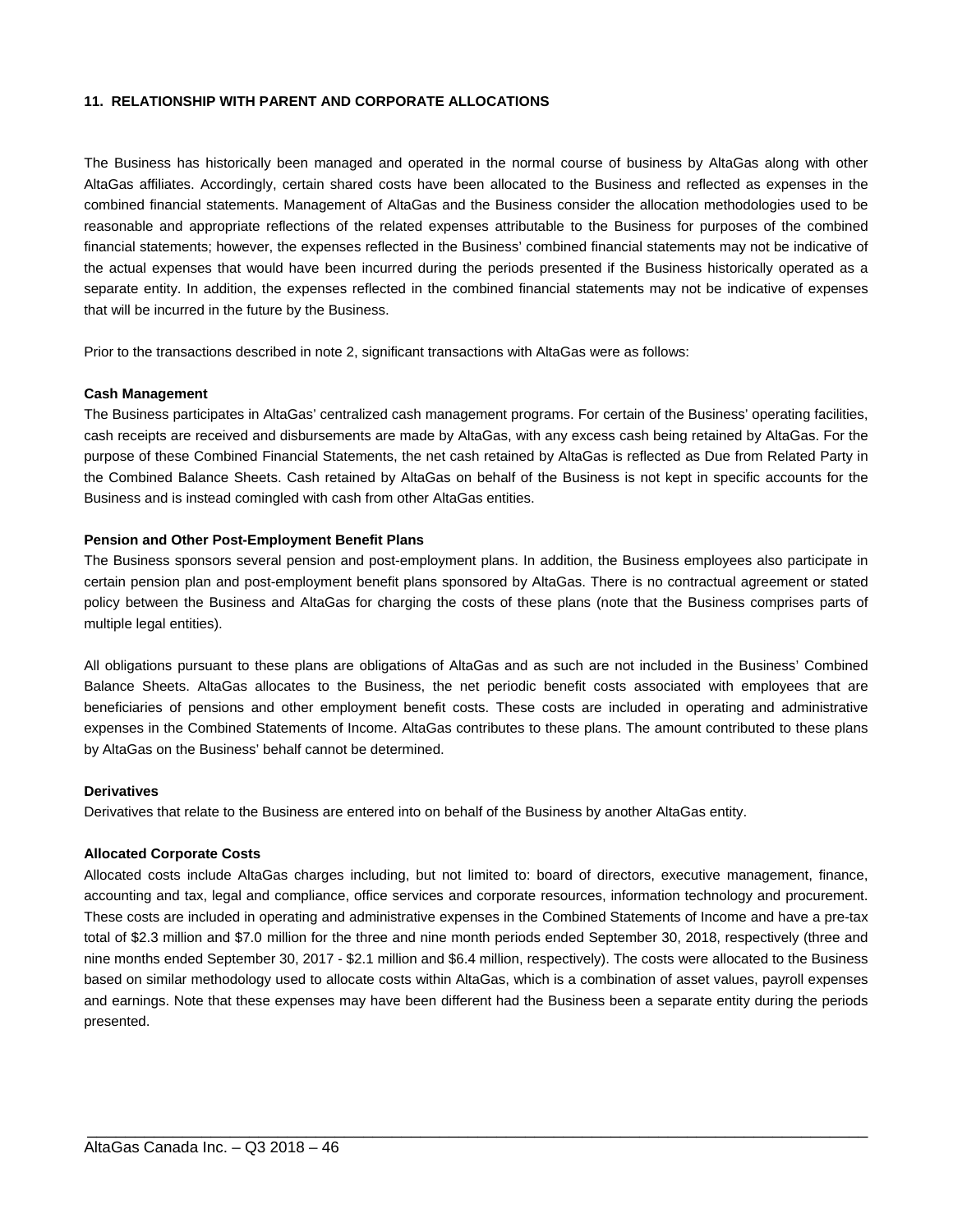## 11. RELATIONSHIP WITH PARENT AND CORPORATE ALLOCATIONS

The Business has historically been managed and operated in the normal course of business by AltaGas along with other AltaGas affiliates. Accordingly, certain shared costs have been allocated to the Business and reflected as expenses in the combined financial statements. Management of AltaGas and the Business consider the allocation methodologies used to be reasonable and appropriate reflections of the related expenses attributable to the Business for purposes of the combined financial statements; however, the expenses reflected in the Business' combined financial statements may not be indicative of the actual expenses that would have been incurred during the periods presented if the Business historically operated as a separate entity. In addition, the expenses reflected in the combined financial statements may not be indicative of expenses that will be incurred in the future by the Business.

Prior to the transactions described in note 2, significant transactions with AltaGas were as follows:

**Cash Management**

The Business participates in AltaGas' centralized cash management programs. For certain of the Business' operating facilities, cash receipts are received and disbursements are made by AltaGas, with any excess cash being retained by AltaGas. For the purpose of these Combined Financial Statements, the net cash retained by AltaGas is reflected as Due from Related Party in the Combined Balance Sheets. Cash retained by AltaGas on behalf of the Business is not kept in specific accounts for the Business and is instead comingled with cash from other AltaGas entities.

**Pension and Other Post-Employment Benefit Plans**

The Business sponsors several pension and post-employment plans. In addition, the Business employees also participate in certain pension plan and post-employment benefit plans sponsored by AltaGas. There is no contractual agreement or stated policy between the Business and AltaGas for charging the costs of these plans (note that the Business comprises parts of multiple legal entities).

All obligations pursuant to these plans are obligations of AltaGas and as such are not included in the Business' Combined Balance Sheets. AltaGas allocates to the Business, the net periodic benefit costs associated with employees that are beneficiaries of pensions and other employment benefit costs. These costs are included in operating and administrative expenses in the Combined Statements of Income. AltaGas contributes to these plans. The amount contributed to these plans by AltaGas on the Business' behalf cannot be determined.

**Derivatives**

Derivatives that relate to the Business are entered into on behalf of the Business by another AltaGas entity.

**Allocated Corporate Costs**

Allocated costs include AltaGas charges including, but not limited to: board of directors, executive management, finance, accounting and tax, legal and compliance, office services and corporate resources, information technology and procurement. These costs are included in operating and administrative expenses in the Combined Statements of Income and have a pre-tax total of $2.3 million and $7.0 million for the three and nine month periods ended September 30, 2018, respectively (three and nine months ended September 30, 2017 - $2.1 million and $6.4 million, respectively). The costs were allocated to the Business based on similar methodology used to allocate costs within AltaGas, which is a combination of asset values, payroll expenses and earnings. Note that these expenses may have been different had the Business been a separate entity during the periods presented.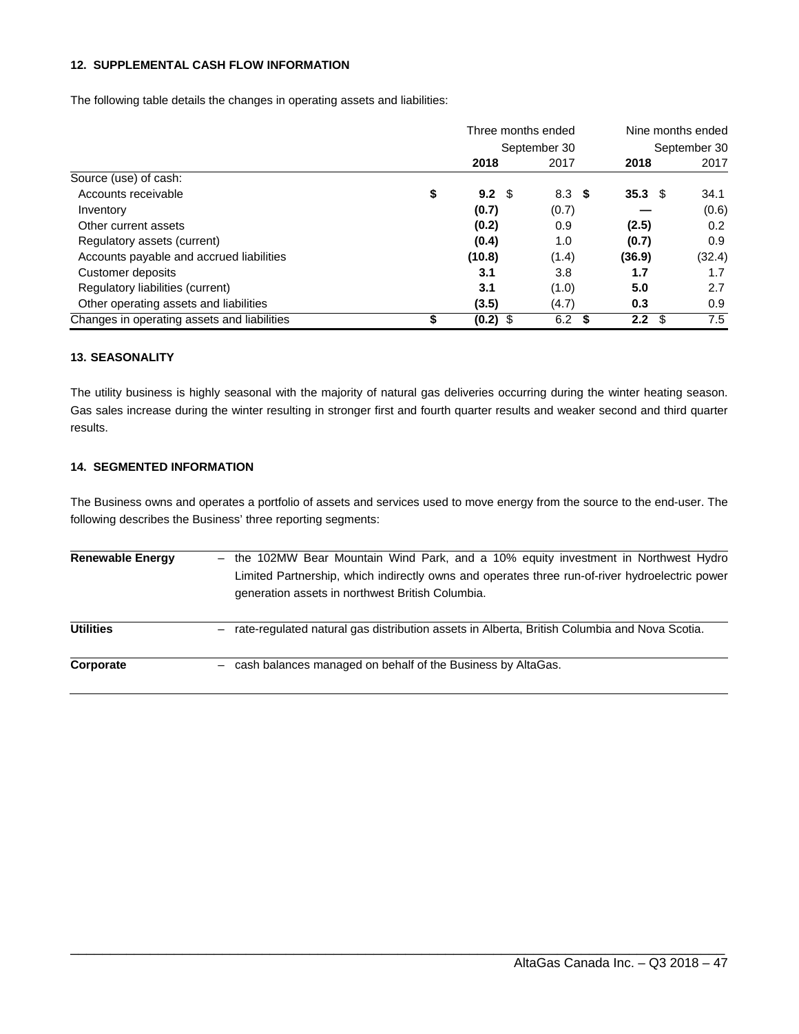#### 12. SUPPLEMENTAL CASH FLOW INFORMATION

The following table details the changes in operating assets and liabilities:

| | Three months ended September 30 | | Nine months ended September 30 | |
|---|---|---|---|---|
| | **2018** | 2017 | **2018** | 2017 |
| Source (use) of cash: | | | | |
| Accounts receivable | **$ 9.2** | $ 8.3 | **$ 35.3** | $ 34.1 |
| Inventory | **(0.7)** | (0.7) | **—** | (0.6) |
| Other current assets | **(0.2)** | 0.9 | **(2.5)** | 0.2 |
| Regulatory assets (current) | **(0.4)** | 1.0 | **(0.7)** | 0.9 |
| Accounts payable and accrued liabilities | **(10.8)** | (1.4) | **(36.9)** | (32.4) |
| Customer deposits | **3.1** | 3.8 | **1.7** | 1.7 |
| Regulatory liabilities (current) | **3.1** | (1.0) | **5.0** | 2.7 |
| Other operating assets and liabilities | **(3.5)** | (4.7) | **0.3** | 0.9 |
| Changes in operating assets and liabilities | **$ (0.2)** | $ 6.2 | **$ 2.2** | $ 7.5 |

#### 13. SEASONALITY

The utility business is highly seasonal with the majority of natural gas deliveries occurring during the winter heating season. Gas sales increase during the winter resulting in stronger first and fourth quarter results and weaker second and third quarter results.

#### 14. SEGMENTED INFORMATION

The Business owns and operates a portfolio of assets and services used to move energy from the source to the end-user. The following describes the Business' three reporting segments:

| | |
|---|---|
| **Renewable Energy** | – the 102MW Bear Mountain Wind Park, and a 10% equity investment in Northwest Hydro Limited Partnership, which indirectly owns and operates three run-of-river hydroelectric power generation assets in northwest British Columbia. |
| **Utilities** | – rate-regulated natural gas distribution assets in Alberta, British Columbia and Nova Scotia. |
| **Corporate** | – cash balances managed on behalf of the Business by AltaGas. |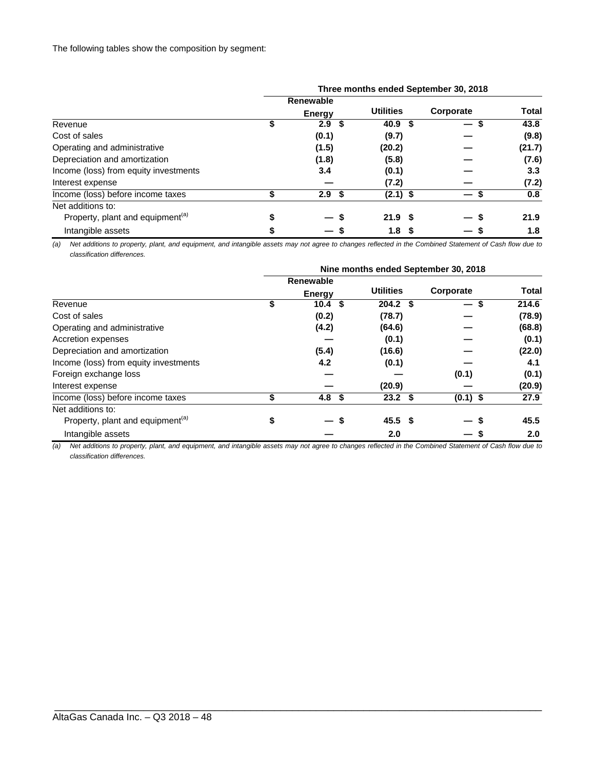The following tables show the composition by segment:

| | Three months ended September 30, 2018 | | | |
|---|---|---|---|---|
| | Renewable Energy | Utilities | Corporate | Total |
| Revenue | $ 2.9 | $ 40.9 | $ — | $ 43.8 |
| Cost of sales | (0.1) | (9.7) | — | (9.8) |
| Operating and administrative | (1.5) | (20.2) | — | (21.7) |
| Depreciation and amortization | (1.8) | (5.8) | — | (7.6) |
| Income (loss) from equity investments | 3.4 | (0.1) | — | 3.3 |
| Interest expense | — | (7.2) | — | (7.2) |
| Income (loss) before income taxes | $ 2.9 | $ (2.1) | $ — | $ 0.8 |
| Net additions to: | | | | |
| Property, plant and equipment[(a)] | $ — | $ 21.9 | $ — | $ 21.9 |
| Intangible assets | $ — | $ 1.8 | $ — | $ 1.8 |

*(a) Net additions to property, plant, and equipment, and intangible assets may not agree to changes reflected in the Combined Statement of Cash flow due to classification differences.*

| | Nine months ended September 30, 2018 | | | |
|---|---|---|---|---|
| | Renewable Energy | Utilities | Corporate | Total |
| Revenue | $ 10.4 | $ 204.2 | $ — | $ 214.6 |
| Cost of sales | (0.2) | (78.7) | — | (78.9) |
| Operating and administrative | (4.2) | (64.6) | — | (68.8) |
| Accretion expenses | — | (0.1) | — | (0.1) |
| Depreciation and amortization | (5.4) | (16.6) | — | (22.0) |
| Income (loss) from equity investments | 4.2 | (0.1) | — | 4.1 |
| Foreign exchange loss | — | — | (0.1) | (0.1) |
| Interest expense | — | (20.9) | — | (20.9) |
| Income (loss) before income taxes | $ 4.8 | $ 23.2 | $ (0.1) | $ 27.9 |
| Net additions to: | | | | |
| Property, plant and equipment[(a)] | $ — | $ 45.5 | $ — | $ 45.5 |
| Intangible assets | — | 2.0 | — | $ 2.0 |

*(a) Net additions to property, plant, and equipment, and intangible assets may not agree to changes reflected in the Combined Statement of Cash flow due to classification differences.*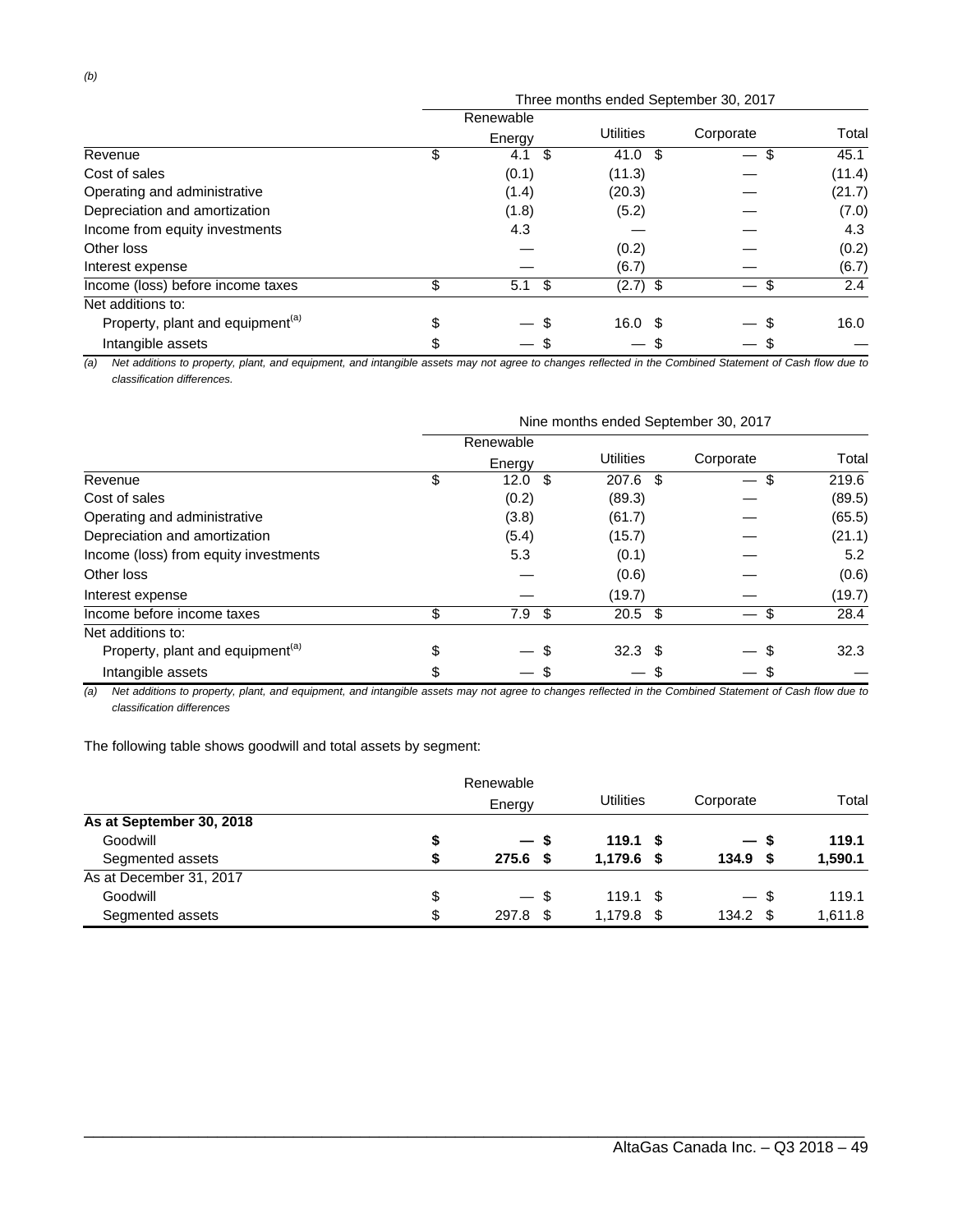*(b)*

| | Three months ended September 30, 2017 | | | |
|---|---|---|---|---|
| | Renewable Energy | Utilities | Corporate | Total |
| Revenue | $ 4.1 | $ 41.0 | $ — | $ 45.1 |
| Cost of sales | (0.1) | (11.3) | — | (11.4) |
| Operating and administrative | (1.4) | (20.3) | — | (21.7) |
| Depreciation and amortization | (1.8) | (5.2) | — | (7.0) |
| Income from equity investments | 4.3 | — | — | 4.3 |
| Other loss | — | (0.2) | — | (0.2) |
| Interest expense | — | (6.7) | — | (6.7) |
| Income (loss) before income taxes | $ 5.1 | $ (2.7) | $ — | $ 2.4 |
| Net additions to: | | | | |
| Property, plant and equipment[(a)] | $ — | $ 16.0 | $ — | $ 16.0 |
| Intangible assets | $ — | $ — | $ — | $ — |

*(a) Net additions to property, plant, and equipment, and intangible assets may not agree to changes reflected in the Combined Statement of Cash flow due to classification differences.*

| | Nine months ended September 30, 2017 | | | |
|---|---|---|---|---|
| | Renewable Energy | Utilities | Corporate | Total |
| Revenue | $ 12.0 | $ 207.6 | $ — | $ 219.6 |
| Cost of sales | (0.2) | (89.3) | — | (89.5) |
| Operating and administrative | (3.8) | (61.7) | — | (65.5) |
| Depreciation and amortization | (5.4) | (15.7) | — | (21.1) |
| Income (loss) from equity investments | 5.3 | (0.1) | — | 5.2 |
| Other loss | — | (0.6) | — | (0.6) |
| Interest expense | — | (19.7) | — | (19.7) |
| Income before income taxes | $ 7.9 | $ 20.5 | $ — | $ 28.4 |
| Net additions to: | | | | |
| Property, plant and equipment[(a)] | $ — | $ 32.3 | $ — | $ 32.3 |
| Intangible assets | $ — | $ — | $ — | $ — |

*(a) Net additions to property, plant, and equipment, and intangible assets may not agree to changes reflected in the Combined Statement of Cash flow due to classification differences*

The following table shows goodwill and total assets by segment:

| | Renewable Energy | Utilities | Corporate | Total |
|---|---|---|---|---|
| **As at September 30, 2018** | | | | |
| Goodwill | **$ —** | **$ 119.1** | **$ —** | **$ 119.1** |
| Segmented assets | **$ 275.6** | **$ 1,179.6** | **$ 134.9** | **$ 1,590.1** |
| As at December 31, 2017 | | | | |
| Goodwill | $ — | $ 119.1 | $ — | $ 119.1 |
| Segmented assets | $ 297.8 | $ 1,179.8 | $ 134.2 | $ 1,611.8 |